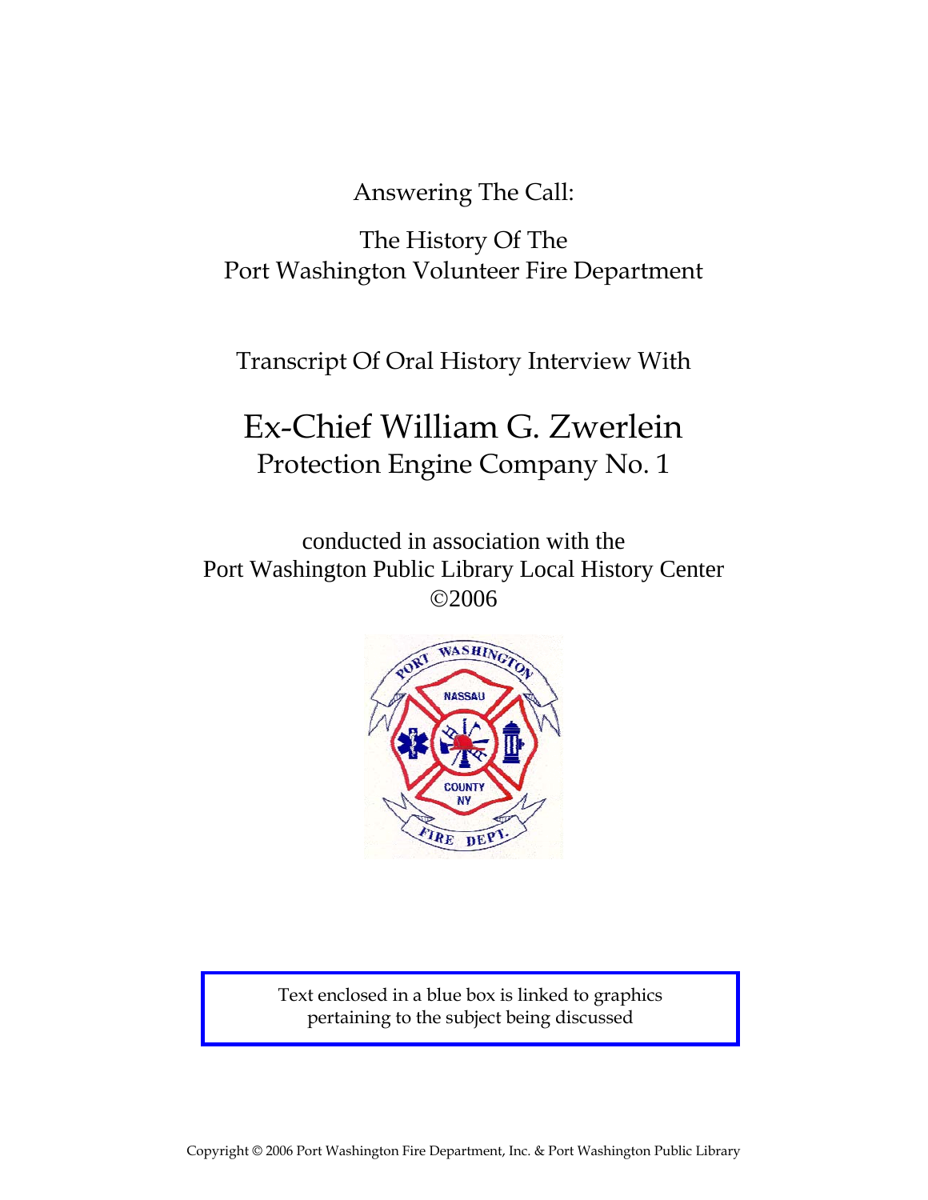Answering The Call:

The History Of The
Port Washington Volunteer Fire Department

Transcript Of Oral History Interview With

# Ex-Chief William G. Zwerlein

## Protection Engine Company No. 1

conducted in association with the
Port Washington Public Library Local History Center
©2006

Text enclosed in a blue box is linked to graphics pertaining to the subject being discussed

Copyright © 2006 Port Washington Fire Department, Inc. & Port Washington Public Library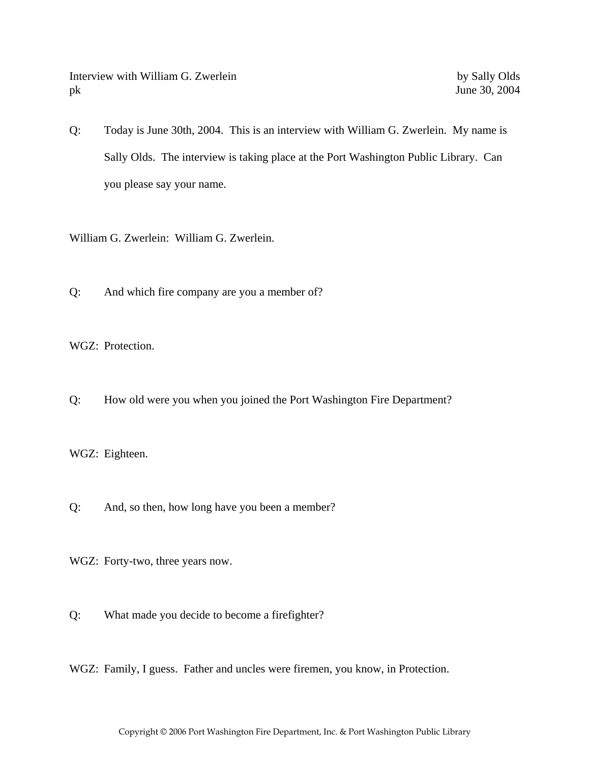Interview with William G. Zwerlein by Sally Olds
pk June 30, 2004

Q: Today is June 30th, 2004. This is an interview with William G. Zwerlein. My name is Sally Olds. The interview is taking place at the Port Washington Public Library. Can you please say your name.

William G. Zwerlein: William G. Zwerlein.

Q: And which fire company are you a member of?

WGZ: Protection.

Q: How old were you when you joined the Port Washington Fire Department?

WGZ: Eighteen.

Q: And, so then, how long have you been a member?

WGZ: Forty-two, three years now.

Q: What made you decide to become a firefighter?

WGZ: Family, I guess. Father and uncles were firemen, you know, in Protection.

Copyright © 2006 Port Washington Fire Department, Inc. & Port Washington Public Library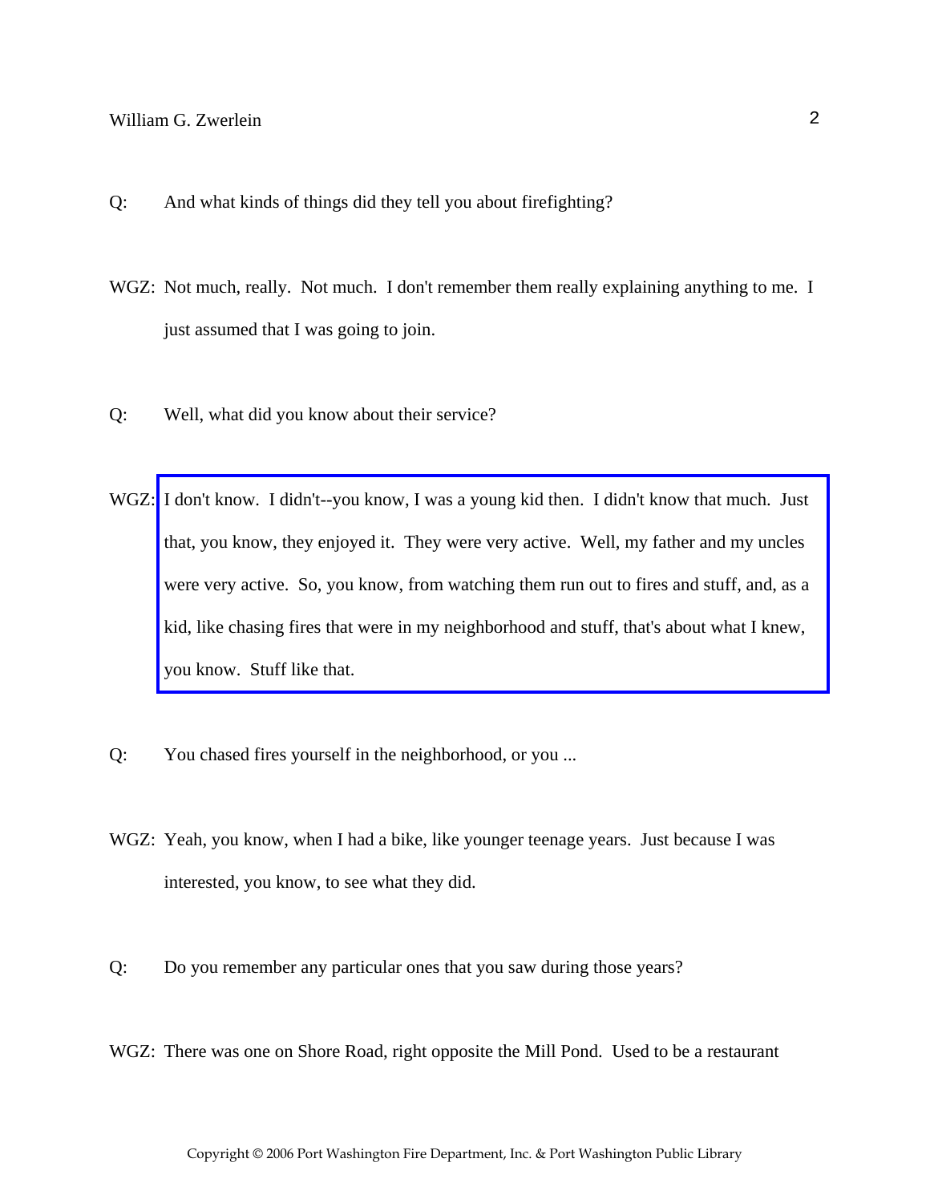Q: And what kinds of things did they tell you about firefighting?

WGZ: Not much, really. Not much. I don't remember them really explaining anything to me. I just assumed that I was going to join.

Q: Well, what did you know about their service?

WGZ: I don't know. I didn't--you know, I was a young kid then. I didn't know that much. Just that, you know, they enjoyed it. They were very active. Well, my father and my uncles were very active. So, you know, from watching them run out to fires and stuff, and, as a kid, like chasing fires that were in my neighborhood and stuff, that's about what I knew, you know. Stuff like that.

Q: You chased fires yourself in the neighborhood, or you ...

WGZ: Yeah, you know, when I had a bike, like younger teenage years. Just because I was interested, you know, to see what they did.

Q: Do you remember any particular ones that you saw during those years?

WGZ: There was one on Shore Road, right opposite the Mill Pond. Used to be a restaurant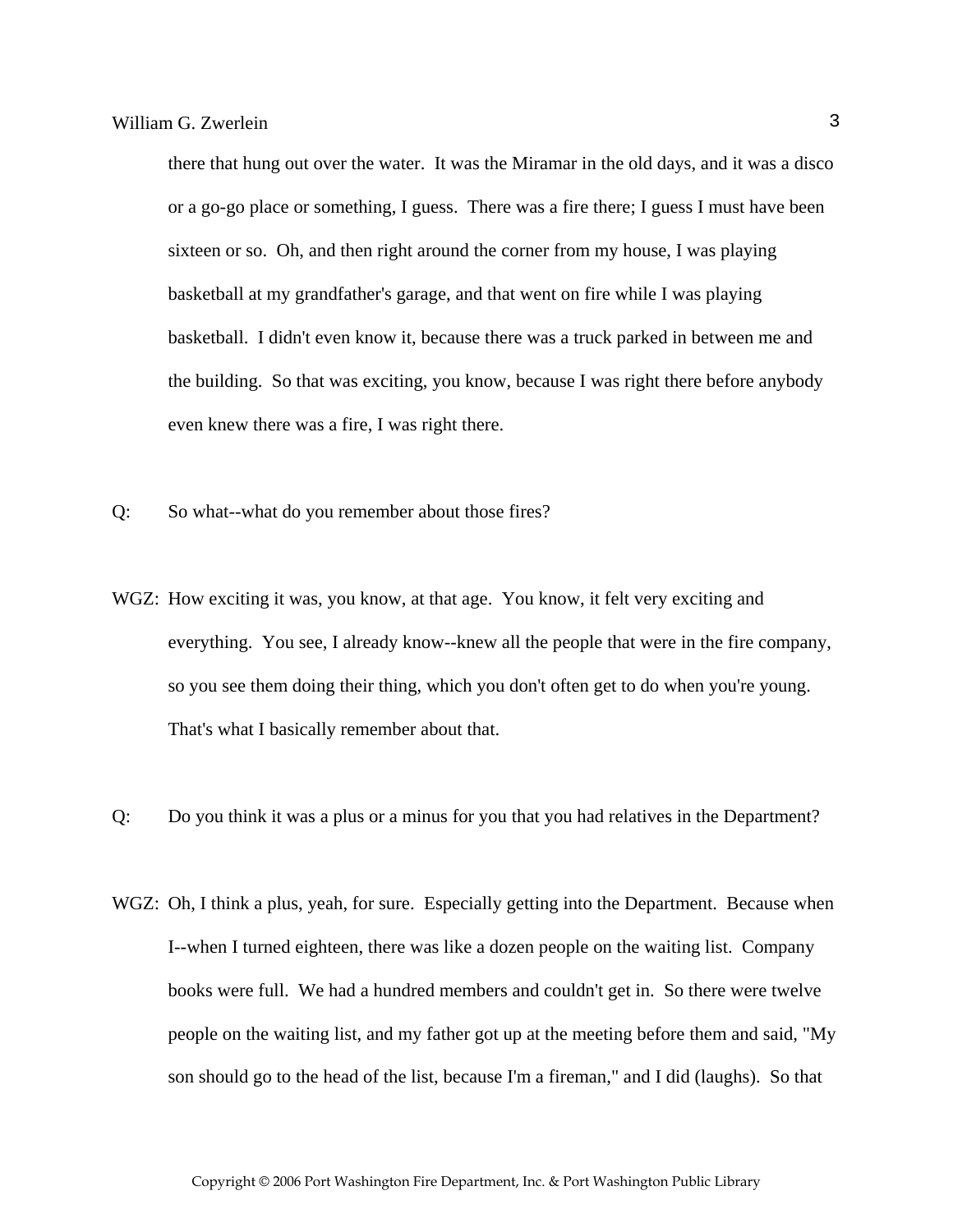there that hung out over the water. It was the Miramar in the old days, and it was a disco or a go-go place or something, I guess. There was a fire there; I guess I must have been sixteen or so. Oh, and then right around the corner from my house, I was playing basketball at my grandfather's garage, and that went on fire while I was playing basketball. I didn't even know it, because there was a truck parked in between me and the building. So that was exciting, you know, because I was right there before anybody even knew there was a fire, I was right there.

Q: So what--what do you remember about those fires?

WGZ: How exciting it was, you know, at that age. You know, it felt very exciting and everything. You see, I already know--knew all the people that were in the fire company, so you see them doing their thing, which you don't often get to do when you're young. That's what I basically remember about that.

Q: Do you think it was a plus or a minus for you that you had relatives in the Department?

WGZ: Oh, I think a plus, yeah, for sure. Especially getting into the Department. Because when I--when I turned eighteen, there was like a dozen people on the waiting list. Company books were full. We had a hundred members and couldn't get in. So there were twelve people on the waiting list, and my father got up at the meeting before them and said, "My son should go to the head of the list, because I'm a fireman," and I did (laughs). So that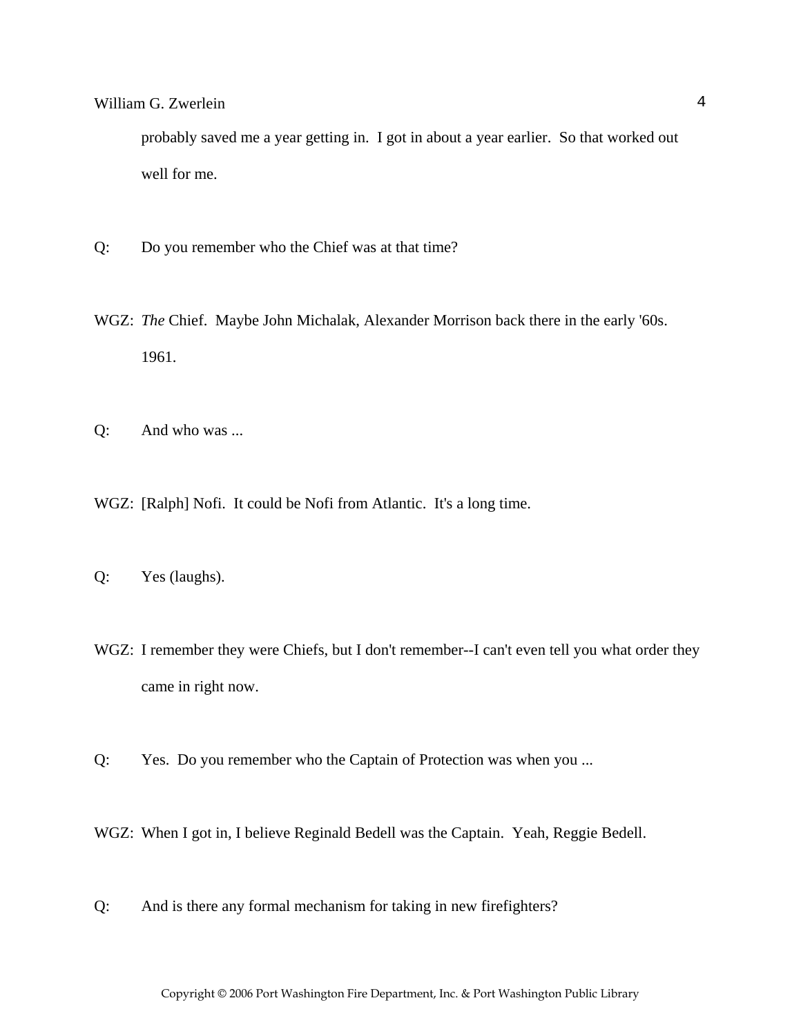probably saved me a year getting in. I got in about a year earlier. So that worked out well for me.

Q: Do you remember who the Chief was at that time?

WGZ: *The* Chief. Maybe John Michalak, Alexander Morrison back there in the early '60s. 1961.

Q: And who was ...

WGZ: [Ralph] Nofi. It could be Nofi from Atlantic. It's a long time.

Q: Yes (laughs).

WGZ: I remember they were Chiefs, but I don't remember--I can't even tell you what order they came in right now.

Q: Yes. Do you remember who the Captain of Protection was when you ...

WGZ: When I got in, I believe Reginald Bedell was the Captain. Yeah, Reggie Bedell.

Q: And is there any formal mechanism for taking in new firefighters?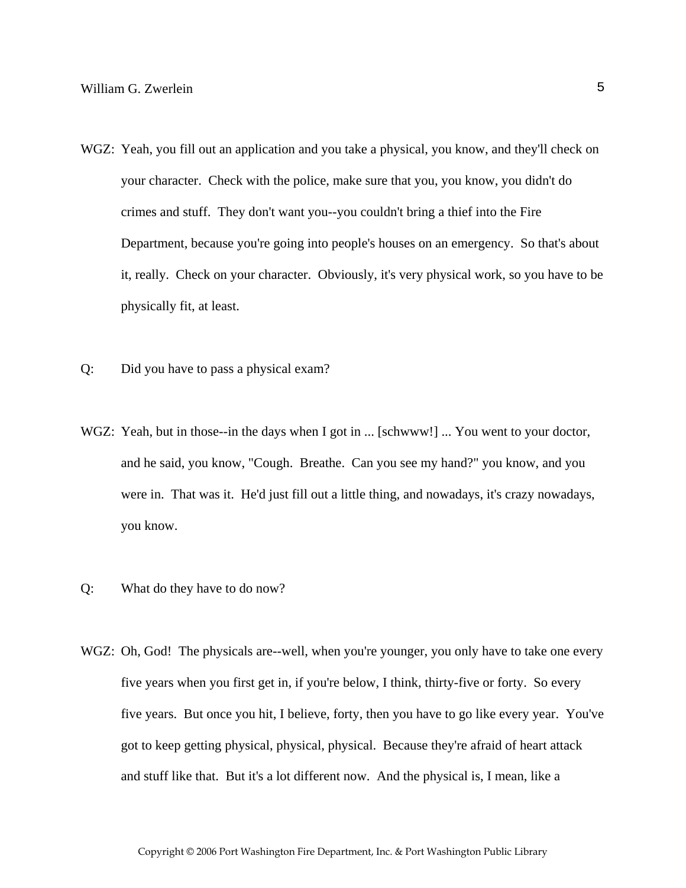WGZ: Yeah, you fill out an application and you take a physical, you know, and they'll check on your character. Check with the police, make sure that you, you know, you didn't do crimes and stuff. They don't want you--you couldn't bring a thief into the Fire Department, because you're going into people's houses on an emergency. So that's about it, really. Check on your character. Obviously, it's very physical work, so you have to be physically fit, at least.

Q: Did you have to pass a physical exam?

WGZ: Yeah, but in those--in the days when I got in ... [schwww!] ... You went to your doctor, and he said, you know, "Cough. Breathe. Can you see my hand?" you know, and you were in. That was it. He'd just fill out a little thing, and nowadays, it's crazy nowadays, you know.

Q: What do they have to do now?

WGZ: Oh, God! The physicals are--well, when you're younger, you only have to take one every five years when you first get in, if you're below, I think, thirty-five or forty. So every five years. But once you hit, I believe, forty, then you have to go like every year. You've got to keep getting physical, physical, physical. Because they're afraid of heart attack and stuff like that. But it's a lot different now. And the physical is, I mean, like a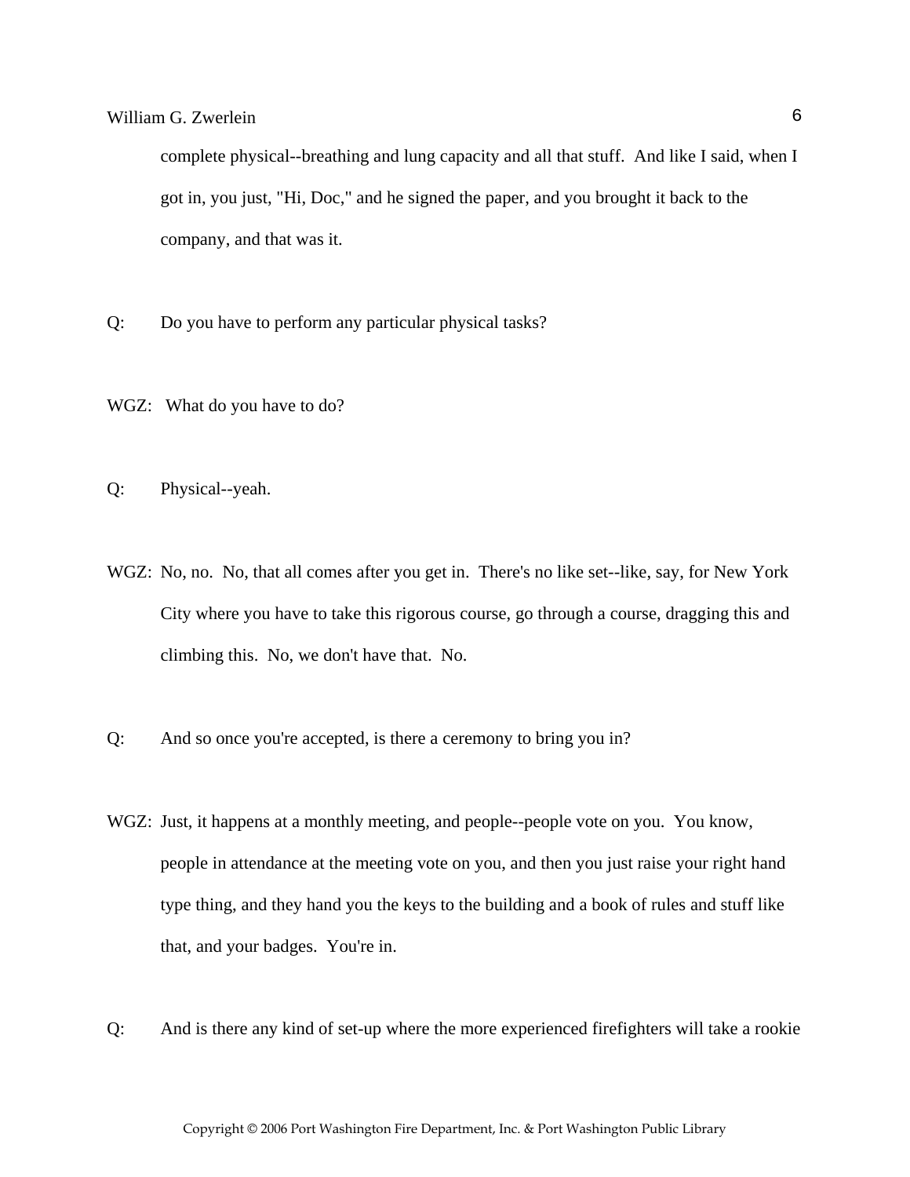complete physical--breathing and lung capacity and all that stuff. And like I said, when I got in, you just, "Hi, Doc," and he signed the paper, and you brought it back to the company, and that was it.

Q: Do you have to perform any particular physical tasks?

WGZ: What do you have to do?

Q: Physical--yeah.

WGZ: No, no. No, that all comes after you get in. There's no like set--like, say, for New York City where you have to take this rigorous course, go through a course, dragging this and climbing this. No, we don't have that. No.

Q: And so once you're accepted, is there a ceremony to bring you in?

WGZ: Just, it happens at a monthly meeting, and people--people vote on you. You know, people in attendance at the meeting vote on you, and then you just raise your right hand type thing, and they hand you the keys to the building and a book of rules and stuff like that, and your badges. You're in.

Q: And is there any kind of set-up where the more experienced firefighters will take a rookie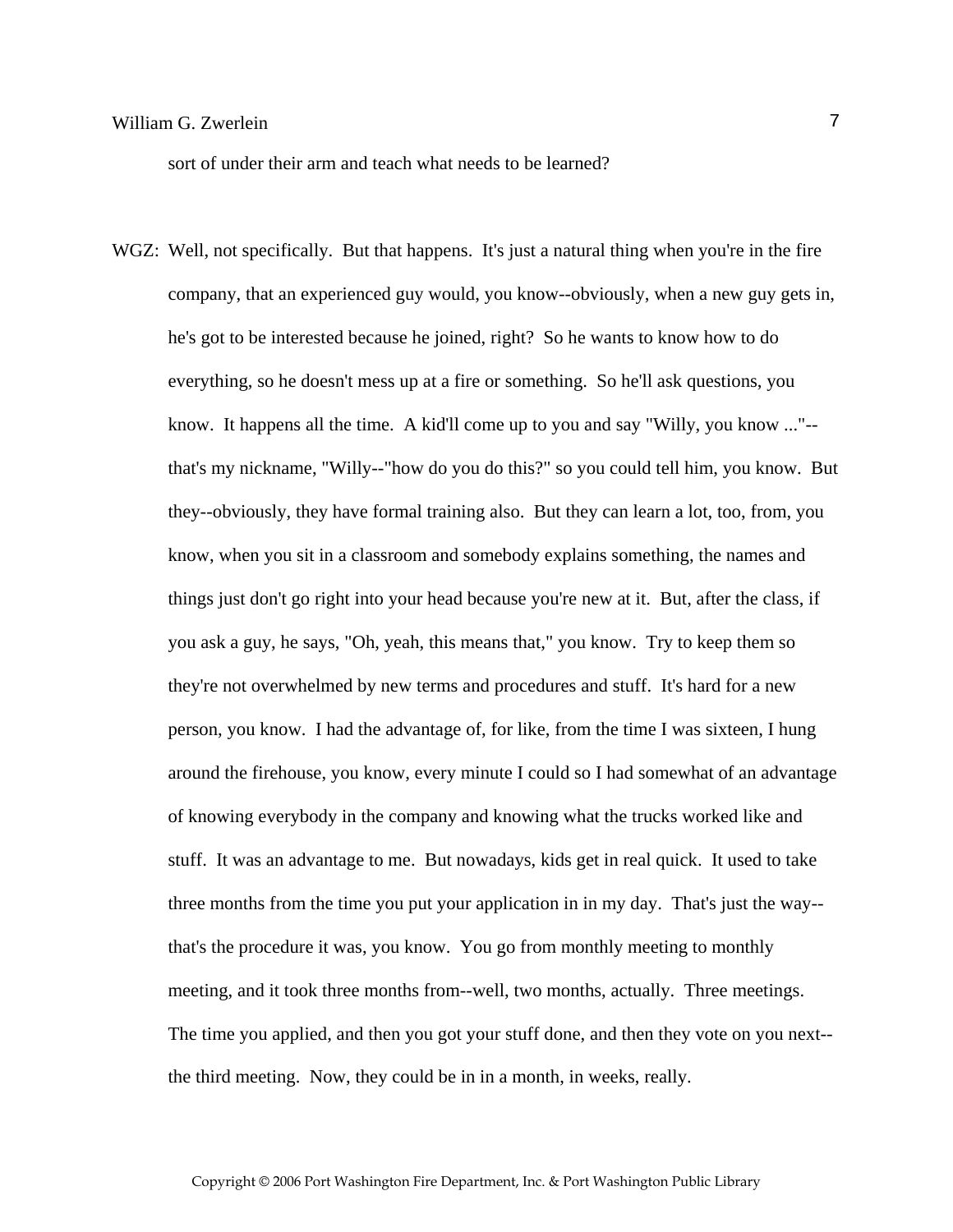sort of under their arm and teach what needs to be learned?

WGZ: Well, not specifically. But that happens. It's just a natural thing when you're in the fire company, that an experienced guy would, you know--obviously, when a new guy gets in, he's got to be interested because he joined, right? So he wants to know how to do everything, so he doesn't mess up at a fire or something. So he'll ask questions, you know. It happens all the time. A kid'll come up to you and say "Willy, you know ..."--that's my nickname, "Willy--"how do you do this?" so you could tell him, you know. But they--obviously, they have formal training also. But they can learn a lot, too, from, you know, when you sit in a classroom and somebody explains something, the names and things just don't go right into your head because you're new at it. But, after the class, if you ask a guy, he says, "Oh, yeah, this means that," you know. Try to keep them so they're not overwhelmed by new terms and procedures and stuff. It's hard for a new person, you know. I had the advantage of, for like, from the time I was sixteen, I hung around the firehouse, you know, every minute I could so I had somewhat of an advantage of knowing everybody in the company and knowing what the trucks worked like and stuff. It was an advantage to me. But nowadays, kids get in real quick. It used to take three months from the time you put your application in in my day. That's just the way--that's the procedure it was, you know. You go from monthly meeting to monthly meeting, and it took three months from--well, two months, actually. Three meetings. The time you applied, and then you got your stuff done, and then they vote on you next--the third meeting. Now, they could be in in a month, in weeks, really.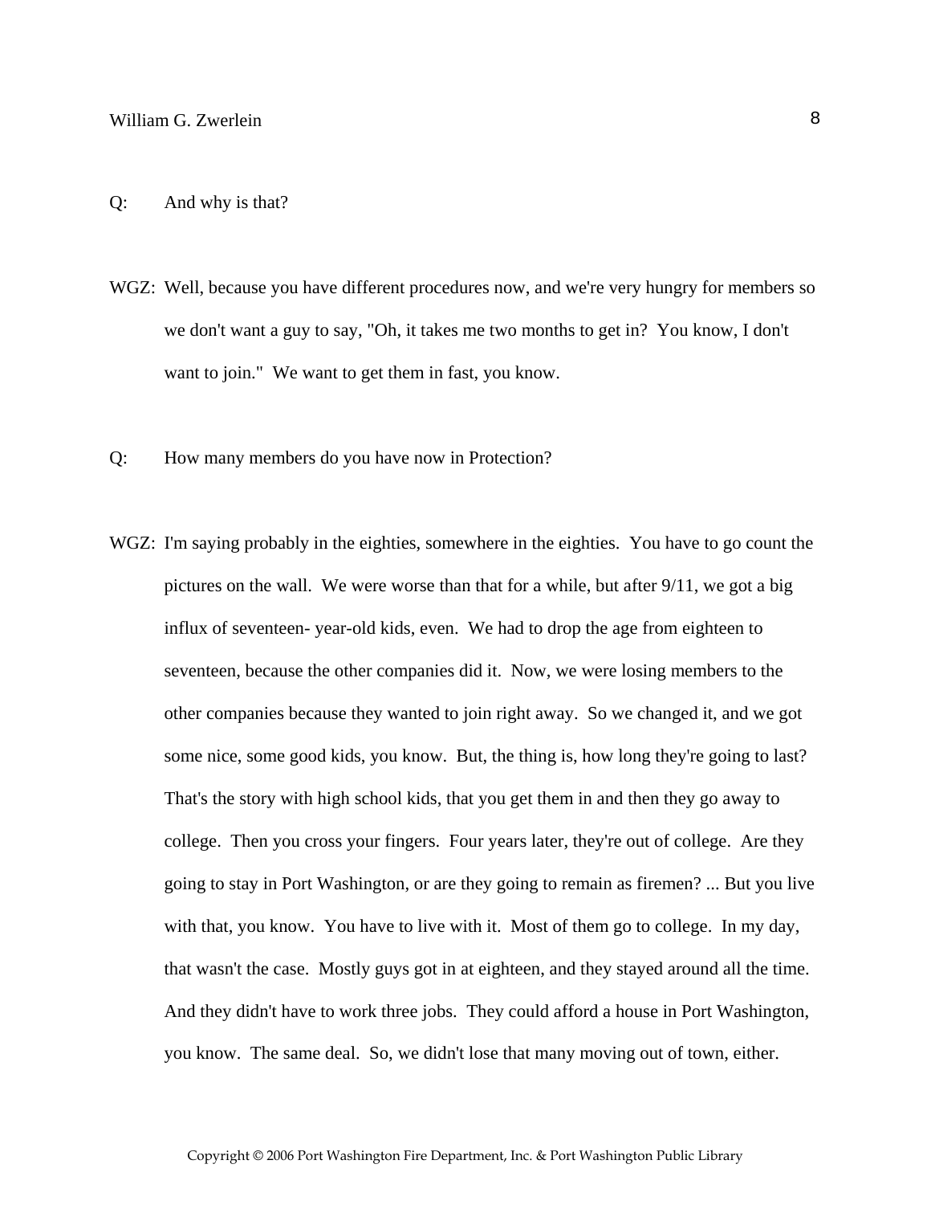Q: And why is that?

WGZ: Well, because you have different procedures now, and we're very hungry for members so we don't want a guy to say, "Oh, it takes me two months to get in? You know, I don't want to join." We want to get them in fast, you know.

Q: How many members do you have now in Protection?

WGZ: I'm saying probably in the eighties, somewhere in the eighties. You have to go count the pictures on the wall. We were worse than that for a while, but after 9/11, we got a big influx of seventeen- year-old kids, even. We had to drop the age from eighteen to seventeen, because the other companies did it. Now, we were losing members to the other companies because they wanted to join right away. So we changed it, and we got some nice, some good kids, you know. But, the thing is, how long they're going to last? That's the story with high school kids, that you get them in and then they go away to college. Then you cross your fingers. Four years later, they're out of college. Are they going to stay in Port Washington, or are they going to remain as firemen? ... But you live with that, you know. You have to live with it. Most of them go to college. In my day, that wasn't the case. Mostly guys got in at eighteen, and they stayed around all the time. And they didn't have to work three jobs. They could afford a house in Port Washington, you know. The same deal. So, we didn't lose that many moving out of town, either.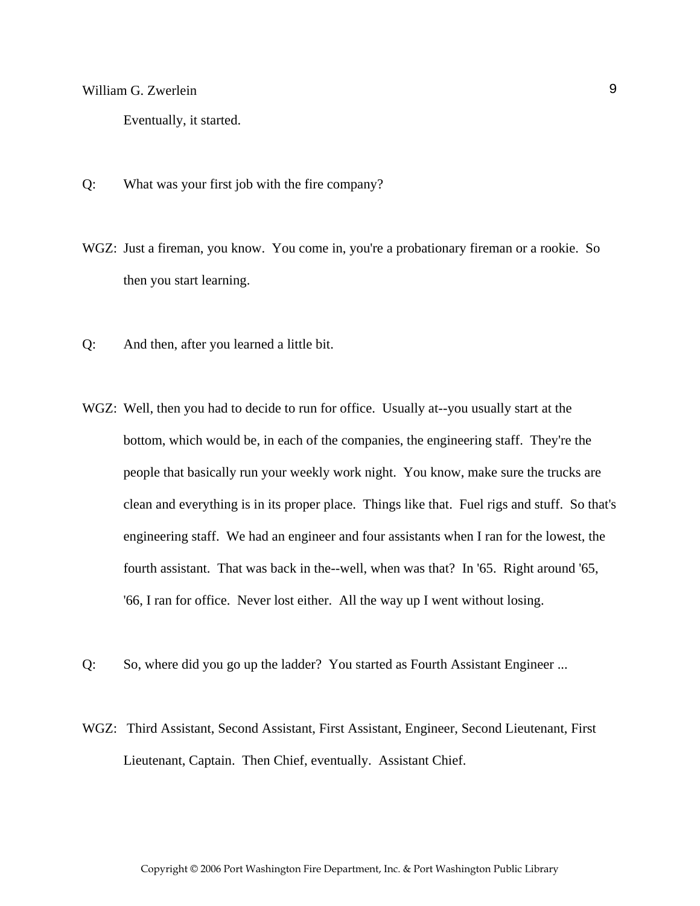Eventually, it started.

Q: What was your first job with the fire company?

WGZ: Just a fireman, you know. You come in, you're a probationary fireman or a rookie. So then you start learning.

Q: And then, after you learned a little bit.

WGZ: Well, then you had to decide to run for office. Usually at--you usually start at the bottom, which would be, in each of the companies, the engineering staff. They're the people that basically run your weekly work night. You know, make sure the trucks are clean and everything is in its proper place. Things like that. Fuel rigs and stuff. So that's engineering staff. We had an engineer and four assistants when I ran for the lowest, the fourth assistant. That was back in the--well, when was that? In '65. Right around '65, '66, I ran for office. Never lost either. All the way up I went without losing.

Q: So, where did you go up the ladder? You started as Fourth Assistant Engineer ...

WGZ: Third Assistant, Second Assistant, First Assistant, Engineer, Second Lieutenant, First Lieutenant, Captain. Then Chief, eventually. Assistant Chief.

Copyright © 2006 Port Washington Fire Department, Inc. & Port Washington Public Library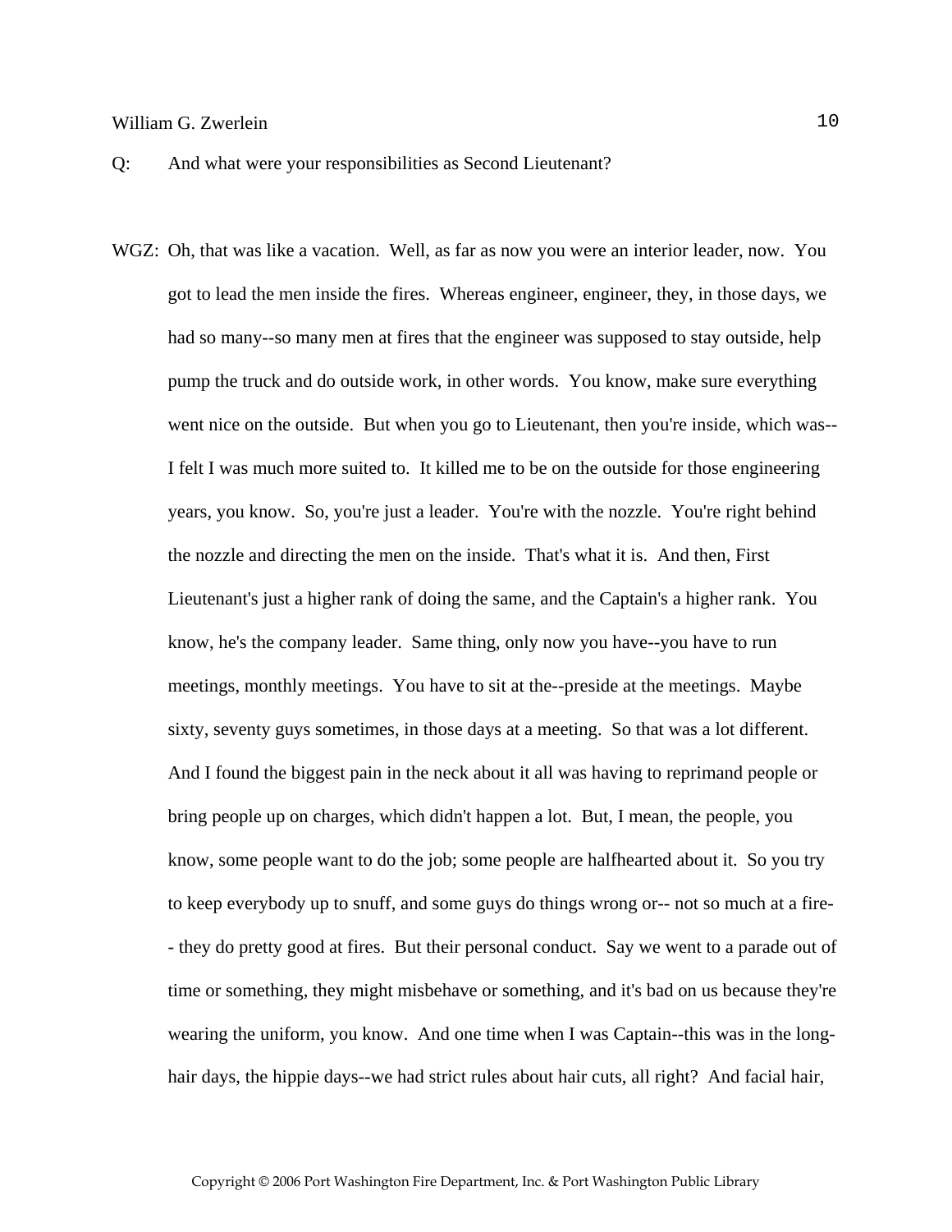Q: And what were your responsibilities as Second Lieutenant?

WGZ: Oh, that was like a vacation. Well, as far as now you were an interior leader, now. You got to lead the men inside the fires. Whereas engineer, engineer, they, in those days, we had so many--so many men at fires that the engineer was supposed to stay outside, help pump the truck and do outside work, in other words. You know, make sure everything went nice on the outside. But when you go to Lieutenant, then you're inside, which was--I felt I was much more suited to. It killed me to be on the outside for those engineering years, you know. So, you're just a leader. You're with the nozzle. You're right behind the nozzle and directing the men on the inside. That's what it is. And then, First Lieutenant's just a higher rank of doing the same, and the Captain's a higher rank. You know, he's the company leader. Same thing, only now you have--you have to run meetings, monthly meetings. You have to sit at the--preside at the meetings. Maybe sixty, seventy guys sometimes, in those days at a meeting. So that was a lot different. And I found the biggest pain in the neck about it all was having to reprimand people or bring people up on charges, which didn't happen a lot. But, I mean, the people, you know, some people want to do the job; some people are halfhearted about it. So you try to keep everybody up to snuff, and some guys do things wrong or-- not so much at a fire-- they do pretty good at fires. But their personal conduct. Say we went to a parade out of time or something, they might misbehave or something, and it's bad on us because they're wearing the uniform, you know. And one time when I was Captain--this was in the long-hair days, the hippie days--we had strict rules about hair cuts, all right? And facial hair,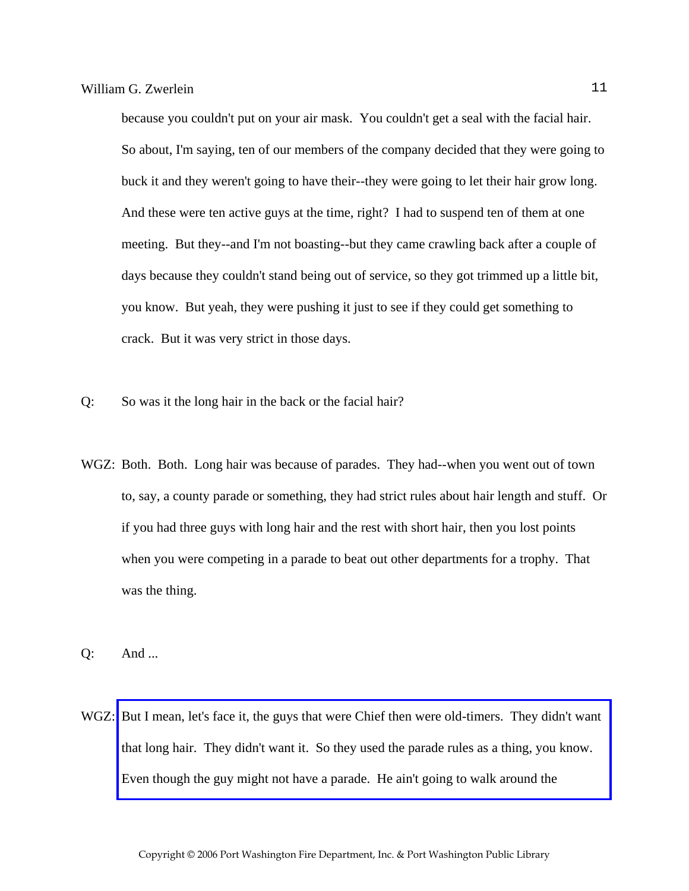because you couldn't put on your air mask. You couldn't get a seal with the facial hair. So about, I'm saying, ten of our members of the company decided that they were going to buck it and they weren't going to have their--they were going to let their hair grow long. And these were ten active guys at the time, right? I had to suspend ten of them at one meeting. But they--and I'm not boasting--but they came crawling back after a couple of days because they couldn't stand being out of service, so they got trimmed up a little bit, you know. But yeah, they were pushing it just to see if they could get something to crack. But it was very strict in those days.

Q: So was it the long hair in the back or the facial hair?

WGZ: Both. Both. Long hair was because of parades. They had--when you went out of town to, say, a county parade or something, they had strict rules about hair length and stuff. Or if you had three guys with long hair and the rest with short hair, then you lost points when you were competing in a parade to beat out other departments for a trophy. That was the thing.

Q: And ...

WGZ: But I mean, let's face it, the guys that were Chief then were old-timers. They didn't want that long hair. They didn't want it. So they used the parade rules as a thing, you know. Even though the guy might not have a parade. He ain't going to walk around the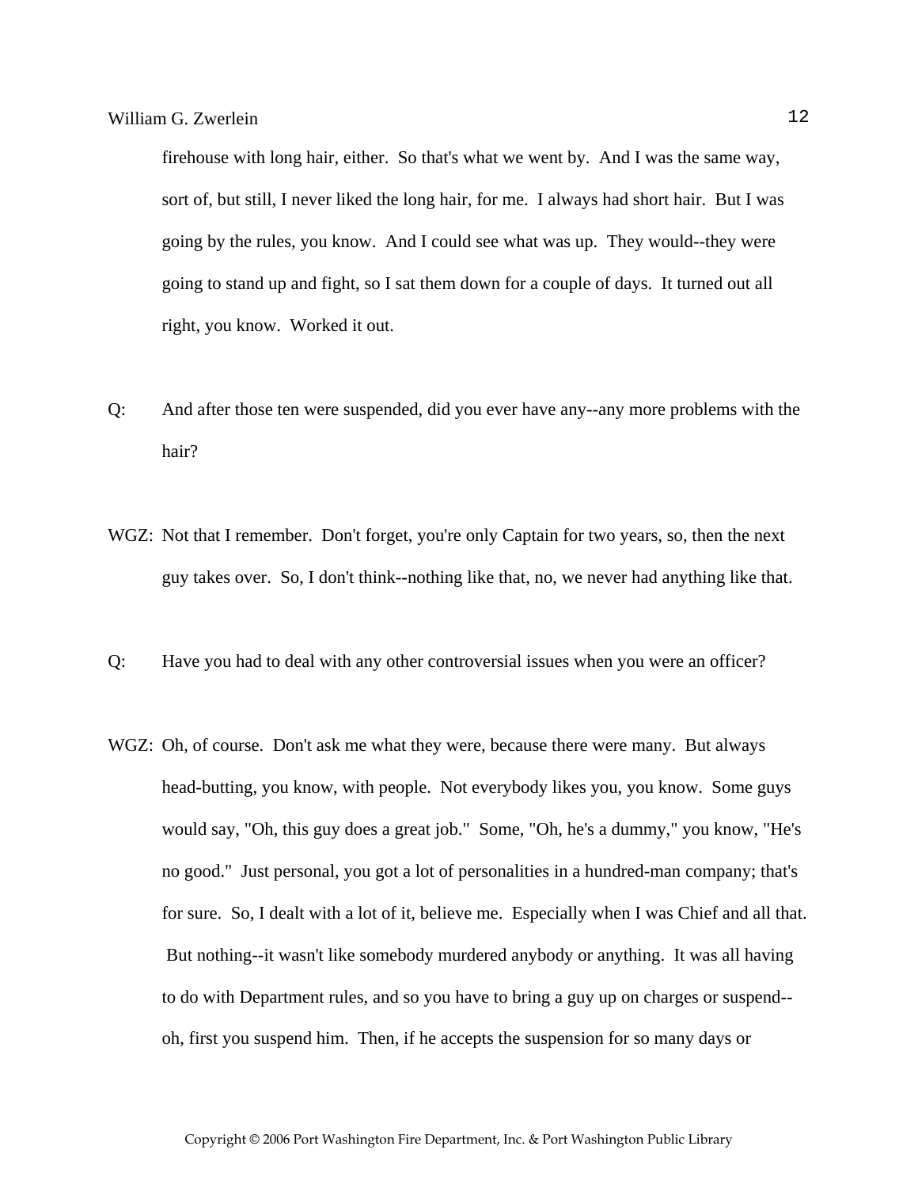firehouse with long hair, either. So that's what we went by. And I was the same way, sort of, but still, I never liked the long hair, for me. I always had short hair. But I was going by the rules, you know. And I could see what was up. They would--they were going to stand up and fight, so I sat them down for a couple of days. It turned out all right, you know. Worked it out.

Q: And after those ten were suspended, did you ever have any--any more problems with the hair?

WGZ: Not that I remember. Don't forget, you're only Captain for two years, so, then the next guy takes over. So, I don't think--nothing like that, no, we never had anything like that.

Q: Have you had to deal with any other controversial issues when you were an officer?

WGZ: Oh, of course. Don't ask me what they were, because there were many. But always head-butting, you know, with people. Not everybody likes you, you know. Some guys would say, "Oh, this guy does a great job." Some, "Oh, he's a dummy," you know, "He's no good." Just personal, you got a lot of personalities in a hundred-man company; that's for sure. So, I dealt with a lot of it, believe me. Especially when I was Chief and all that. But nothing--it wasn't like somebody murdered anybody or anything. It was all having to do with Department rules, and so you have to bring a guy up on charges or suspend--oh, first you suspend him. Then, if he accepts the suspension for so many days or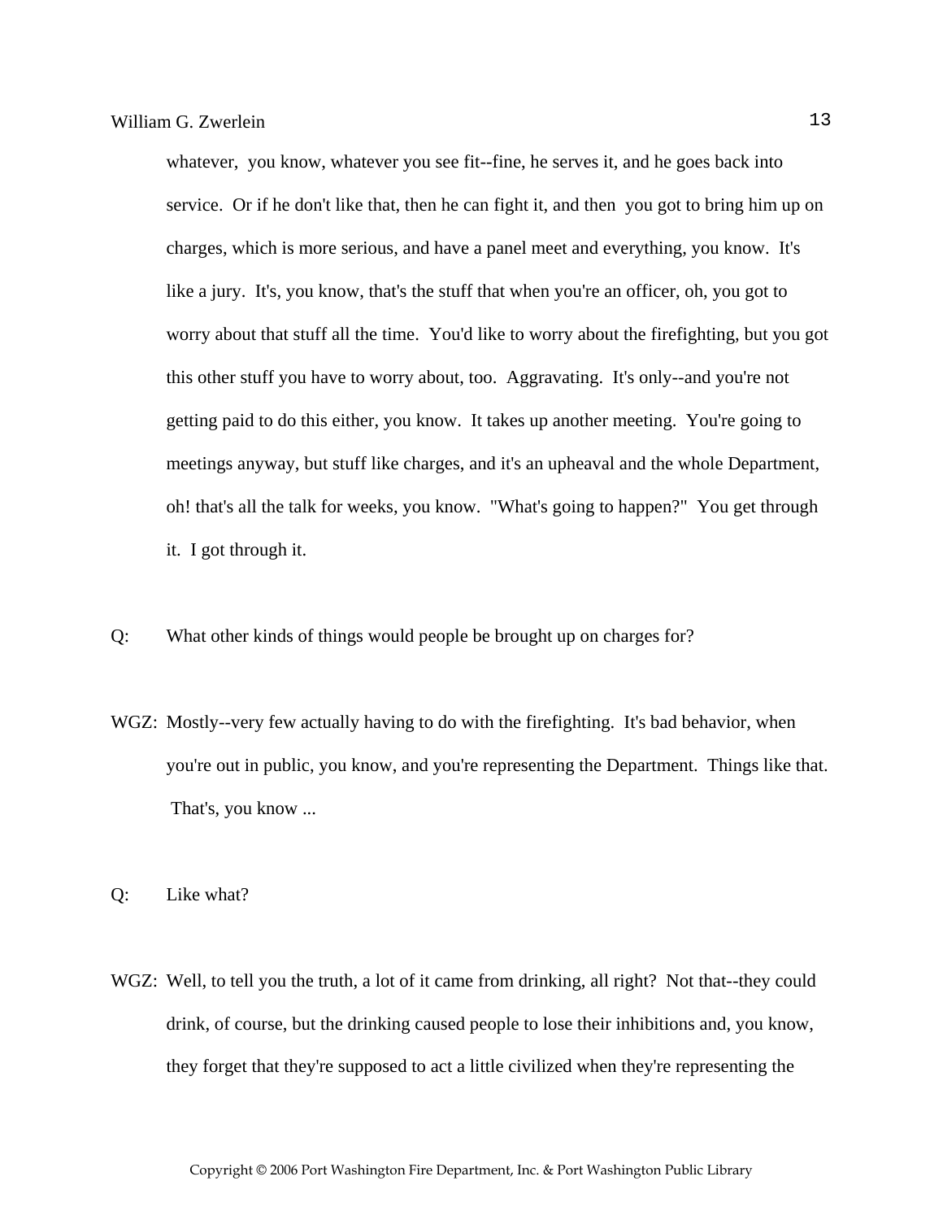whatever, you know, whatever you see fit--fine, he serves it, and he goes back into service. Or if he don't like that, then he can fight it, and then you got to bring him up on charges, which is more serious, and have a panel meet and everything, you know. It's like a jury. It's, you know, that's the stuff that when you're an officer, oh, you got to worry about that stuff all the time. You'd like to worry about the firefighting, but you got this other stuff you have to worry about, too. Aggravating. It's only--and you're not getting paid to do this either, you know. It takes up another meeting. You're going to meetings anyway, but stuff like charges, and it's an upheaval and the whole Department, oh! that's all the talk for weeks, you know. "What's going to happen?" You get through it. I got through it.

Q: What other kinds of things would people be brought up on charges for?

WGZ: Mostly--very few actually having to do with the firefighting. It's bad behavior, when you're out in public, you know, and you're representing the Department. Things like that. That's, you know ...

Q: Like what?

WGZ: Well, to tell you the truth, a lot of it came from drinking, all right? Not that--they could drink, of course, but the drinking caused people to lose their inhibitions and, you know, they forget that they're supposed to act a little civilized when they're representing the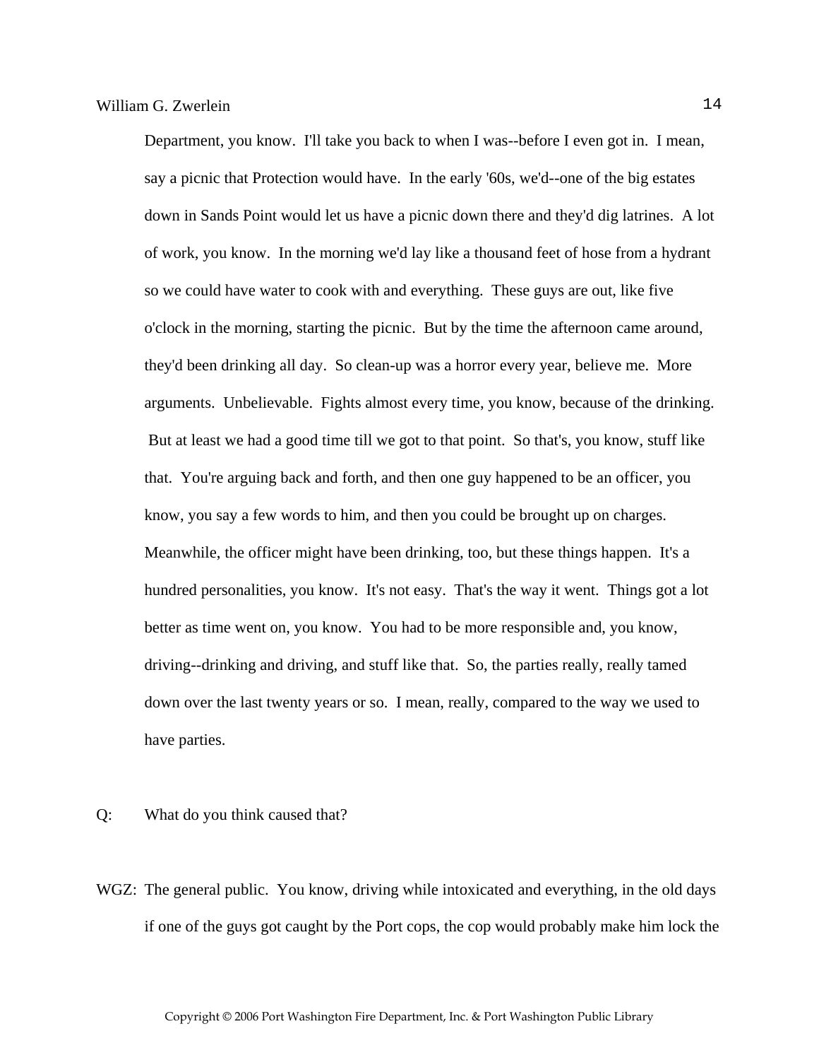Department, you know. I'll take you back to when I was--before I even got in. I mean, say a picnic that Protection would have. In the early '60s, we'd--one of the big estates down in Sands Point would let us have a picnic down there and they'd dig latrines. A lot of work, you know. In the morning we'd lay like a thousand feet of hose from a hydrant so we could have water to cook with and everything. These guys are out, like five o'clock in the morning, starting the picnic. But by the time the afternoon came around, they'd been drinking all day. So clean-up was a horror every year, believe me. More arguments. Unbelievable. Fights almost every time, you know, because of the drinking. But at least we had a good time till we got to that point. So that's, you know, stuff like that. You're arguing back and forth, and then one guy happened to be an officer, you know, you say a few words to him, and then you could be brought up on charges. Meanwhile, the officer might have been drinking, too, but these things happen. It's a hundred personalities, you know. It's not easy. That's the way it went. Things got a lot better as time went on, you know. You had to be more responsible and, you know, driving--drinking and driving, and stuff like that. So, the parties really, really tamed down over the last twenty years or so. I mean, really, compared to the way we used to have parties.

Q: What do you think caused that?

WGZ: The general public. You know, driving while intoxicated and everything, in the old days if one of the guys got caught by the Port cops, the cop would probably make him lock the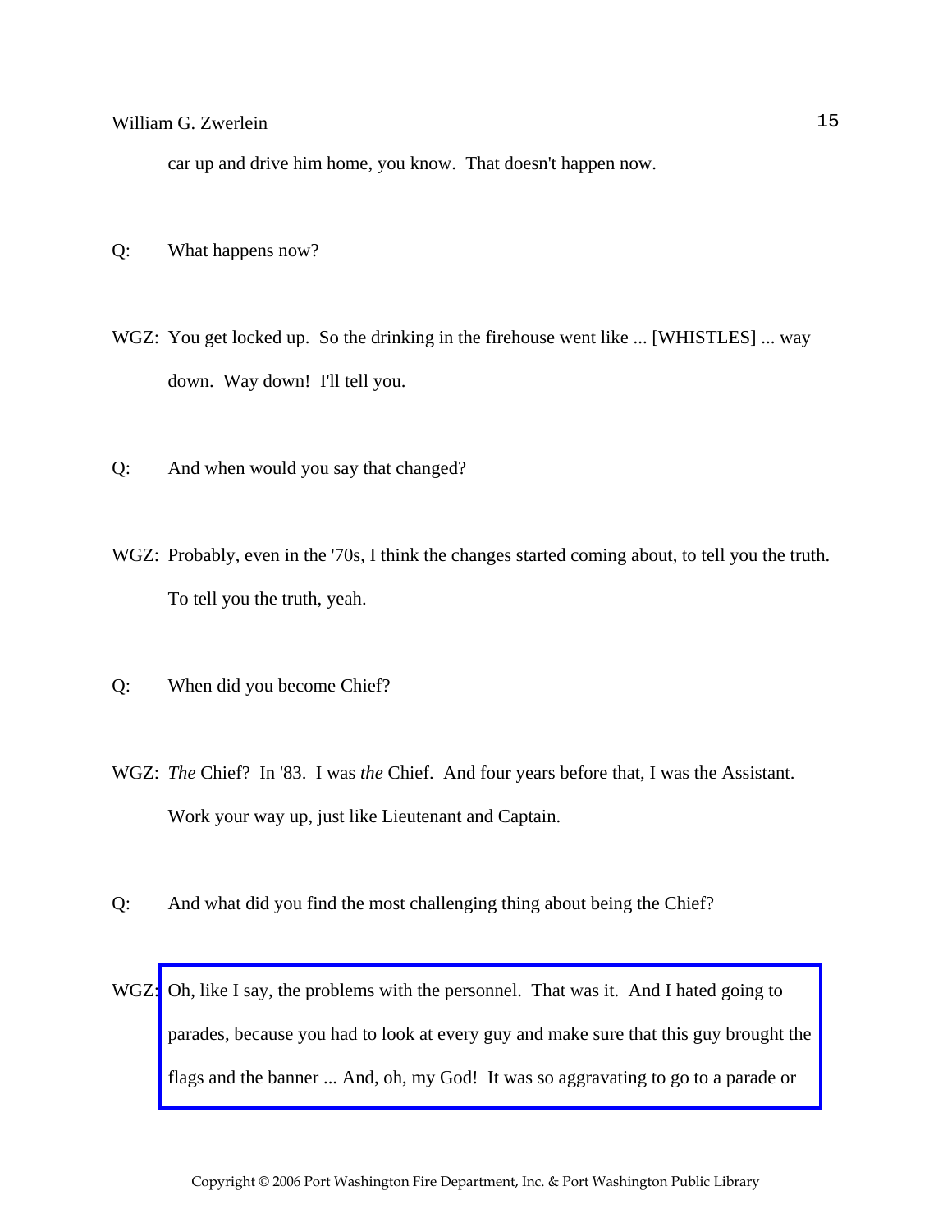car up and drive him home, you know. That doesn't happen now.

Q: What happens now?

WGZ: You get locked up. So the drinking in the firehouse went like ... [WHISTLES] ... way down. Way down! I'll tell you.

Q: And when would you say that changed?

WGZ: Probably, even in the '70s, I think the changes started coming about, to tell you the truth. To tell you the truth, yeah.

Q: When did you become Chief?

WGZ: *The* Chief? In '83. I was *the* Chief. And four years before that, I was the Assistant. Work your way up, just like Lieutenant and Captain.

Q: And what did you find the most challenging thing about being the Chief?

WGZ: Oh, like I say, the problems with the personnel. That was it. And I hated going to parades, because you had to look at every guy and make sure that this guy brought the flags and the banner ... And, oh, my God! It was so aggravating to go to a parade or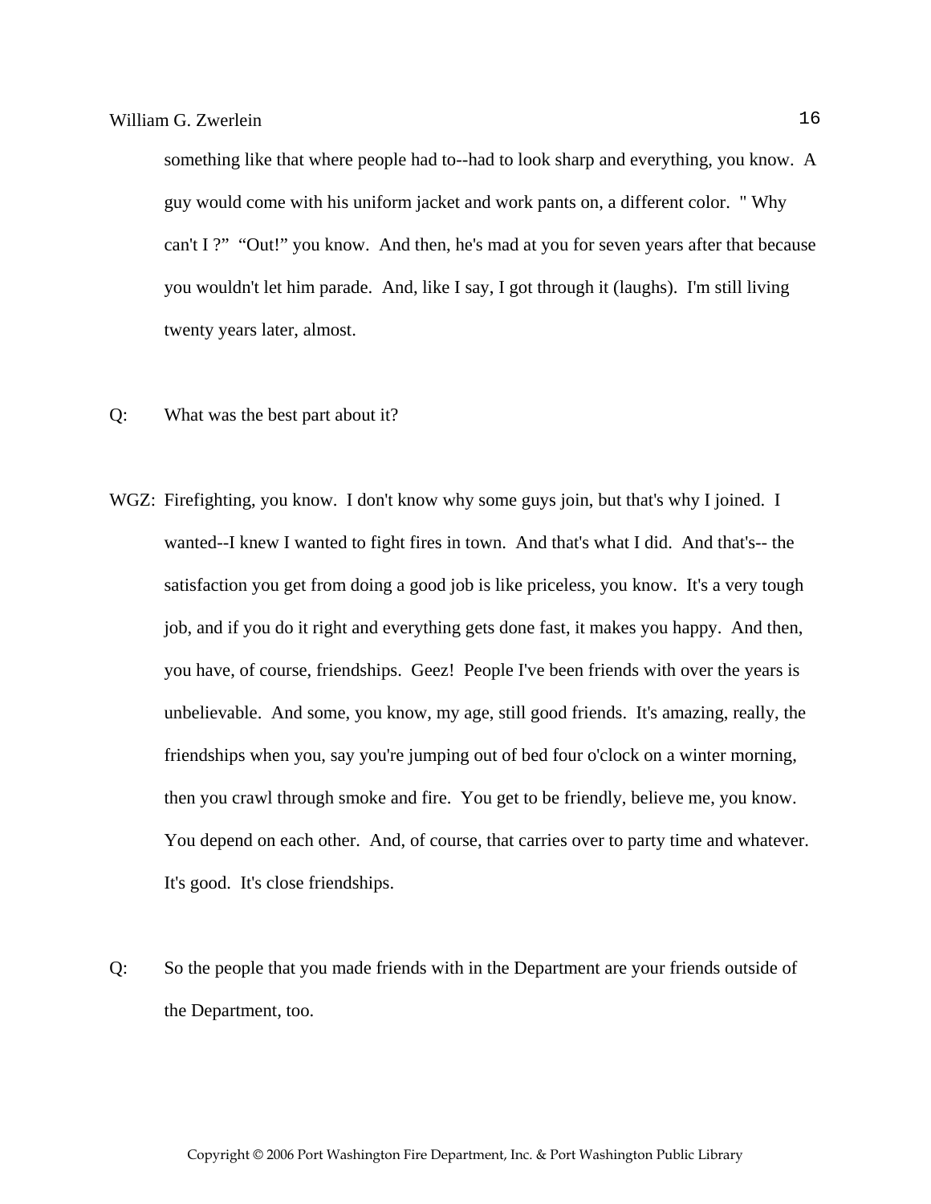something like that where people had to--had to look sharp and everything, you know. A guy would come with his uniform jacket and work pants on, a different color. " Why can't I ?" "Out!" you know. And then, he's mad at you for seven years after that because you wouldn't let him parade. And, like I say, I got through it (laughs). I'm still living twenty years later, almost.

Q: What was the best part about it?

WGZ: Firefighting, you know. I don't know why some guys join, but that's why I joined. I wanted--I knew I wanted to fight fires in town. And that's what I did. And that's-- the satisfaction you get from doing a good job is like priceless, you know. It's a very tough job, and if you do it right and everything gets done fast, it makes you happy. And then, you have, of course, friendships. Geez! People I've been friends with over the years is unbelievable. And some, you know, my age, still good friends. It's amazing, really, the friendships when you, say you're jumping out of bed four o'clock on a winter morning, then you crawl through smoke and fire. You get to be friendly, believe me, you know. You depend on each other. And, of course, that carries over to party time and whatever. It's good. It's close friendships.

Q: So the people that you made friends with in the Department are your friends outside of the Department, too.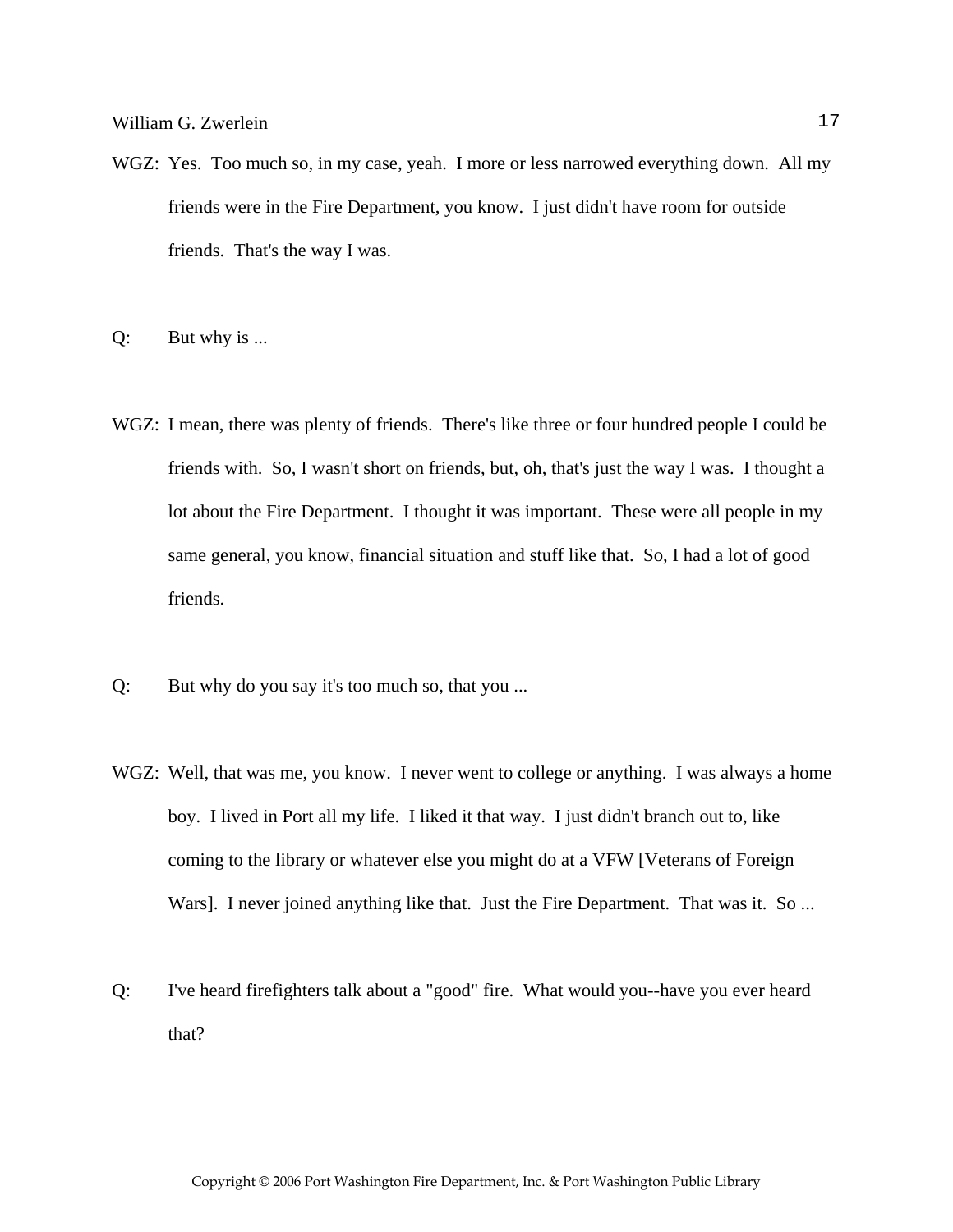WGZ: Yes. Too much so, in my case, yeah. I more or less narrowed everything down. All my friends were in the Fire Department, you know. I just didn't have room for outside friends. That's the way I was.

Q: But why is ...

WGZ: I mean, there was plenty of friends. There's like three or four hundred people I could be friends with. So, I wasn't short on friends, but, oh, that's just the way I was. I thought a lot about the Fire Department. I thought it was important. These were all people in my same general, you know, financial situation and stuff like that. So, I had a lot of good friends.

Q: But why do you say it's too much so, that you ...

WGZ: Well, that was me, you know. I never went to college or anything. I was always a home boy. I lived in Port all my life. I liked it that way. I just didn't branch out to, like coming to the library or whatever else you might do at a VFW [Veterans of Foreign Wars]. I never joined anything like that. Just the Fire Department. That was it. So ...

Q: I've heard firefighters talk about a "good" fire. What would you--have you ever heard that?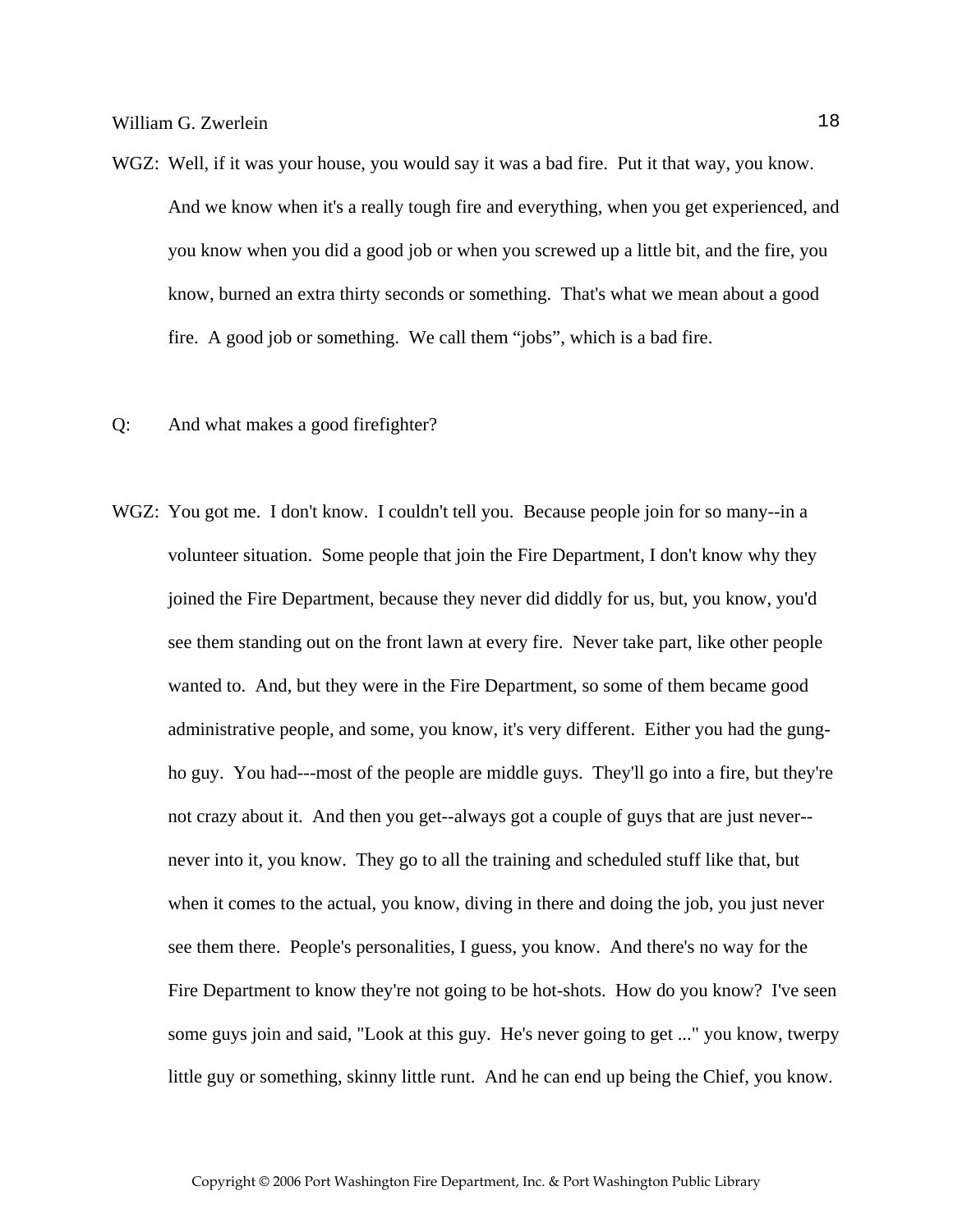WGZ: Well, if it was your house, you would say it was a bad fire. Put it that way, you know. And we know when it's a really tough fire and everything, when you get experienced, and you know when you did a good job or when you screwed up a little bit, and the fire, you know, burned an extra thirty seconds or something. That's what we mean about a good fire. A good job or something. We call them "jobs", which is a bad fire.

Q: And what makes a good firefighter?

WGZ: You got me. I don't know. I couldn't tell you. Because people join for so many--in a volunteer situation. Some people that join the Fire Department, I don't know why they joined the Fire Department, because they never did diddly for us, but, you know, you'd see them standing out on the front lawn at every fire. Never take part, like other people wanted to. And, but they were in the Fire Department, so some of them became good administrative people, and some, you know, it's very different. Either you had the gung-ho guy. You had---most of the people are middle guys. They'll go into a fire, but they're not crazy about it. And then you get--always got a couple of guys that are just never--never into it, you know. They go to all the training and scheduled stuff like that, but when it comes to the actual, you know, diving in there and doing the job, you just never see them there. People's personalities, I guess, you know. And there's no way for the Fire Department to know they're not going to be hot-shots. How do you know? I've seen some guys join and said, "Look at this guy. He's never going to get ..." you know, twerpy little guy or something, skinny little runt. And he can end up being the Chief, you know.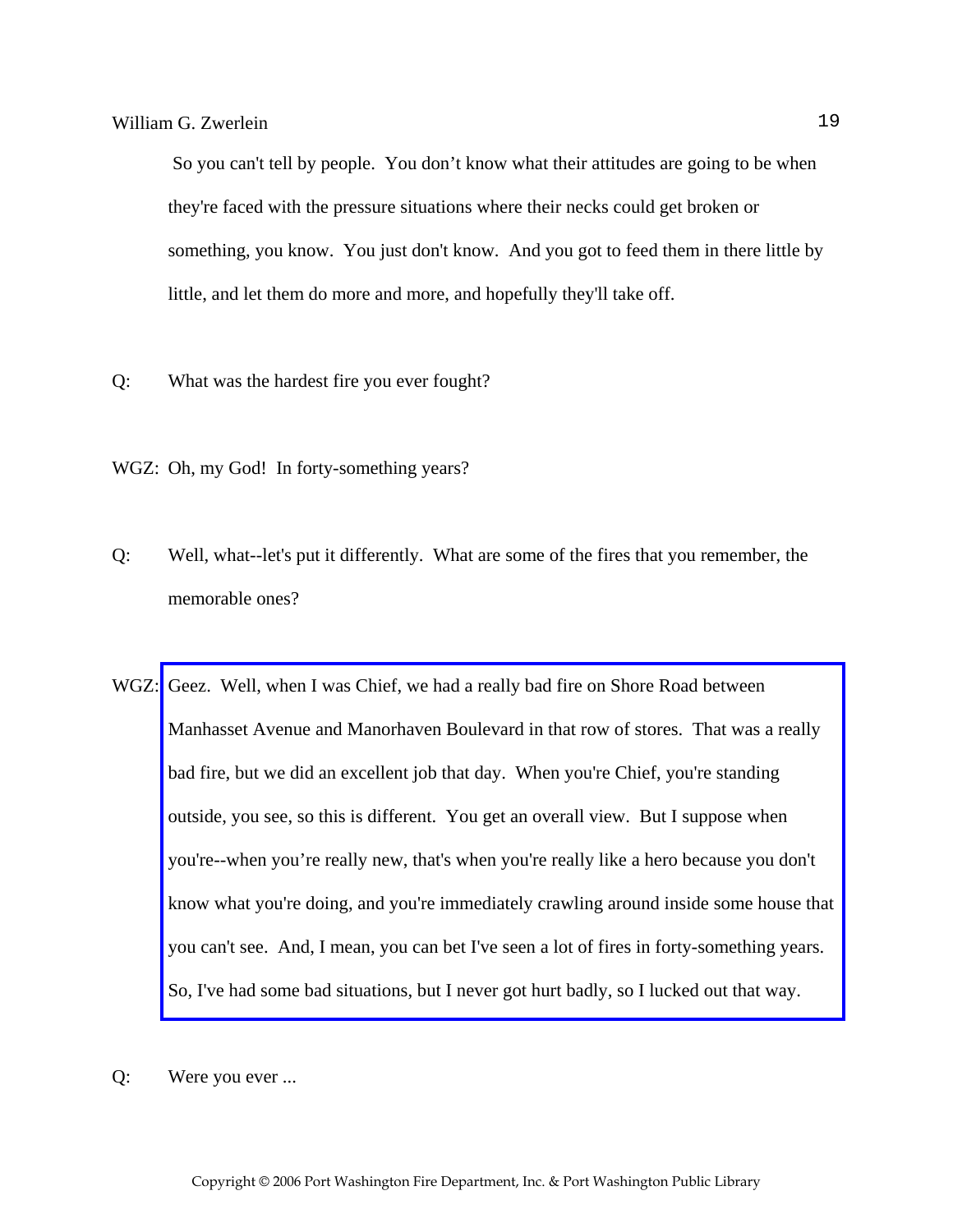So you can't tell by people. You don't know what their attitudes are going to be when they're faced with the pressure situations where their necks could get broken or something, you know. You just don't know. And you got to feed them in there little by little, and let them do more and more, and hopefully they'll take off.

Q: What was the hardest fire you ever fought?

WGZ: Oh, my God! In forty-something years?

Q: Well, what--let's put it differently. What are some of the fires that you remember, the memorable ones?

WGZ: Geez. Well, when I was Chief, we had a really bad fire on Shore Road between Manhasset Avenue and Manorhaven Boulevard in that row of stores. That was a really bad fire, but we did an excellent job that day. When you're Chief, you're standing outside, you see, so this is different. You get an overall view. But I suppose when you're--when you're really new, that's when you're really like a hero because you don't know what you're doing, and you're immediately crawling around inside some house that you can't see. And, I mean, you can bet I've seen a lot of fires in forty-something years. So, I've had some bad situations, but I never got hurt badly, so I lucked out that way.

Q: Were you ever ...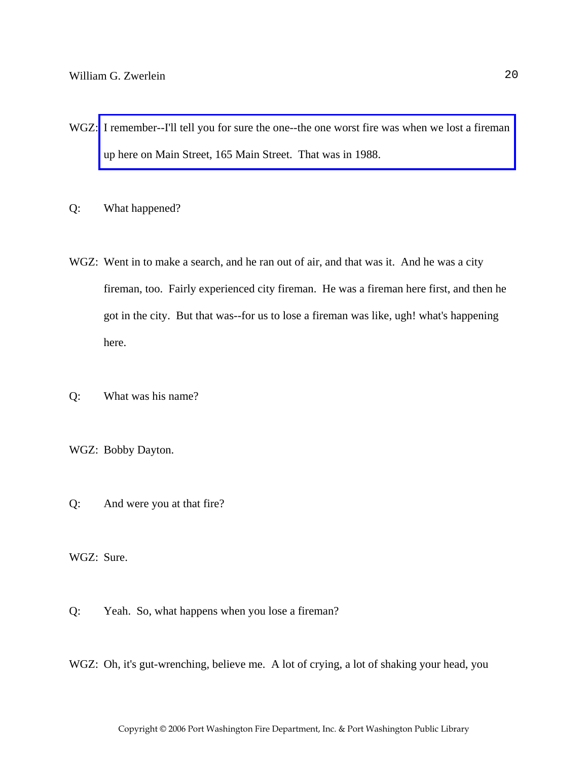WGZ: I remember--I'll tell you for sure the one--the one worst fire was when we lost a fireman up here on Main Street, 165 Main Street. That was in 1988.

Q: What happened?

WGZ: Went in to make a search, and he ran out of air, and that was it. And he was a city fireman, too. Fairly experienced city fireman. He was a fireman here first, and then he got in the city. But that was--for us to lose a fireman was like, ugh! what's happening here.

Q: What was his name?

WGZ: Bobby Dayton.

Q: And were you at that fire?

WGZ: Sure.

Q: Yeah. So, what happens when you lose a fireman?

WGZ: Oh, it's gut-wrenching, believe me. A lot of crying, a lot of shaking your head, you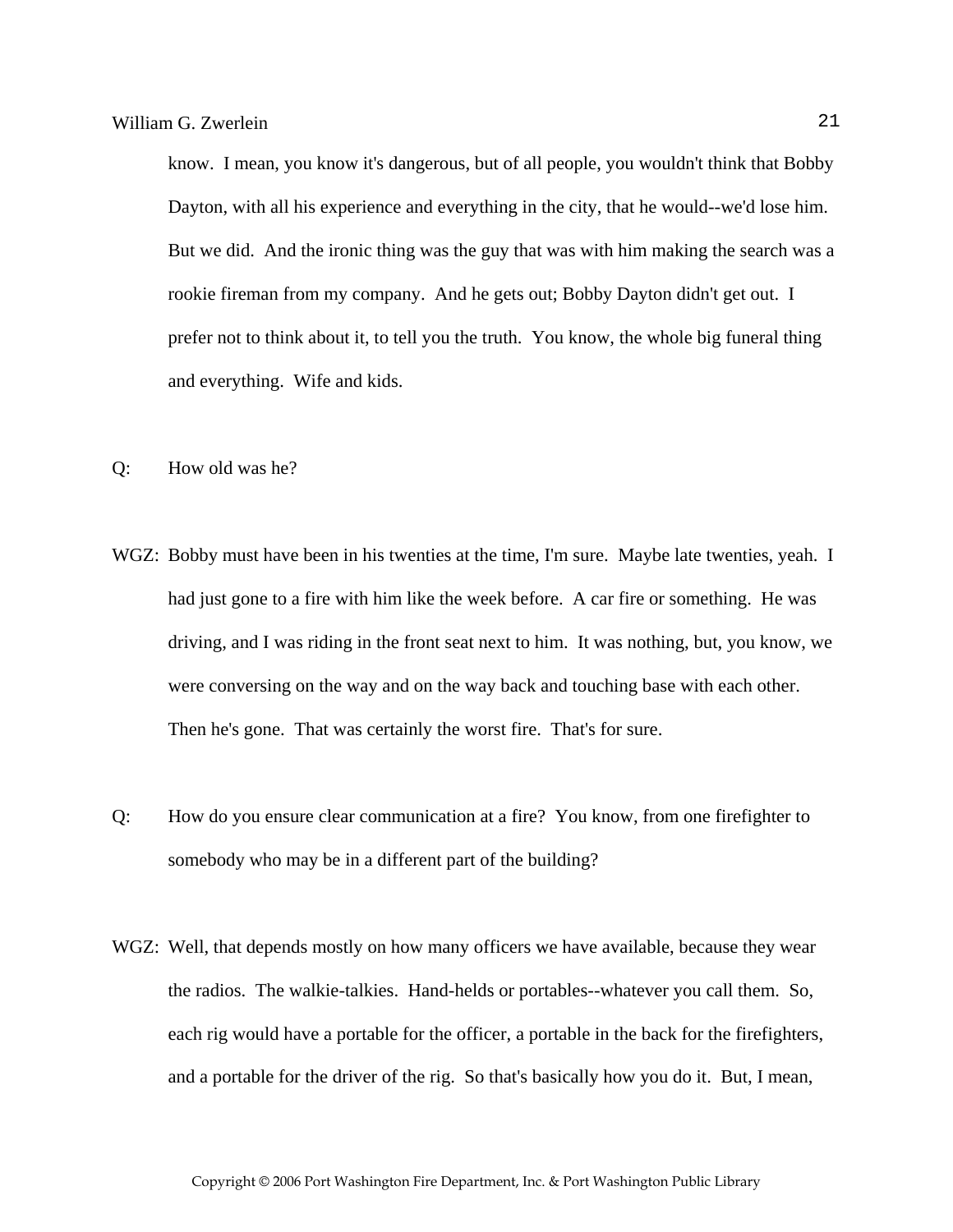know. I mean, you know it's dangerous, but of all people, you wouldn't think that Bobby Dayton, with all his experience and everything in the city, that he would--we'd lose him. But we did. And the ironic thing was the guy that was with him making the search was a rookie fireman from my company. And he gets out; Bobby Dayton didn't get out. I prefer not to think about it, to tell you the truth. You know, the whole big funeral thing and everything. Wife and kids.

Q: How old was he?

WGZ: Bobby must have been in his twenties at the time, I'm sure. Maybe late twenties, yeah. I had just gone to a fire with him like the week before. A car fire or something. He was driving, and I was riding in the front seat next to him. It was nothing, but, you know, we were conversing on the way and on the way back and touching base with each other. Then he's gone. That was certainly the worst fire. That's for sure.

Q: How do you ensure clear communication at a fire? You know, from one firefighter to somebody who may be in a different part of the building?

WGZ: Well, that depends mostly on how many officers we have available, because they wear the radios. The walkie-talkies. Hand-helds or portables--whatever you call them. So, each rig would have a portable for the officer, a portable in the back for the firefighters, and a portable for the driver of the rig. So that's basically how you do it. But, I mean,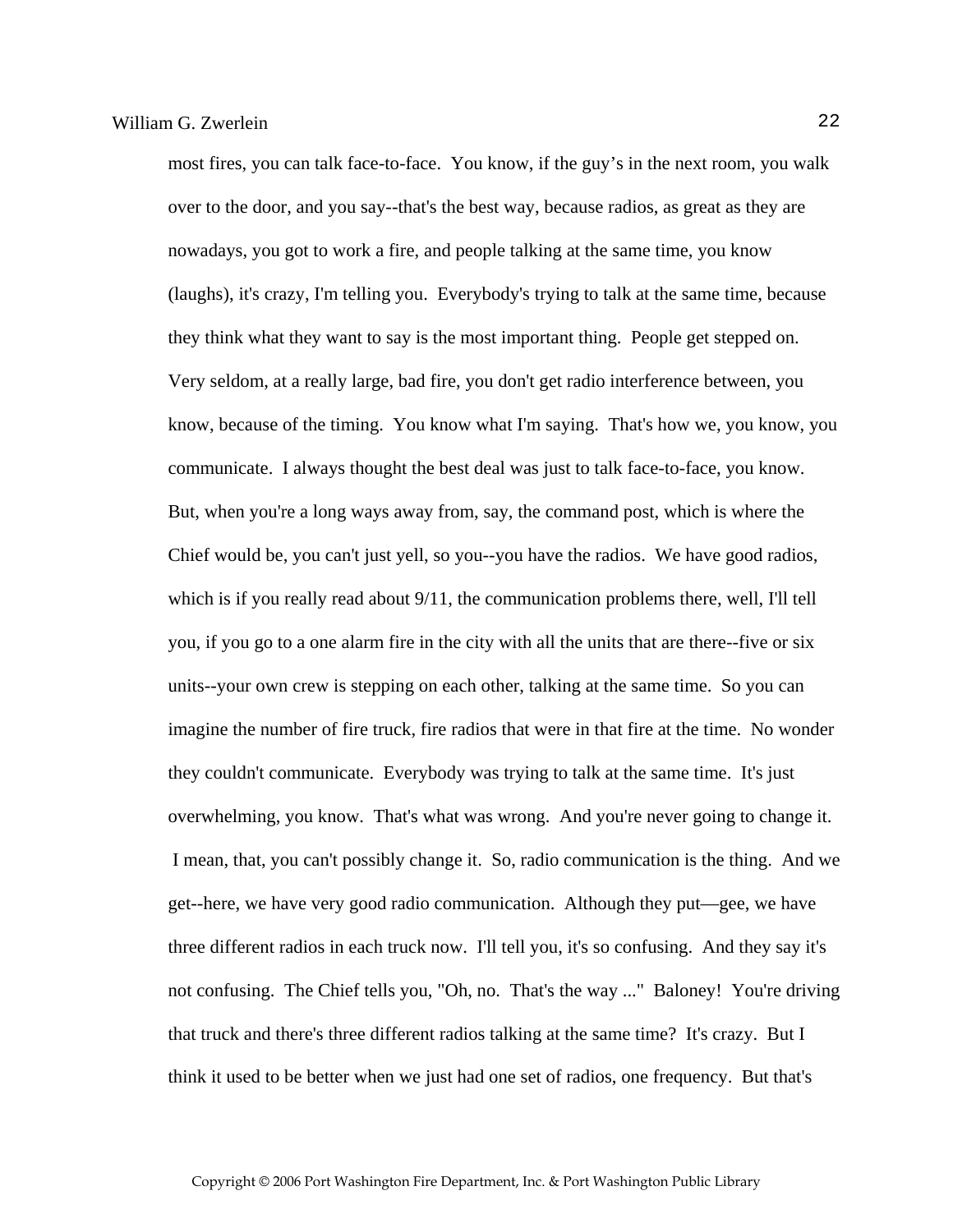most fires, you can talk face-to-face. You know, if the guy's in the next room, you walk over to the door, and you say--that's the best way, because radios, as great as they are nowadays, you got to work a fire, and people talking at the same time, you know (laughs), it's crazy, I'm telling you. Everybody's trying to talk at the same time, because they think what they want to say is the most important thing. People get stepped on. Very seldom, at a really large, bad fire, you don't get radio interference between, you know, because of the timing. You know what I'm saying. That's how we, you know, you communicate. I always thought the best deal was just to talk face-to-face, you know. But, when you're a long ways away from, say, the command post, which is where the Chief would be, you can't just yell, so you--you have the radios. We have good radios, which is if you really read about 9/11, the communication problems there, well, I'll tell you, if you go to a one alarm fire in the city with all the units that are there--five or six units--your own crew is stepping on each other, talking at the same time. So you can imagine the number of fire truck, fire radios that were in that fire at the time. No wonder they couldn't communicate. Everybody was trying to talk at the same time. It's just overwhelming, you know. That's what was wrong. And you're never going to change it. I mean, that, you can't possibly change it. So, radio communication is the thing. And we get--here, we have very good radio communication. Although they put—gee, we have three different radios in each truck now. I'll tell you, it's so confusing. And they say it's not confusing. The Chief tells you, "Oh, no. That's the way ..." Baloney! You're driving that truck and there's three different radios talking at the same time? It's crazy. But I think it used to be better when we just had one set of radios, one frequency. But that's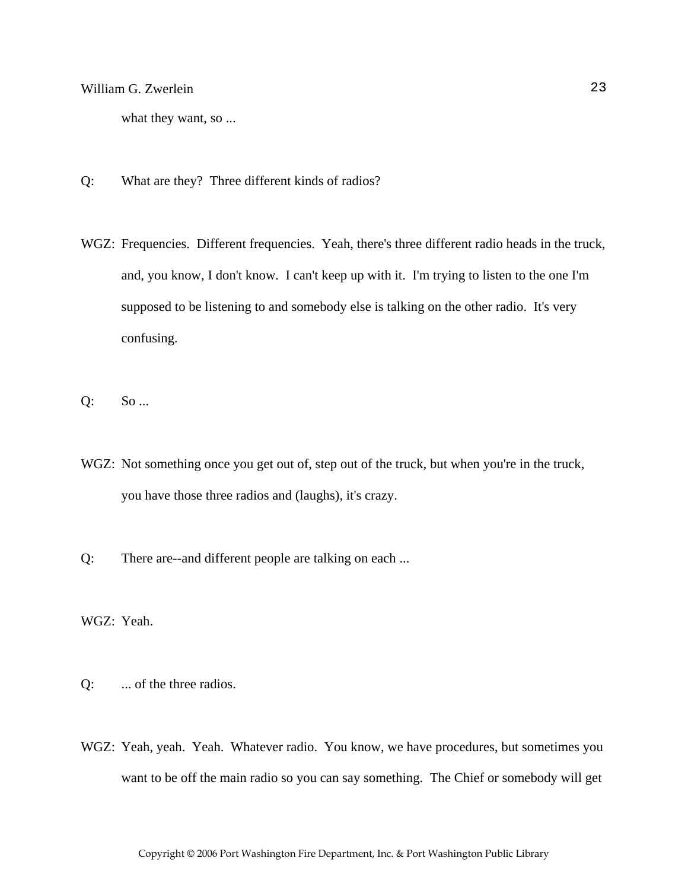what they want, so ...

Q: What are they? Three different kinds of radios?

WGZ: Frequencies. Different frequencies. Yeah, there's three different radio heads in the truck, and, you know, I don't know. I can't keep up with it. I'm trying to listen to the one I'm supposed to be listening to and somebody else is talking on the other radio. It's very confusing.

Q: So ...

WGZ: Not something once you get out of, step out of the truck, but when you're in the truck, you have those three radios and (laughs), it's crazy.

Q: There are--and different people are talking on each ...

WGZ: Yeah.

Q: ... of the three radios.

WGZ: Yeah, yeah. Yeah. Whatever radio. You know, we have procedures, but sometimes you want to be off the main radio so you can say something. The Chief or somebody will get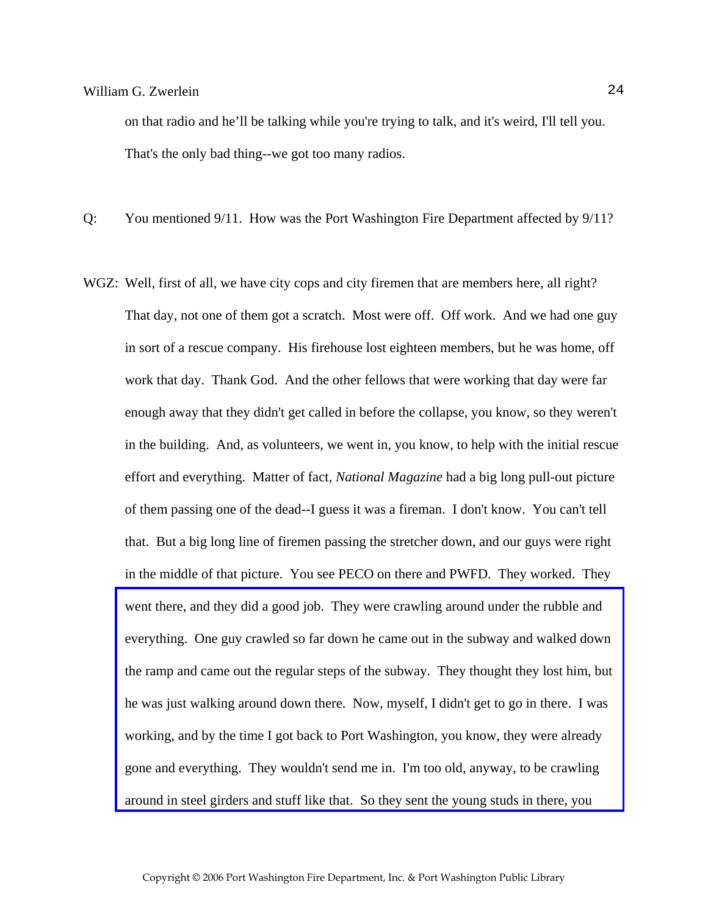on that radio and he'll be talking while you're trying to talk, and it's weird, I'll tell you. That's the only bad thing--we got too many radios.

Q: You mentioned 9/11. How was the Port Washington Fire Department affected by 9/11?

WGZ: Well, first of all, we have city cops and city firemen that are members here, all right? That day, not one of them got a scratch. Most were off. Off work. And we had one guy in sort of a rescue company. His firehouse lost eighteen members, but he was home, off work that day. Thank God. And the other fellows that were working that day were far enough away that they didn't get called in before the collapse, you know, so they weren't in the building. And, as volunteers, we went in, you know, to help with the initial rescue effort and everything. Matter of fact, *National Magazine* had a big long pull-out picture of them passing one of the dead--I guess it was a fireman. I don't know. You can't tell that. But a big long line of firemen passing the stretcher down, and our guys were right in the middle of that picture. You see PECO on there and PWFD. They worked. They went there, and they did a good job. They were crawling around under the rubble and everything. One guy crawled so far down he came out in the subway and walked down the ramp and came out the regular steps of the subway. They thought they lost him, but he was just walking around down there. Now, myself, I didn't get to go in there. I was working, and by the time I got back to Port Washington, you know, they were already gone and everything. They wouldn't send me in. I'm too old, anyway, to be crawling around in steel girders and stuff like that. So they sent the young studs in there, you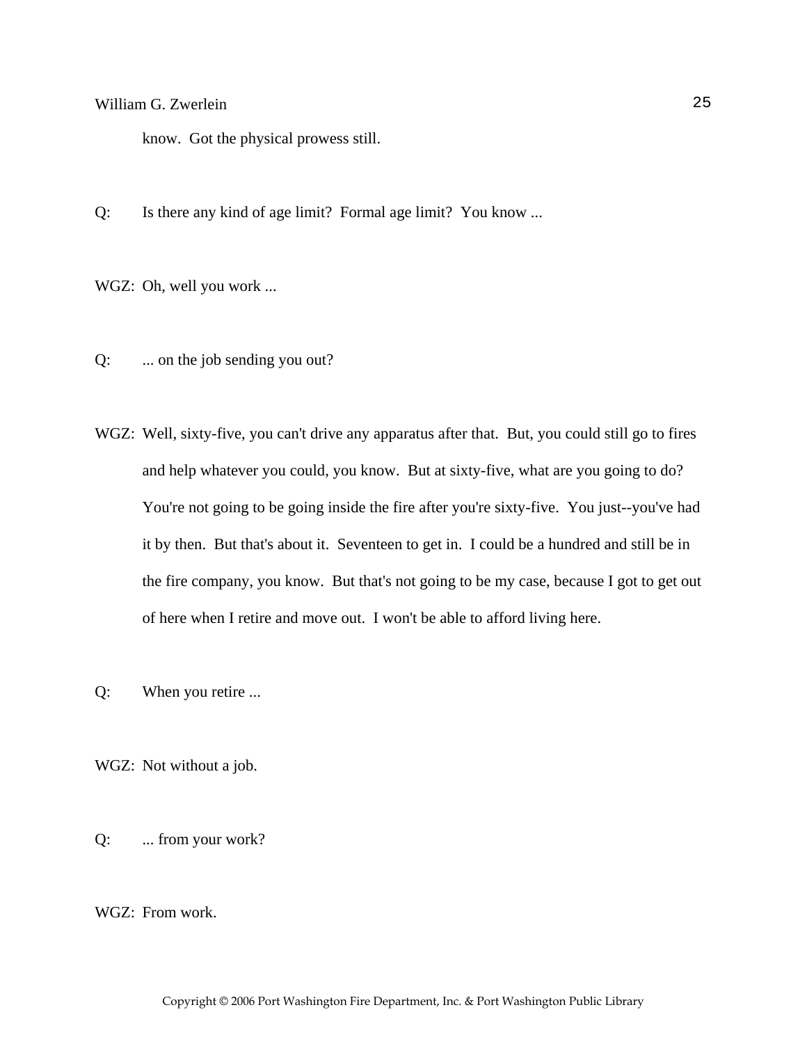know.  Got the physical prowess still.

Q: Is there any kind of age limit?  Formal age limit?  You know ...

WGZ: Oh, well you work ...

Q: ... on the job sending you out?

WGZ: Well, sixty-five, you can't drive any apparatus after that.  But, you could still go to fires and help whatever you could, you know.  But at sixty-five, what are you going to do?  You're not going to be going inside the fire after you're sixty-five.  You just--you've had it by then.  But that's about it.  Seventeen to get in.  I could be a hundred and still be in the fire company, you know.  But that's not going to be my case, because I got to get out of here when I retire and move out.  I won't be able to afford living here.

Q: When you retire ...

WGZ: Not without a job.

Q: ... from your work?

WGZ: From work.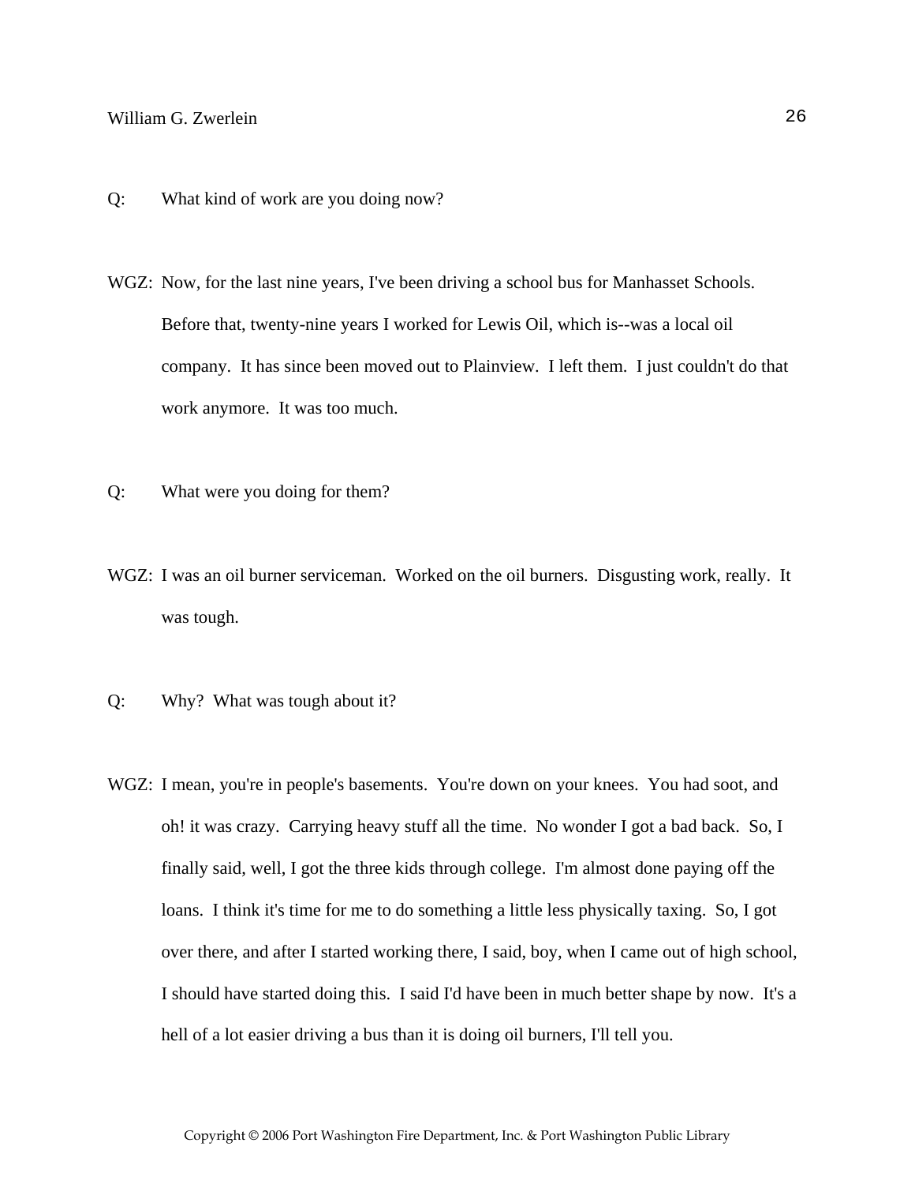Q: What kind of work are you doing now?

WGZ: Now, for the last nine years, I've been driving a school bus for Manhasset Schools. Before that, twenty-nine years I worked for Lewis Oil, which is--was a local oil company. It has since been moved out to Plainview. I left them. I just couldn't do that work anymore. It was too much.

Q: What were you doing for them?

WGZ: I was an oil burner serviceman. Worked on the oil burners. Disgusting work, really. It was tough.

Q: Why? What was tough about it?

WGZ: I mean, you're in people's basements. You're down on your knees. You had soot, and oh! it was crazy. Carrying heavy stuff all the time. No wonder I got a bad back. So, I finally said, well, I got the three kids through college. I'm almost done paying off the loans. I think it's time for me to do something a little less physically taxing. So, I got over there, and after I started working there, I said, boy, when I came out of high school, I should have started doing this. I said I'd have been in much better shape by now. It's a hell of a lot easier driving a bus than it is doing oil burners, I'll tell you.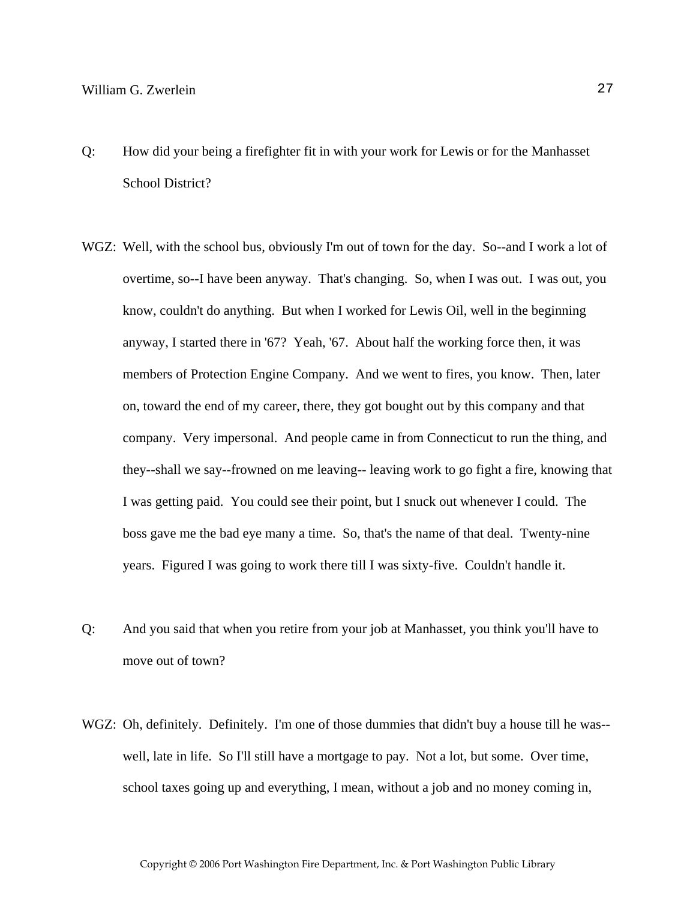Q: How did your being a firefighter fit in with your work for Lewis or for the Manhasset School District?

WGZ: Well, with the school bus, obviously I'm out of town for the day. So--and I work a lot of overtime, so--I have been anyway. That's changing. So, when I was out. I was out, you know, couldn't do anything. But when I worked for Lewis Oil, well in the beginning anyway, I started there in '67? Yeah, '67. About half the working force then, it was members of Protection Engine Company. And we went to fires, you know. Then, later on, toward the end of my career, there, they got bought out by this company and that company. Very impersonal. And people came in from Connecticut to run the thing, and they--shall we say--frowned on me leaving-- leaving work to go fight a fire, knowing that I was getting paid. You could see their point, but I snuck out whenever I could. The boss gave me the bad eye many a time. So, that's the name of that deal. Twenty-nine years. Figured I was going to work there till I was sixty-five. Couldn't handle it.

Q: And you said that when you retire from your job at Manhasset, you think you'll have to move out of town?

WGZ: Oh, definitely. Definitely. I'm one of those dummies that didn't buy a house till he was--well, late in life. So I'll still have a mortgage to pay. Not a lot, but some. Over time, school taxes going up and everything, I mean, without a job and no money coming in,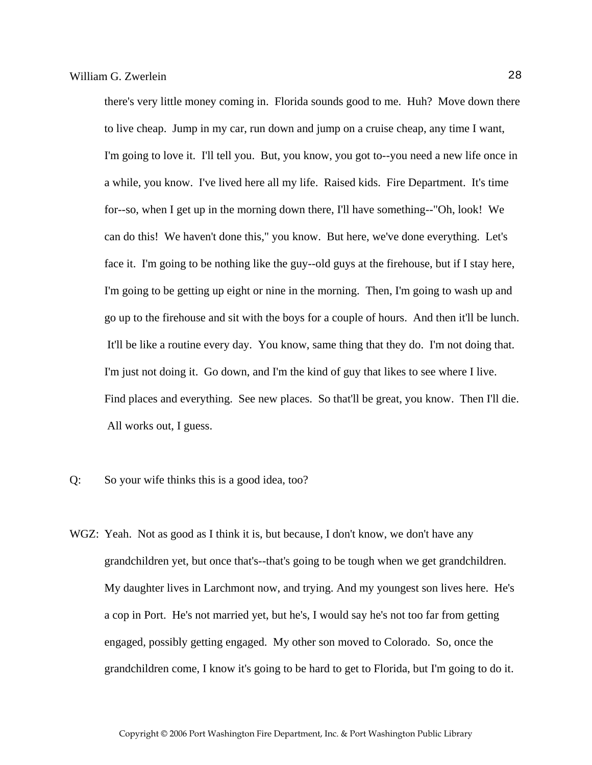there's very little money coming in. Florida sounds good to me. Huh? Move down there to live cheap. Jump in my car, run down and jump on a cruise cheap, any time I want, I'm going to love it. I'll tell you. But, you know, you got to--you need a new life once in a while, you know. I've lived here all my life. Raised kids. Fire Department. It's time for--so, when I get up in the morning down there, I'll have something--"Oh, look! We can do this! We haven't done this," you know. But here, we've done everything. Let's face it. I'm going to be nothing like the guy--old guys at the firehouse, but if I stay here, I'm going to be getting up eight or nine in the morning. Then, I'm going to wash up and go up to the firehouse and sit with the boys for a couple of hours. And then it'll be lunch. It'll be like a routine every day. You know, same thing that they do. I'm not doing that. I'm just not doing it. Go down, and I'm the kind of guy that likes to see where I live. Find places and everything. See new places. So that'll be great, you know. Then I'll die. All works out, I guess.

Q: So your wife thinks this is a good idea, too?

WGZ: Yeah. Not as good as I think it is, but because, I don't know, we don't have any grandchildren yet, but once that's--that's going to be tough when we get grandchildren. My daughter lives in Larchmont now, and trying. And my youngest son lives here. He's a cop in Port. He's not married yet, but he's, I would say he's not too far from getting engaged, possibly getting engaged. My other son moved to Colorado. So, once the grandchildren come, I know it's going to be hard to get to Florida, but I'm going to do it.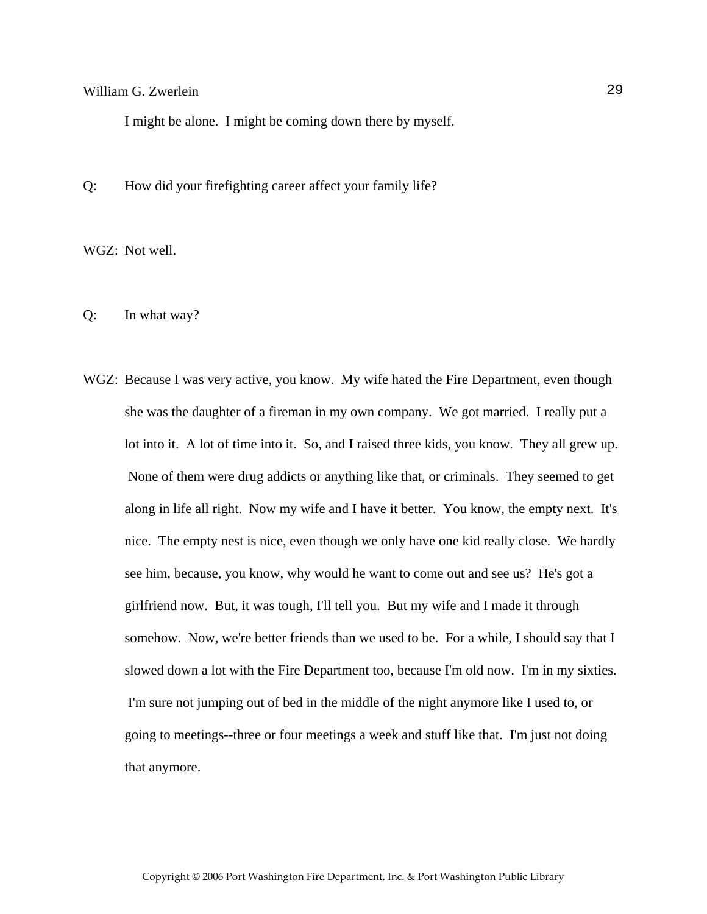I might be alone. I might be coming down there by myself.

Q: How did your firefighting career affect your family life?

WGZ: Not well.

Q: In what way?

WGZ: Because I was very active, you know. My wife hated the Fire Department, even though she was the daughter of a fireman in my own company. We got married. I really put a lot into it. A lot of time into it. So, and I raised three kids, you know. They all grew up. None of them were drug addicts or anything like that, or criminals. They seemed to get along in life all right. Now my wife and I have it better. You know, the empty next. It's nice. The empty nest is nice, even though we only have one kid really close. We hardly see him, because, you know, why would he want to come out and see us? He's got a girlfriend now. But, it was tough, I'll tell you. But my wife and I made it through somehow. Now, we're better friends than we used to be. For a while, I should say that I slowed down a lot with the Fire Department too, because I'm old now. I'm in my sixties. I'm sure not jumping out of bed in the middle of the night anymore like I used to, or going to meetings--three or four meetings a week and stuff like that. I'm just not doing that anymore.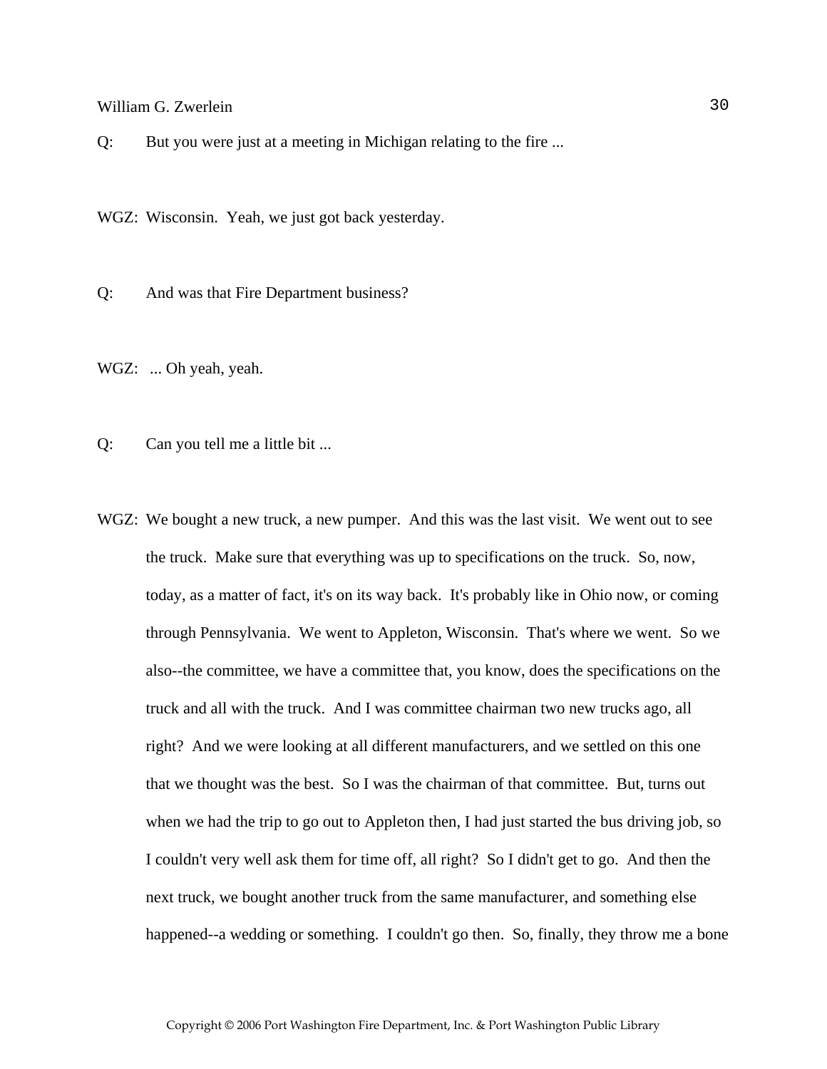Q: But you were just at a meeting in Michigan relating to the fire ...

WGZ: Wisconsin. Yeah, we just got back yesterday.

Q: And was that Fire Department business?

WGZ: ... Oh yeah, yeah.

Q: Can you tell me a little bit ...

WGZ: We bought a new truck, a new pumper. And this was the last visit. We went out to see the truck. Make sure that everything was up to specifications on the truck. So, now, today, as a matter of fact, it's on its way back. It's probably like in Ohio now, or coming through Pennsylvania. We went to Appleton, Wisconsin. That's where we went. So we also--the committee, we have a committee that, you know, does the specifications on the truck and all with the truck. And I was committee chairman two new trucks ago, all right? And we were looking at all different manufacturers, and we settled on this one that we thought was the best. So I was the chairman of that committee. But, turns out when we had the trip to go out to Appleton then, I had just started the bus driving job, so I couldn't very well ask them for time off, all right? So I didn't get to go. And then the next truck, we bought another truck from the same manufacturer, and something else happened--a wedding or something. I couldn't go then. So, finally, they throw me a bone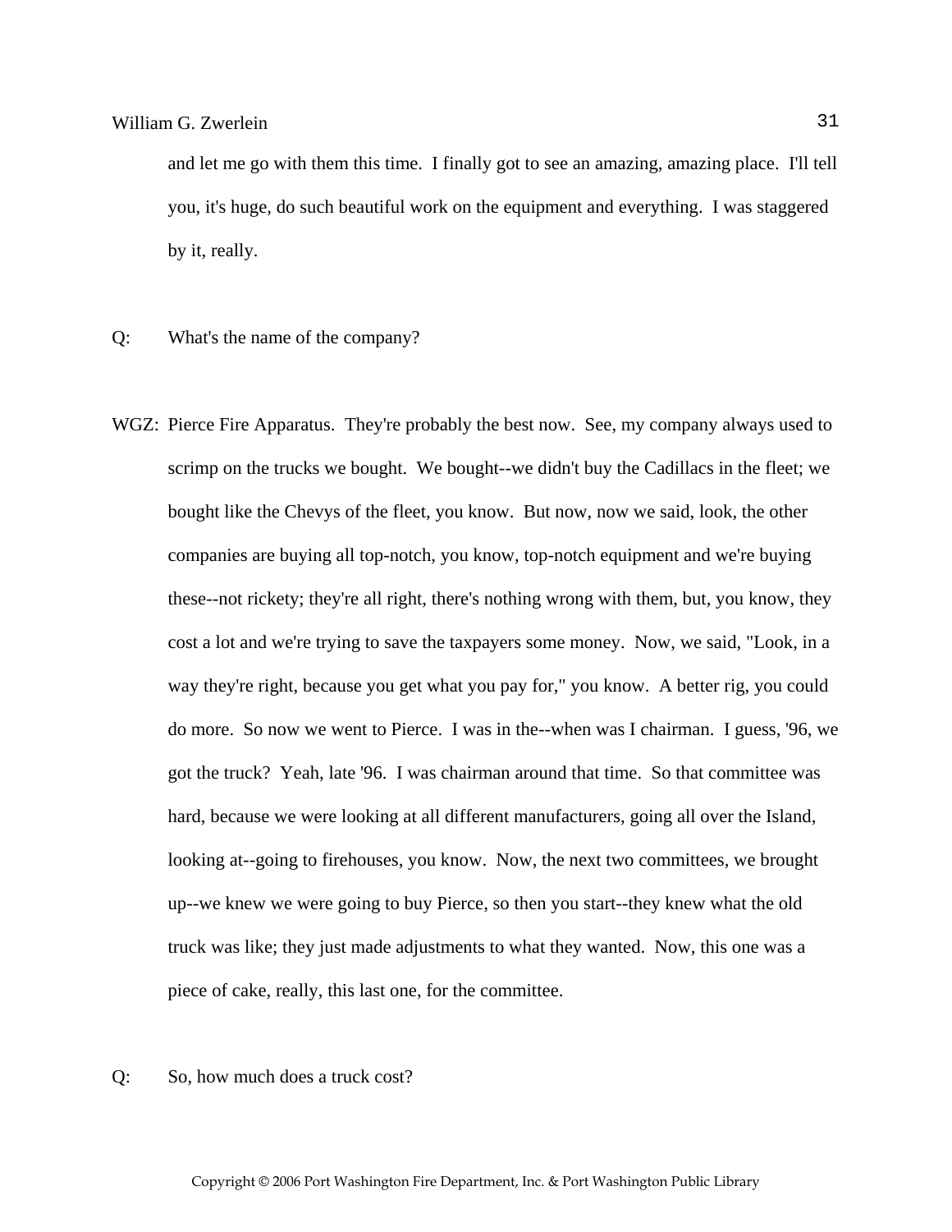and let me go with them this time. I finally got to see an amazing, amazing place. I'll tell you, it's huge, do such beautiful work on the equipment and everything. I was staggered by it, really.

Q: What's the name of the company?

WGZ: Pierce Fire Apparatus. They're probably the best now. See, my company always used to scrimp on the trucks we bought. We bought--we didn't buy the Cadillacs in the fleet; we bought like the Chevys of the fleet, you know. But now, now we said, look, the other companies are buying all top-notch, you know, top-notch equipment and we're buying these--not rickety; they're all right, there's nothing wrong with them, but, you know, they cost a lot and we're trying to save the taxpayers some money. Now, we said, "Look, in a way they're right, because you get what you pay for," you know. A better rig, you could do more. So now we went to Pierce. I was in the--when was I chairman. I guess, '96, we got the truck? Yeah, late '96. I was chairman around that time. So that committee was hard, because we were looking at all different manufacturers, going all over the Island, looking at--going to firehouses, you know. Now, the next two committees, we brought up--we knew we were going to buy Pierce, so then you start--they knew what the old truck was like; they just made adjustments to what they wanted. Now, this one was a piece of cake, really, this last one, for the committee.

Q: So, how much does a truck cost?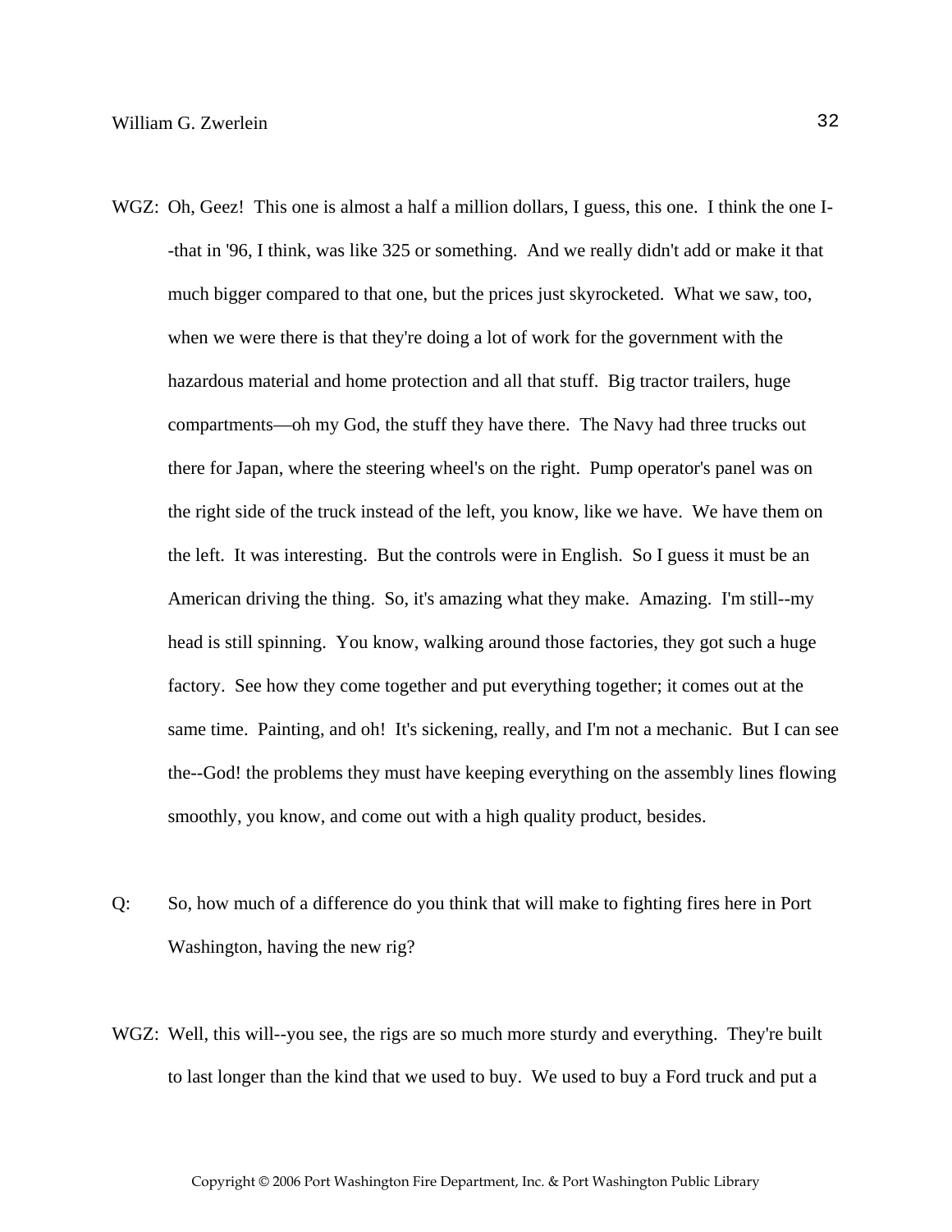WGZ: Oh, Geez! This one is almost a half a million dollars, I guess, this one. I think the one I--that in '96, I think, was like 325 or something. And we really didn't add or make it that much bigger compared to that one, but the prices just skyrocketed. What we saw, too, when we were there is that they're doing a lot of work for the government with the hazardous material and home protection and all that stuff. Big tractor trailers, huge compartments—oh my God, the stuff they have there. The Navy had three trucks out there for Japan, where the steering wheel's on the right. Pump operator's panel was on the right side of the truck instead of the left, you know, like we have. We have them on the left. It was interesting. But the controls were in English. So I guess it must be an American driving the thing. So, it's amazing what they make. Amazing. I'm still--my head is still spinning. You know, walking around those factories, they got such a huge factory. See how they come together and put everything together; it comes out at the same time. Painting, and oh! It's sickening, really, and I'm not a mechanic. But I can see the--God! the problems they must have keeping everything on the assembly lines flowing smoothly, you know, and come out with a high quality product, besides.

Q: So, how much of a difference do you think that will make to fighting fires here in Port Washington, having the new rig?

WGZ: Well, this will--you see, the rigs are so much more sturdy and everything. They're built to last longer than the kind that we used to buy. We used to buy a Ford truck and put a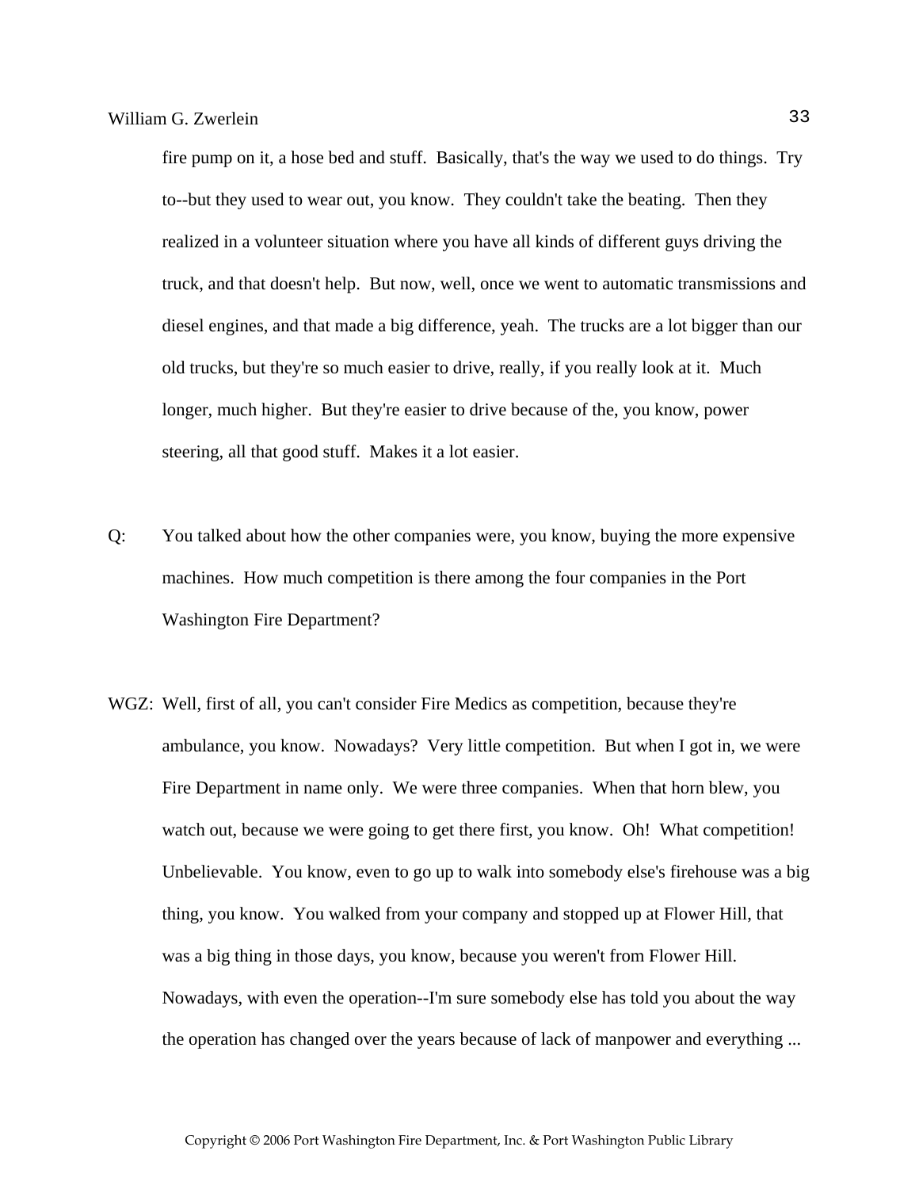fire pump on it, a hose bed and stuff. Basically, that's the way we used to do things. Try to--but they used to wear out, you know. They couldn't take the beating. Then they realized in a volunteer situation where you have all kinds of different guys driving the truck, and that doesn't help. But now, well, once we went to automatic transmissions and diesel engines, and that made a big difference, yeah. The trucks are a lot bigger than our old trucks, but they're so much easier to drive, really, if you really look at it. Much longer, much higher. But they're easier to drive because of the, you know, power steering, all that good stuff. Makes it a lot easier.

Q: You talked about how the other companies were, you know, buying the more expensive machines. How much competition is there among the four companies in the Port Washington Fire Department?

WGZ: Well, first of all, you can't consider Fire Medics as competition, because they're ambulance, you know. Nowadays? Very little competition. But when I got in, we were Fire Department in name only. We were three companies. When that horn blew, you watch out, because we were going to get there first, you know. Oh! What competition! Unbelievable. You know, even to go up to walk into somebody else's firehouse was a big thing, you know. You walked from your company and stopped up at Flower Hill, that was a big thing in those days, you know, because you weren't from Flower Hill. Nowadays, with even the operation--I'm sure somebody else has told you about the way the operation has changed over the years because of lack of manpower and everything ...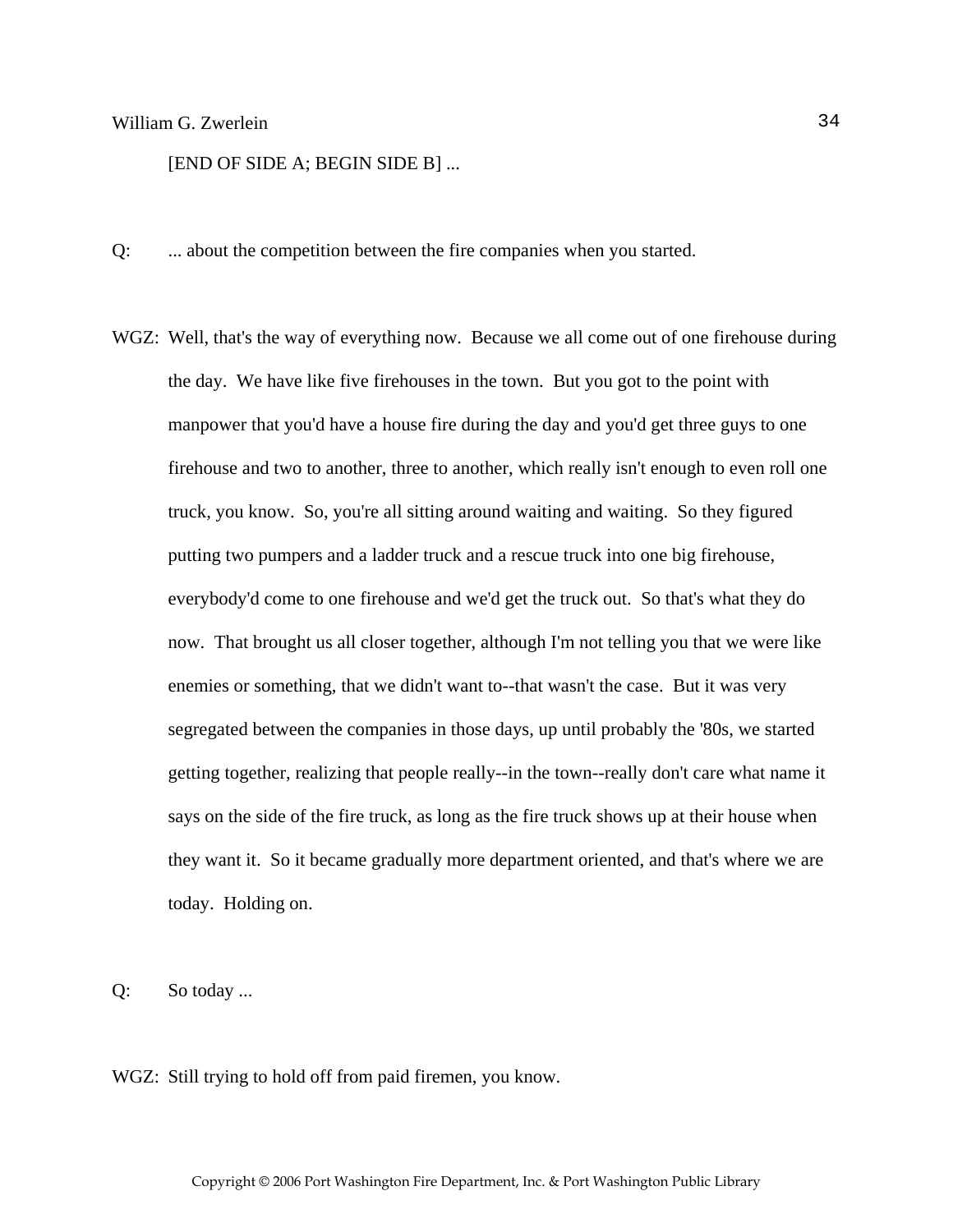[END OF SIDE A; BEGIN SIDE B] ...

Q: ... about the competition between the fire companies when you started.

WGZ: Well, that's the way of everything now. Because we all come out of one firehouse during the day. We have like five firehouses in the town. But you got to the point with manpower that you'd have a house fire during the day and you'd get three guys to one firehouse and two to another, three to another, which really isn't enough to even roll one truck, you know. So, you're all sitting around waiting and waiting. So they figured putting two pumpers and a ladder truck and a rescue truck into one big firehouse, everybody'd come to one firehouse and we'd get the truck out. So that's what they do now. That brought us all closer together, although I'm not telling you that we were like enemies or something, that we didn't want to--that wasn't the case. But it was very segregated between the companies in those days, up until probably the '80s, we started getting together, realizing that people really--in the town--really don't care what name it says on the side of the fire truck, as long as the fire truck shows up at their house when they want it. So it became gradually more department oriented, and that's where we are today. Holding on.

Q: So today ...

WGZ: Still trying to hold off from paid firemen, you know.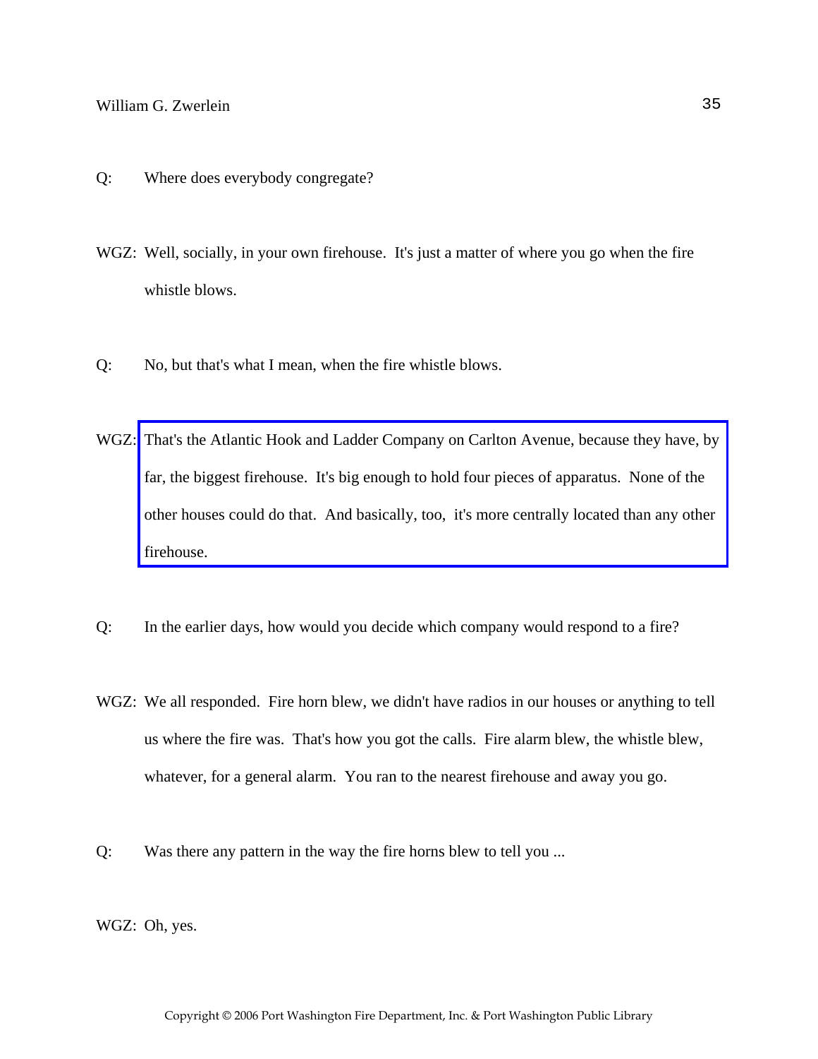Q: Where does everybody congregate?

WGZ: Well, socially, in your own firehouse. It's just a matter of where you go when the fire whistle blows.

Q: No, but that's what I mean, when the fire whistle blows.

WGZ: That's the Atlantic Hook and Ladder Company on Carlton Avenue, because they have, by far, the biggest firehouse. It's big enough to hold four pieces of apparatus. None of the other houses could do that. And basically, too, it's more centrally located than any other firehouse.

Q: In the earlier days, how would you decide which company would respond to a fire?

WGZ: We all responded. Fire horn blew, we didn't have radios in our houses or anything to tell us where the fire was. That's how you got the calls. Fire alarm blew, the whistle blew, whatever, for a general alarm. You ran to the nearest firehouse and away you go.

Q: Was there any pattern in the way the fire horns blew to tell you ...

WGZ: Oh, yes.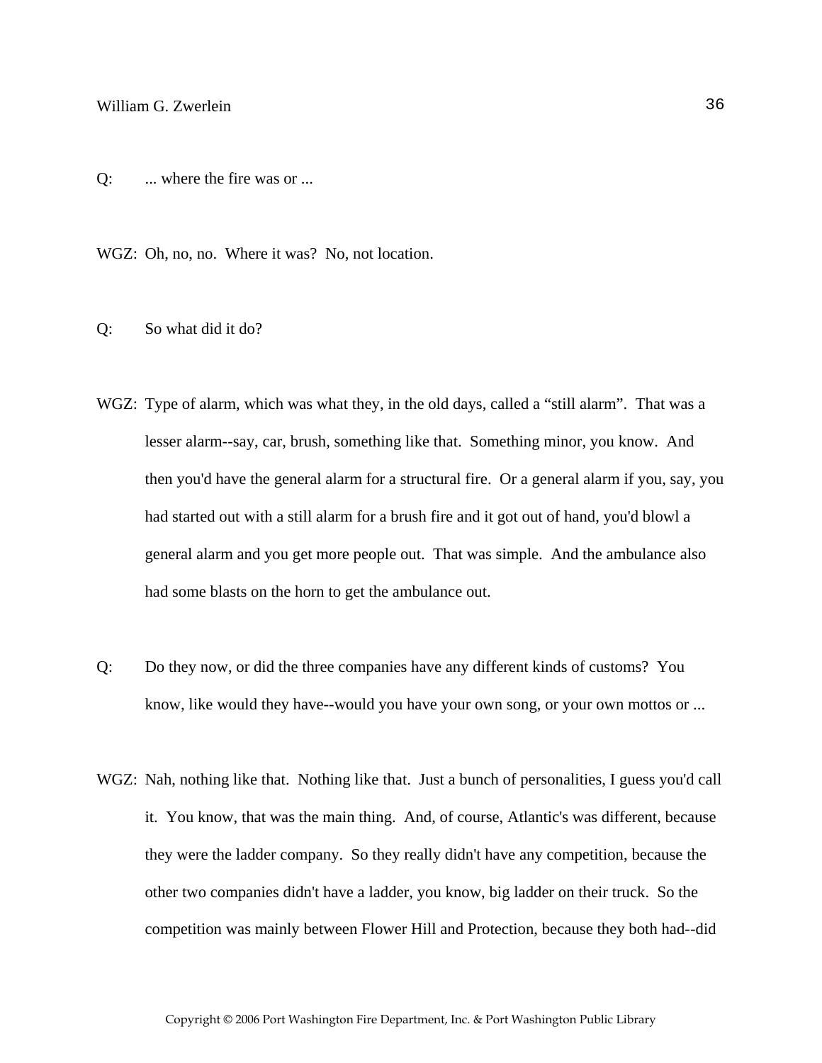Q: ... where the fire was or ...

WGZ: Oh, no, no. Where it was? No, not location.

Q: So what did it do?

WGZ: Type of alarm, which was what they, in the old days, called a "still alarm". That was a lesser alarm--say, car, brush, something like that. Something minor, you know. And then you'd have the general alarm for a structural fire. Or a general alarm if you, say, you had started out with a still alarm for a brush fire and it got out of hand, you'd blowl a general alarm and you get more people out. That was simple. And the ambulance also had some blasts on the horn to get the ambulance out.

Q: Do they now, or did the three companies have any different kinds of customs? You know, like would they have--would you have your own song, or your own mottos or ...

WGZ: Nah, nothing like that. Nothing like that. Just a bunch of personalities, I guess you'd call it. You know, that was the main thing. And, of course, Atlantic's was different, because they were the ladder company. So they really didn't have any competition, because the other two companies didn't have a ladder, you know, big ladder on their truck. So the competition was mainly between Flower Hill and Protection, because they both had--did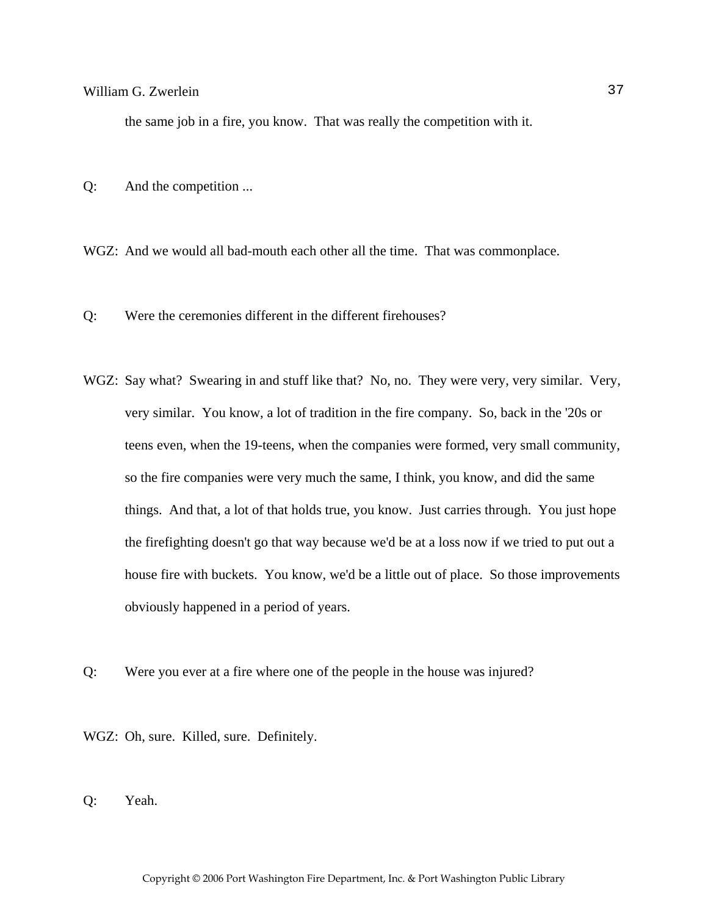the same job in a fire, you know. That was really the competition with it.

Q: And the competition ...

WGZ: And we would all bad-mouth each other all the time. That was commonplace.

Q: Were the ceremonies different in the different firehouses?

WGZ: Say what? Swearing in and stuff like that? No, no. They were very, very similar. Very, very similar. You know, a lot of tradition in the fire company. So, back in the '20s or teens even, when the 19-teens, when the companies were formed, very small community, so the fire companies were very much the same, I think, you know, and did the same things. And that, a lot of that holds true, you know. Just carries through. You just hope the firefighting doesn't go that way because we'd be at a loss now if we tried to put out a house fire with buckets. You know, we'd be a little out of place. So those improvements obviously happened in a period of years.

Q: Were you ever at a fire where one of the people in the house was injured?

WGZ: Oh, sure. Killed, sure. Definitely.

Q: Yeah.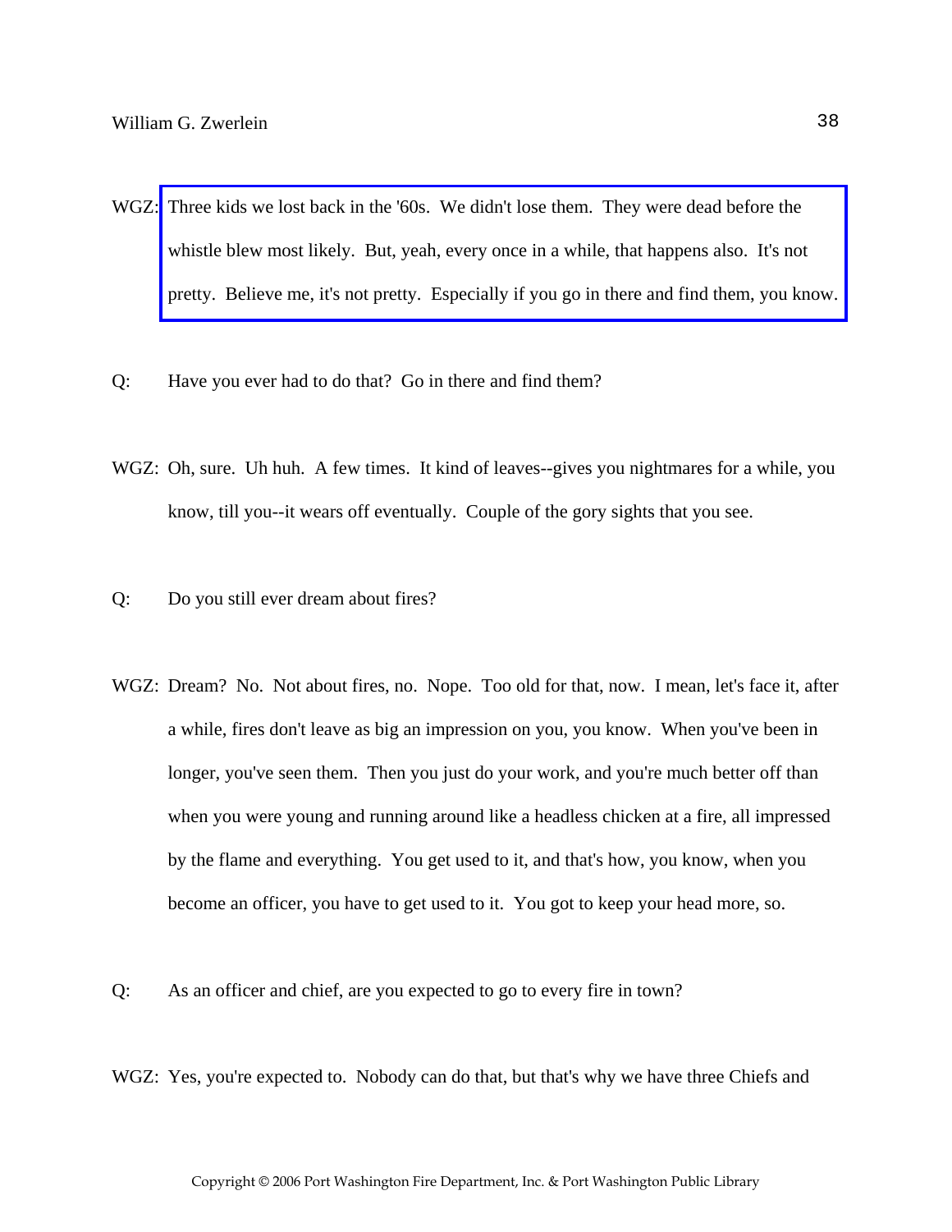WGZ: Three kids we lost back in the '60s. We didn't lose them. They were dead before the whistle blew most likely. But, yeah, every once in a while, that happens also. It's not pretty. Believe me, it's not pretty. Especially if you go in there and find them, you know.

Q: Have you ever had to do that? Go in there and find them?

WGZ: Oh, sure. Uh huh. A few times. It kind of leaves--gives you nightmares for a while, you know, till you--it wears off eventually. Couple of the gory sights that you see.

Q: Do you still ever dream about fires?

WGZ: Dream? No. Not about fires, no. Nope. Too old for that, now. I mean, let's face it, after a while, fires don't leave as big an impression on you, you know. When you've been in longer, you've seen them. Then you just do your work, and you're much better off than when you were young and running around like a headless chicken at a fire, all impressed by the flame and everything. You get used to it, and that's how, you know, when you become an officer, you have to get used to it. You got to keep your head more, so.

Q: As an officer and chief, are you expected to go to every fire in town?

WGZ: Yes, you're expected to. Nobody can do that, but that's why we have three Chiefs and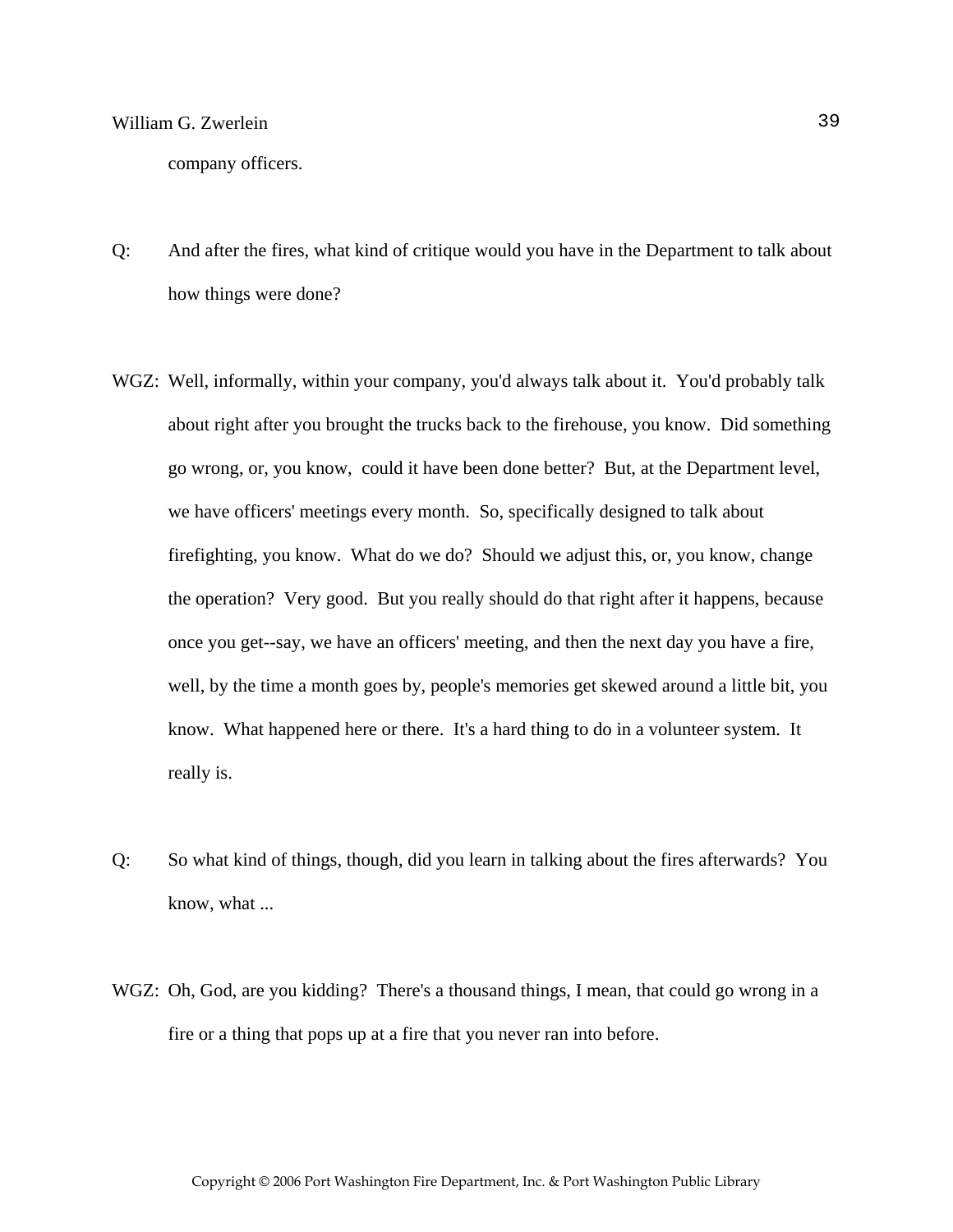company officers.

Q: And after the fires, what kind of critique would you have in the Department to talk about how things were done?

WGZ: Well, informally, within your company, you'd always talk about it. You'd probably talk about right after you brought the trucks back to the firehouse, you know. Did something go wrong, or, you know, could it have been done better? But, at the Department level, we have officers' meetings every month. So, specifically designed to talk about firefighting, you know. What do we do? Should we adjust this, or, you know, change the operation? Very good. But you really should do that right after it happens, because once you get--say, we have an officers' meeting, and then the next day you have a fire, well, by the time a month goes by, people's memories get skewed around a little bit, you know. What happened here or there. It's a hard thing to do in a volunteer system. It really is.

Q: So what kind of things, though, did you learn in talking about the fires afterwards? You know, what ...

WGZ: Oh, God, are you kidding? There's a thousand things, I mean, that could go wrong in a fire or a thing that pops up at a fire that you never ran into before.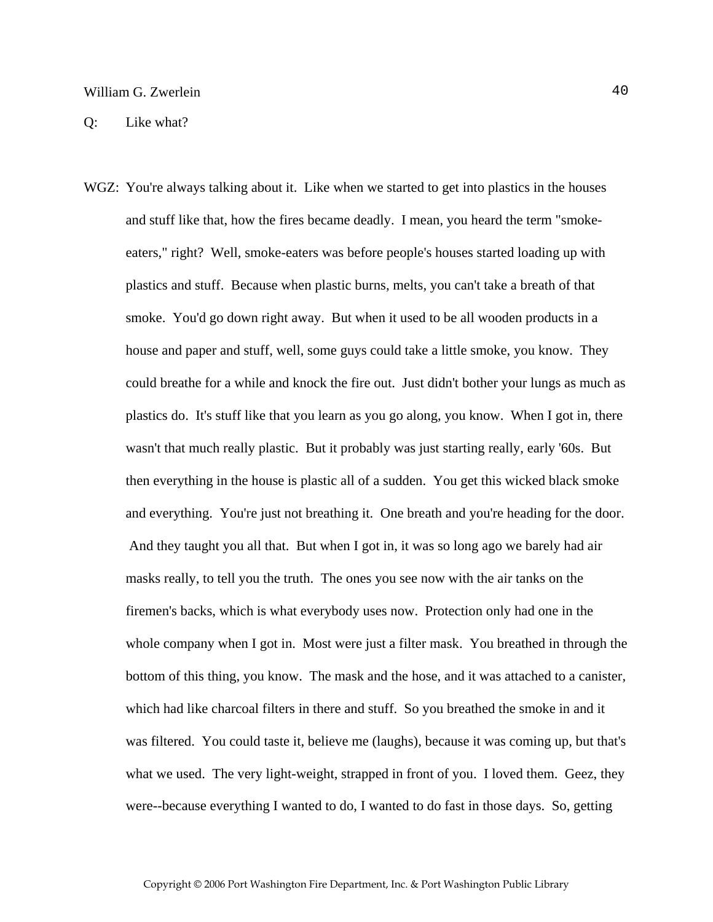Q: Like what?

WGZ: You're always talking about it. Like when we started to get into plastics in the houses and stuff like that, how the fires became deadly. I mean, you heard the term "smoke-eaters," right? Well, smoke-eaters was before people's houses started loading up with plastics and stuff. Because when plastic burns, melts, you can't take a breath of that smoke. You'd go down right away. But when it used to be all wooden products in a house and paper and stuff, well, some guys could take a little smoke, you know. They could breathe for a while and knock the fire out. Just didn't bother your lungs as much as plastics do. It's stuff like that you learn as you go along, you know. When I got in, there wasn't that much really plastic. But it probably was just starting really, early '60s. But then everything in the house is plastic all of a sudden. You get this wicked black smoke and everything. You're just not breathing it. One breath and you're heading for the door. And they taught you all that. But when I got in, it was so long ago we barely had air masks really, to tell you the truth. The ones you see now with the air tanks on the firemen's backs, which is what everybody uses now. Protection only had one in the whole company when I got in. Most were just a filter mask. You breathed in through the bottom of this thing, you know. The mask and the hose, and it was attached to a canister, which had like charcoal filters in there and stuff. So you breathed the smoke in and it was filtered. You could taste it, believe me (laughs), because it was coming up, but that's what we used. The very light-weight, strapped in front of you. I loved them. Geez, they were--because everything I wanted to do, I wanted to do fast in those days. So, getting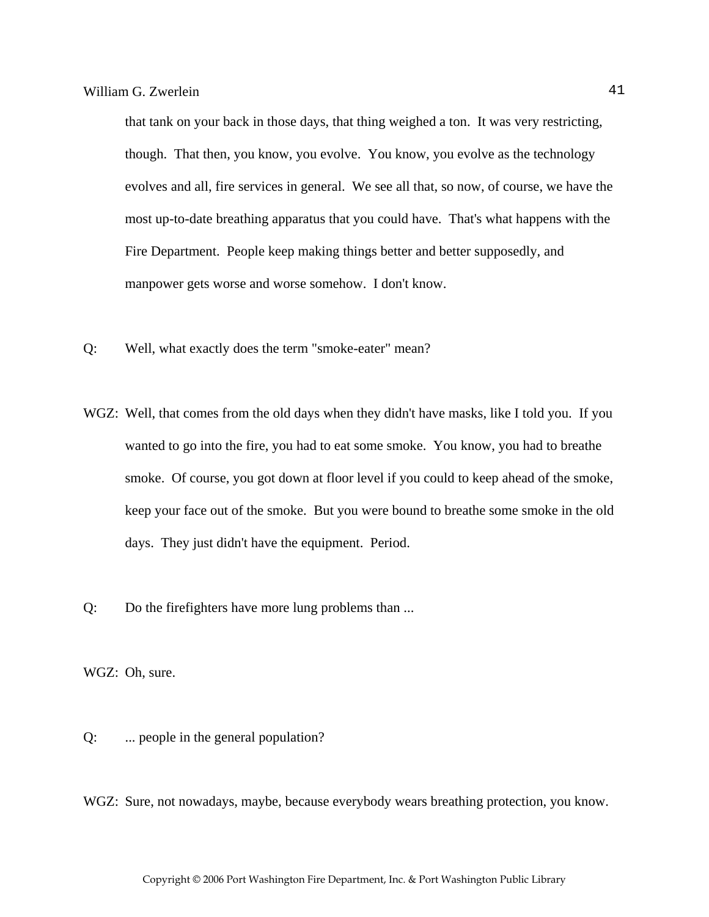that tank on your back in those days, that thing weighed a ton. It was very restricting, though. That then, you know, you evolve. You know, you evolve as the technology evolves and all, fire services in general. We see all that, so now, of course, we have the most up-to-date breathing apparatus that you could have. That's what happens with the Fire Department. People keep making things better and better supposedly, and manpower gets worse and worse somehow. I don't know.

Q: Well, what exactly does the term "smoke-eater" mean?

WGZ: Well, that comes from the old days when they didn't have masks, like I told you. If you wanted to go into the fire, you had to eat some smoke. You know, you had to breathe smoke. Of course, you got down at floor level if you could to keep ahead of the smoke, keep your face out of the smoke. But you were bound to breathe some smoke in the old days. They just didn't have the equipment. Period.

Q: Do the firefighters have more lung problems than ...

WGZ: Oh, sure.

Q: ... people in the general population?

WGZ: Sure, not nowadays, maybe, because everybody wears breathing protection, you know.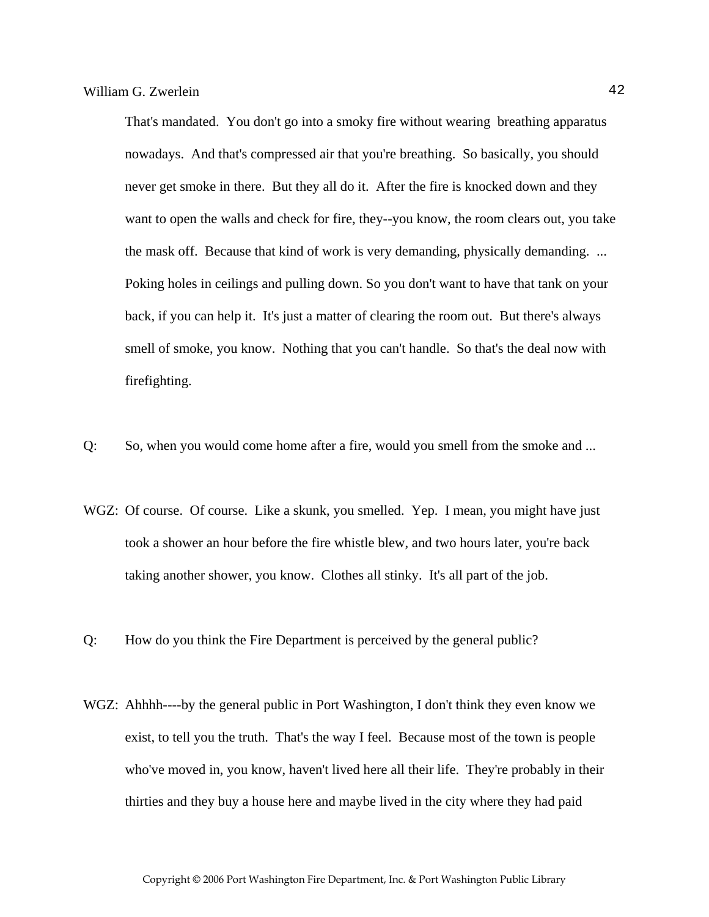That's mandated. You don't go into a smoky fire without wearing breathing apparatus nowadays. And that's compressed air that you're breathing. So basically, you should never get smoke in there. But they all do it. After the fire is knocked down and they want to open the walls and check for fire, they--you know, the room clears out, you take the mask off. Because that kind of work is very demanding, physically demanding. ... Poking holes in ceilings and pulling down. So you don't want to have that tank on your back, if you can help it. It's just a matter of clearing the room out. But there's always smell of smoke, you know. Nothing that you can't handle. So that's the deal now with firefighting.

Q: So, when you would come home after a fire, would you smell from the smoke and ...

WGZ: Of course. Of course. Like a skunk, you smelled. Yep. I mean, you might have just took a shower an hour before the fire whistle blew, and two hours later, you're back taking another shower, you know. Clothes all stinky. It's all part of the job.

Q: How do you think the Fire Department is perceived by the general public?

WGZ: Ahhhh----by the general public in Port Washington, I don't think they even know we exist, to tell you the truth. That's the way I feel. Because most of the town is people who've moved in, you know, haven't lived here all their life. They're probably in their thirties and they buy a house here and maybe lived in the city where they had paid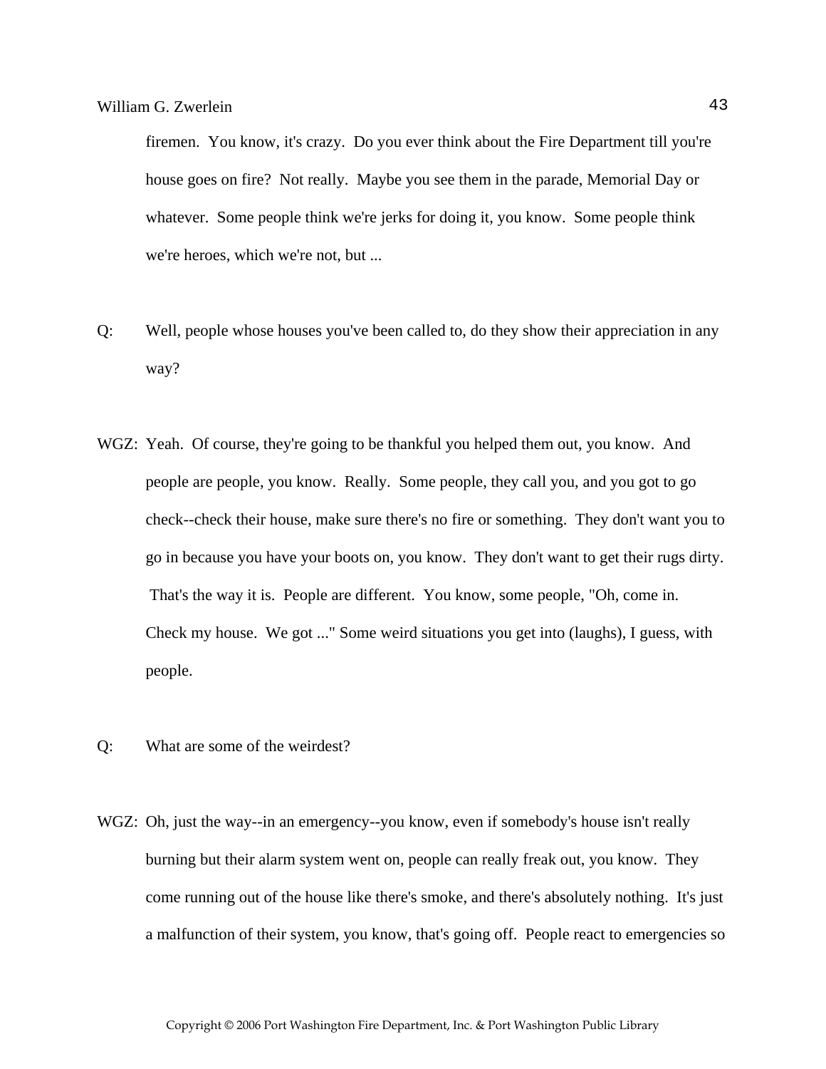firemen. You know, it's crazy. Do you ever think about the Fire Department till you're house goes on fire? Not really. Maybe you see them in the parade, Memorial Day or whatever. Some people think we're jerks for doing it, you know. Some people think we're heroes, which we're not, but ...

Q: Well, people whose houses you've been called to, do they show their appreciation in any way?

WGZ: Yeah. Of course, they're going to be thankful you helped them out, you know. And people are people, you know. Really. Some people, they call you, and you got to go check--check their house, make sure there's no fire or something. They don't want you to go in because you have your boots on, you know. They don't want to get their rugs dirty. That's the way it is. People are different. You know, some people, "Oh, come in. Check my house. We got ..." Some weird situations you get into (laughs), I guess, with people.

Q: What are some of the weirdest?

WGZ: Oh, just the way--in an emergency--you know, even if somebody's house isn't really burning but their alarm system went on, people can really freak out, you know. They come running out of the house like there's smoke, and there's absolutely nothing. It's just a malfunction of their system, you know, that's going off. People react to emergencies so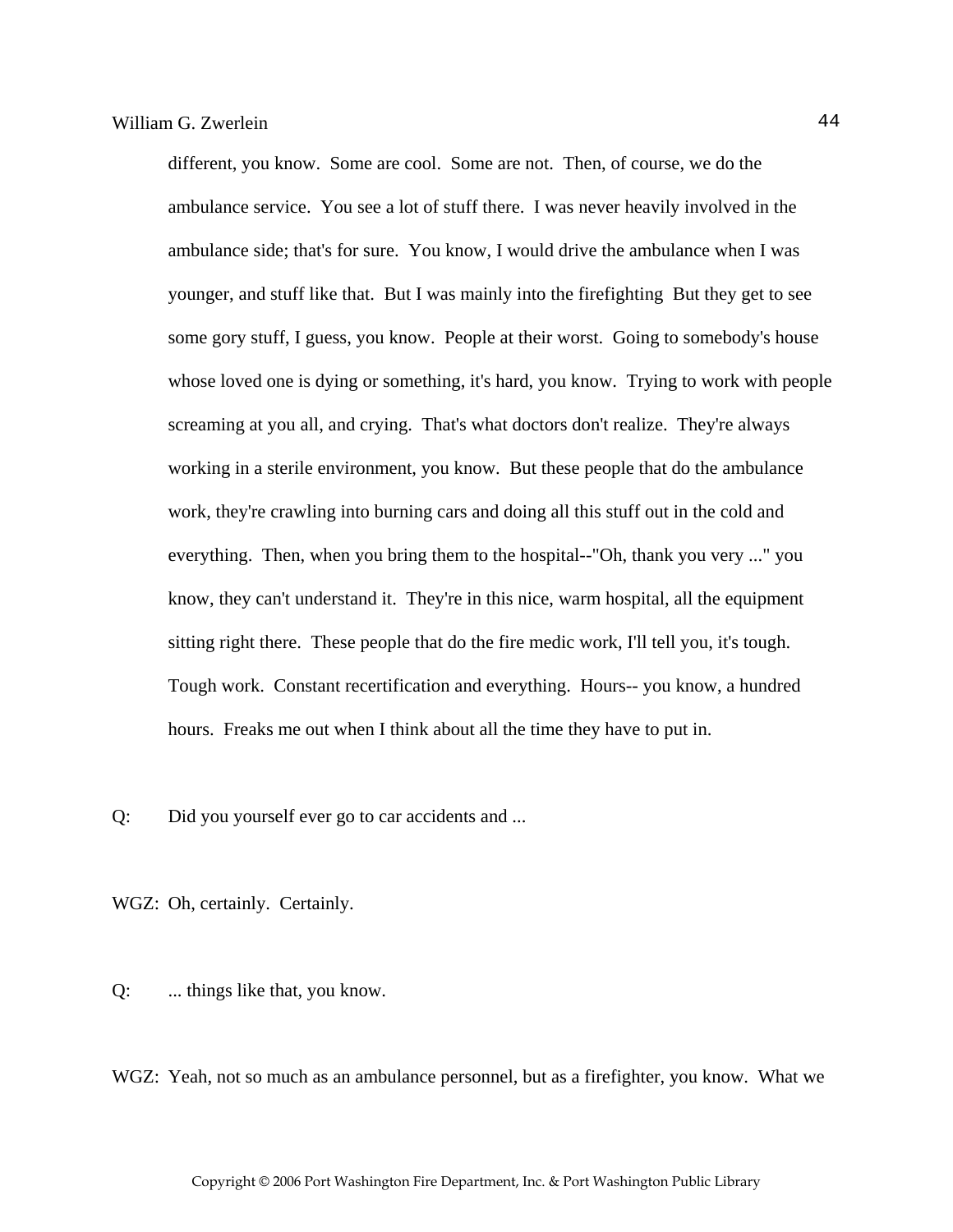different, you know.  Some are cool.  Some are not.  Then, of course, we do the ambulance service.  You see a lot of stuff there.  I was never heavily involved in the ambulance side; that's for sure.  You know, I would drive the ambulance when I was younger, and stuff like that.  But I was mainly into the firefighting  But they get to see some gory stuff, I guess, you know.  People at their worst.  Going to somebody's house whose loved one is dying or something, it's hard, you know.  Trying to work with people screaming at you all, and crying.  That's what doctors don't realize.  They're always working in a sterile environment, you know.  But these people that do the ambulance work, they're crawling into burning cars and doing all this stuff out in the cold and everything.  Then, when you bring them to the hospital--"Oh, thank you very ..." you know, they can't understand it.  They're in this nice, warm hospital, all the equipment sitting right there.  These people that do the fire medic work, I'll tell you, it's tough.  Tough work.  Constant recertification and everything.  Hours-- you know, a hundred hours.  Freaks me out when I think about all the time they have to put in.

Q: Did you yourself ever go to car accidents and ...

WGZ: Oh, certainly.  Certainly.

Q: ... things like that, you know.

WGZ: Yeah, not so much as an ambulance personnel, but as a firefighter, you know.  What we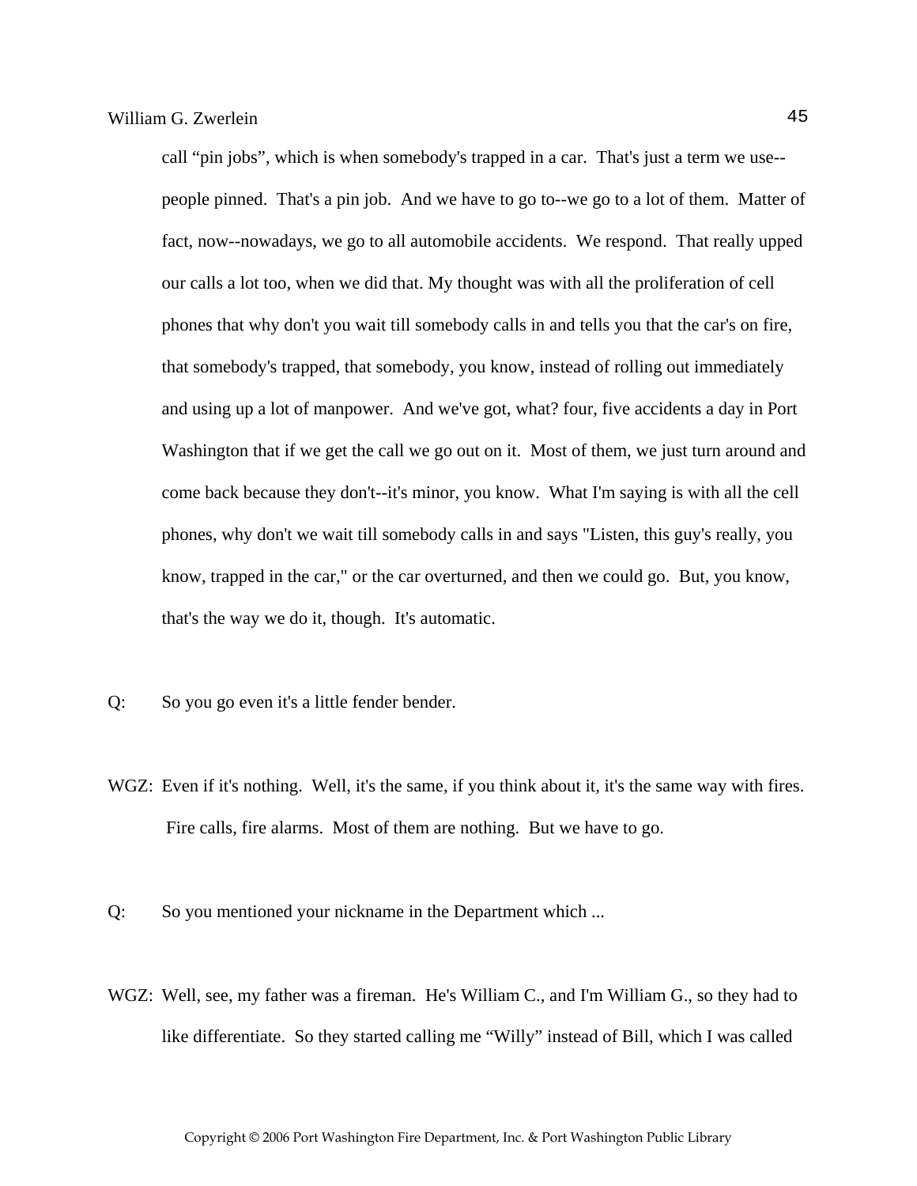call “pin jobs”, which is when somebody's trapped in a car. That's just a term we use--people pinned. That's a pin job. And we have to go to--we go to a lot of them. Matter of fact, now--nowadays, we go to all automobile accidents. We respond. That really upped our calls a lot too, when we did that. My thought was with all the proliferation of cell phones that why don't you wait till somebody calls in and tells you that the car's on fire, that somebody's trapped, that somebody, you know, instead of rolling out immediately and using up a lot of manpower. And we've got, what? four, five accidents a day in Port Washington that if we get the call we go out on it. Most of them, we just turn around and come back because they don't--it's minor, you know. What I'm saying is with all the cell phones, why don't we wait till somebody calls in and says "Listen, this guy's really, you know, trapped in the car," or the car overturned, and then we could go. But, you know, that's the way we do it, though. It's automatic.

Q: So you go even it's a little fender bender.

WGZ: Even if it's nothing. Well, it's the same, if you think about it, it's the same way with fires. Fire calls, fire alarms. Most of them are nothing. But we have to go.

Q: So you mentioned your nickname in the Department which ...

WGZ: Well, see, my father was a fireman. He's William C., and I'm William G., so they had to like differentiate. So they started calling me “Willy” instead of Bill, which I was called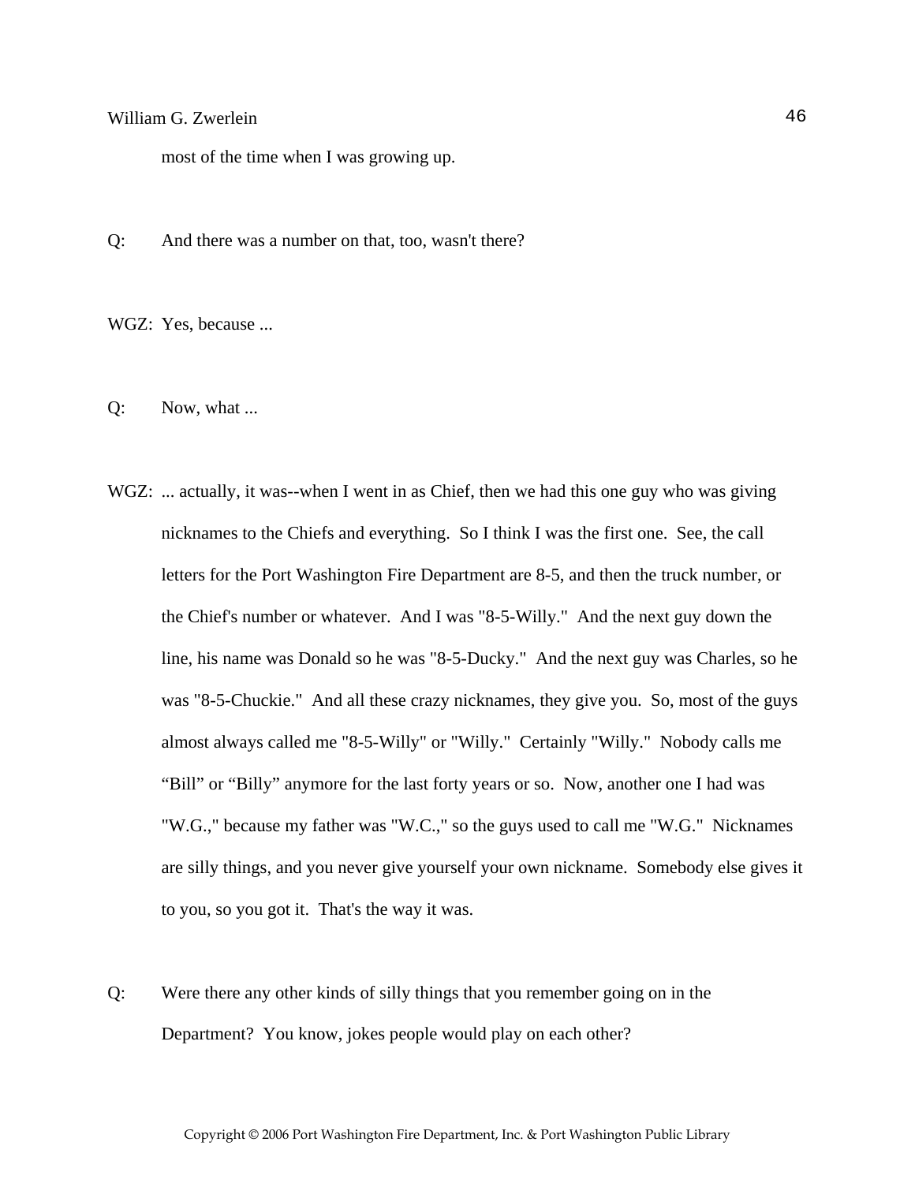most of the time when I was growing up.

Q: And there was a number on that, too, wasn't there?

WGZ: Yes, because ...

Q: Now, what ...

WGZ: ... actually, it was--when I went in as Chief, then we had this one guy who was giving nicknames to the Chiefs and everything. So I think I was the first one. See, the call letters for the Port Washington Fire Department are 8-5, and then the truck number, or the Chief's number or whatever. And I was "8-5-Willy." And the next guy down the line, his name was Donald so he was "8-5-Ducky." And the next guy was Charles, so he was "8-5-Chuckie." And all these crazy nicknames, they give you. So, most of the guys almost always called me "8-5-Willy" or "Willy." Certainly "Willy." Nobody calls me "Bill" or "Billy" anymore for the last forty years or so. Now, another one I had was "W.G.," because my father was "W.C.," so the guys used to call me "W.G." Nicknames are silly things, and you never give yourself your own nickname. Somebody else gives it to you, so you got it. That's the way it was.

Q: Were there any other kinds of silly things that you remember going on in the Department? You know, jokes people would play on each other?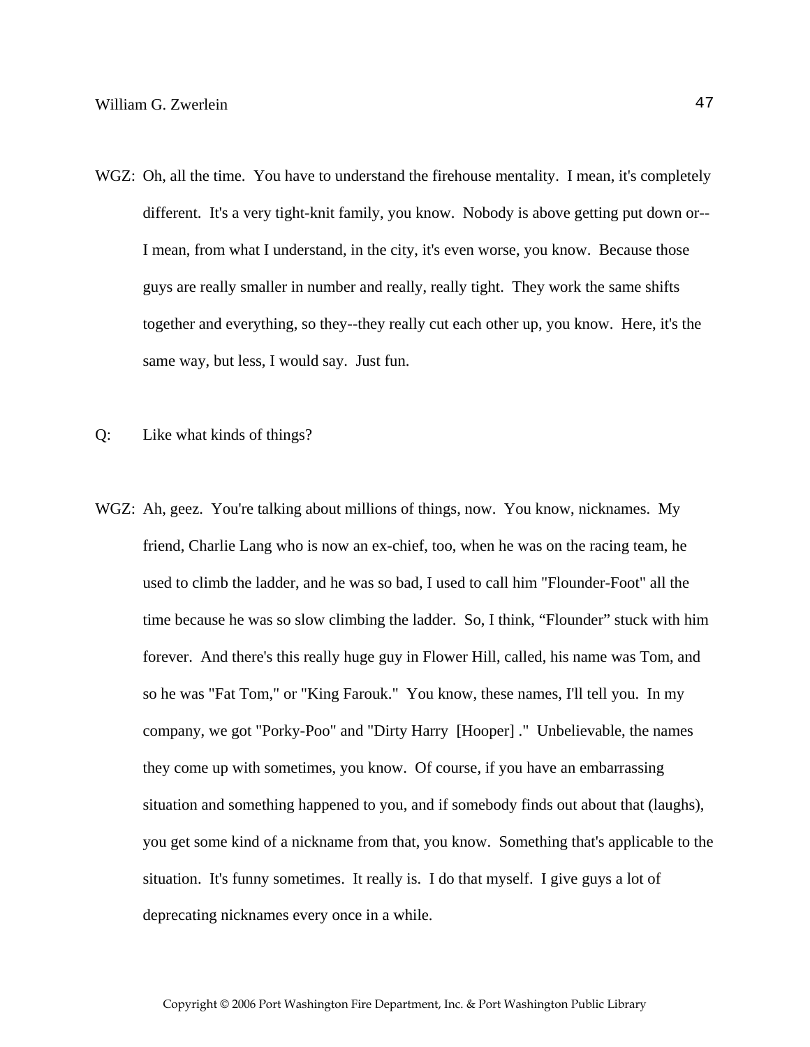WGZ: Oh, all the time. You have to understand the firehouse mentality. I mean, it's completely different. It's a very tight-knit family, you know. Nobody is above getting put down or--I mean, from what I understand, in the city, it's even worse, you know. Because those guys are really smaller in number and really, really tight. They work the same shifts together and everything, so they--they really cut each other up, you know. Here, it's the same way, but less, I would say. Just fun.

Q: Like what kinds of things?

WGZ: Ah, geez. You're talking about millions of things, now. You know, nicknames. My friend, Charlie Lang who is now an ex-chief, too, when he was on the racing team, he used to climb the ladder, and he was so bad, I used to call him "Flounder-Foot" all the time because he was so slow climbing the ladder. So, I think, "Flounder" stuck with him forever. And there's this really huge guy in Flower Hill, called, his name was Tom, and so he was "Fat Tom," or "King Farouk." You know, these names, I'll tell you. In my company, we got "Porky-Poo" and "Dirty Harry [Hooper] ." Unbelievable, the names they come up with sometimes, you know. Of course, if you have an embarrassing situation and something happened to you, and if somebody finds out about that (laughs), you get some kind of a nickname from that, you know. Something that's applicable to the situation. It's funny sometimes. It really is. I do that myself. I give guys a lot of deprecating nicknames every once in a while.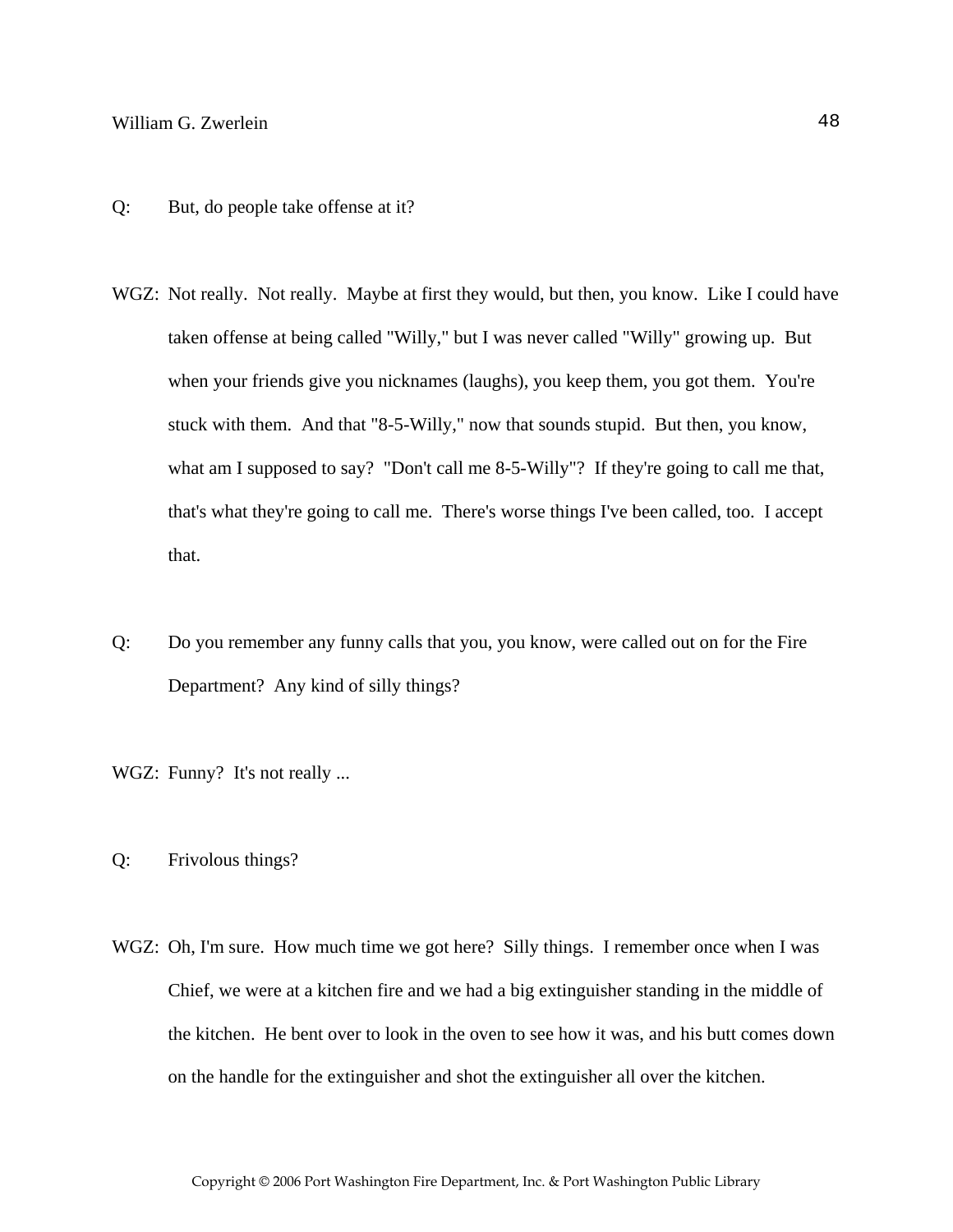Q: But, do people take offense at it?

WGZ: Not really. Not really. Maybe at first they would, but then, you know. Like I could have taken offense at being called "Willy," but I was never called "Willy" growing up. But when your friends give you nicknames (laughs), you keep them, you got them. You're stuck with them. And that "8-5-Willy," now that sounds stupid. But then, you know, what am I supposed to say? "Don't call me 8-5-Willy"? If they're going to call me that, that's what they're going to call me. There's worse things I've been called, too. I accept that.

Q: Do you remember any funny calls that you, you know, were called out on for the Fire Department? Any kind of silly things?

WGZ: Funny? It's not really ...

Q: Frivolous things?

WGZ: Oh, I'm sure. How much time we got here? Silly things. I remember once when I was Chief, we were at a kitchen fire and we had a big extinguisher standing in the middle of the kitchen. He bent over to look in the oven to see how it was, and his butt comes down on the handle for the extinguisher and shot the extinguisher all over the kitchen.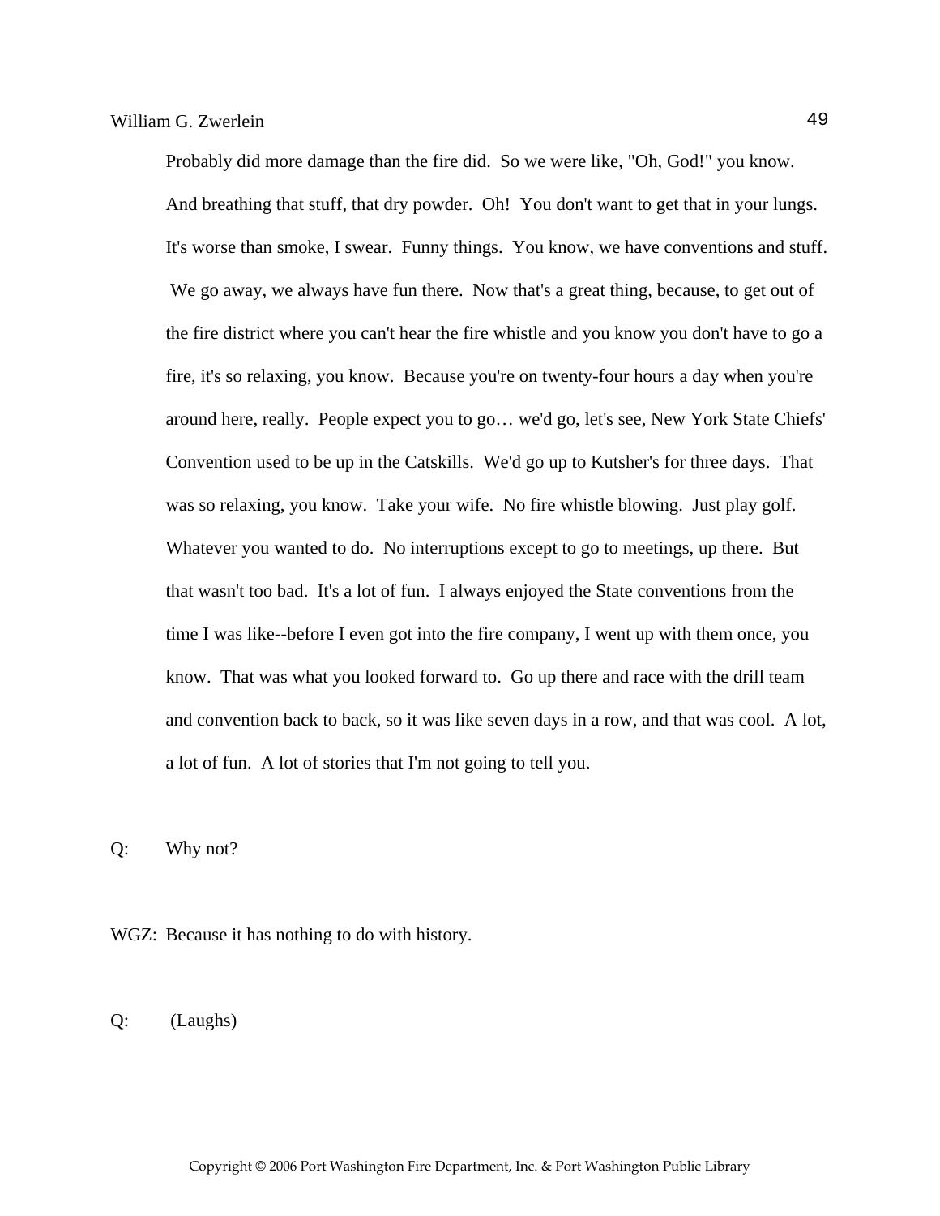Probably did more damage than the fire did. So we were like, "Oh, God!" you know. And breathing that stuff, that dry powder. Oh! You don't want to get that in your lungs. It's worse than smoke, I swear. Funny things. You know, we have conventions and stuff. We go away, we always have fun there. Now that's a great thing, because, to get out of the fire district where you can't hear the fire whistle and you know you don't have to go a fire, it's so relaxing, you know. Because you're on twenty-four hours a day when you're around here, really. People expect you to go… we'd go, let's see, New York State Chiefs' Convention used to be up in the Catskills. We'd go up to Kutsher's for three days. That was so relaxing, you know. Take your wife. No fire whistle blowing. Just play golf. Whatever you wanted to do. No interruptions except to go to meetings, up there. But that wasn't too bad. It's a lot of fun. I always enjoyed the State conventions from the time I was like--before I even got into the fire company, I went up with them once, you know. That was what you looked forward to. Go up there and race with the drill team and convention back to back, so it was like seven days in a row, and that was cool. A lot, a lot of fun. A lot of stories that I'm not going to tell you.

Q: Why not?

WGZ: Because it has nothing to do with history.

Q: (Laughs)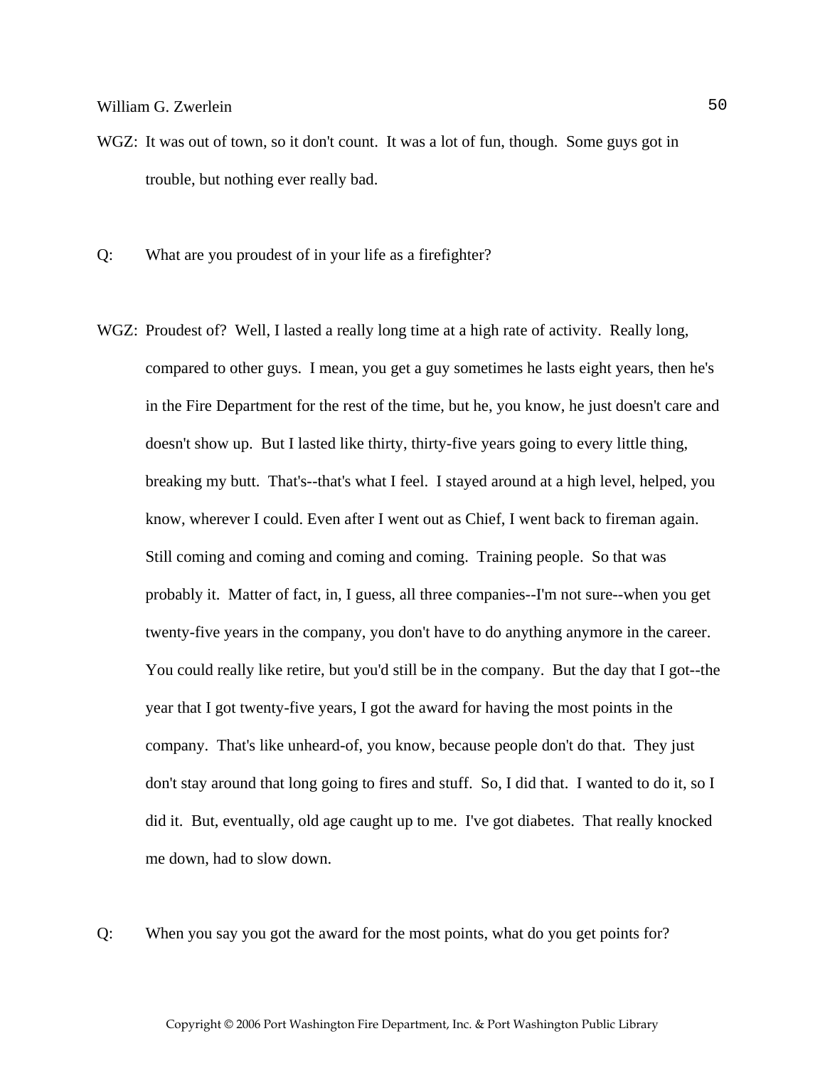WGZ: It was out of town, so it don't count. It was a lot of fun, though. Some guys got in trouble, but nothing ever really bad.

Q: What are you proudest of in your life as a firefighter?

WGZ: Proudest of? Well, I lasted a really long time at a high rate of activity. Really long, compared to other guys. I mean, you get a guy sometimes he lasts eight years, then he's in the Fire Department for the rest of the time, but he, you know, he just doesn't care and doesn't show up. But I lasted like thirty, thirty-five years going to every little thing, breaking my butt. That's--that's what I feel. I stayed around at a high level, helped, you know, wherever I could. Even after I went out as Chief, I went back to fireman again. Still coming and coming and coming and coming. Training people. So that was probably it. Matter of fact, in, I guess, all three companies--I'm not sure--when you get twenty-five years in the company, you don't have to do anything anymore in the career. You could really like retire, but you'd still be in the company. But the day that I got--the year that I got twenty-five years, I got the award for having the most points in the company. That's like unheard-of, you know, because people don't do that. They just don't stay around that long going to fires and stuff. So, I did that. I wanted to do it, so I did it. But, eventually, old age caught up to me. I've got diabetes. That really knocked me down, had to slow down.

Q: When you say you got the award for the most points, what do you get points for?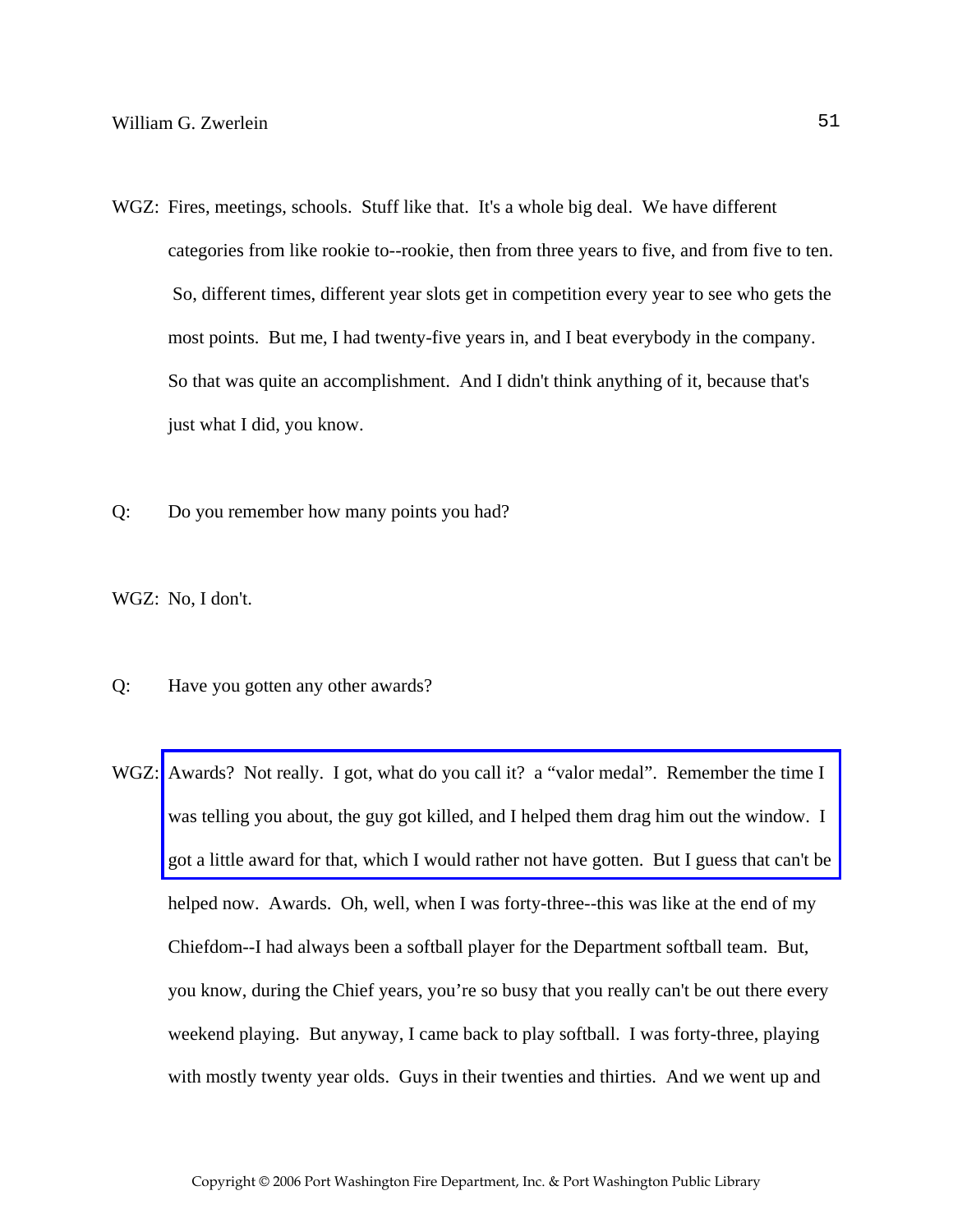WGZ: Fires, meetings, schools. Stuff like that. It's a whole big deal. We have different categories from like rookie to--rookie, then from three years to five, and from five to ten. So, different times, different year slots get in competition every year to see who gets the most points. But me, I had twenty-five years in, and I beat everybody in the company. So that was quite an accomplishment. And I didn't think anything of it, because that's just what I did, you know.

Q: Do you remember how many points you had?

WGZ: No, I don't.

Q: Have you gotten any other awards?

WGZ: Awards? Not really. I got, what do you call it? a "valor medal". Remember the time I was telling you about, the guy got killed, and I helped them drag him out the window. I got a little award for that, which I would rather not have gotten. But I guess that can't be helped now. Awards. Oh, well, when I was forty-three--this was like at the end of my Chiefdom--I had always been a softball player for the Department softball team. But, you know, during the Chief years, you're so busy that you really can't be out there every weekend playing. But anyway, I came back to play softball. I was forty-three, playing with mostly twenty year olds. Guys in their twenties and thirties. And we went up and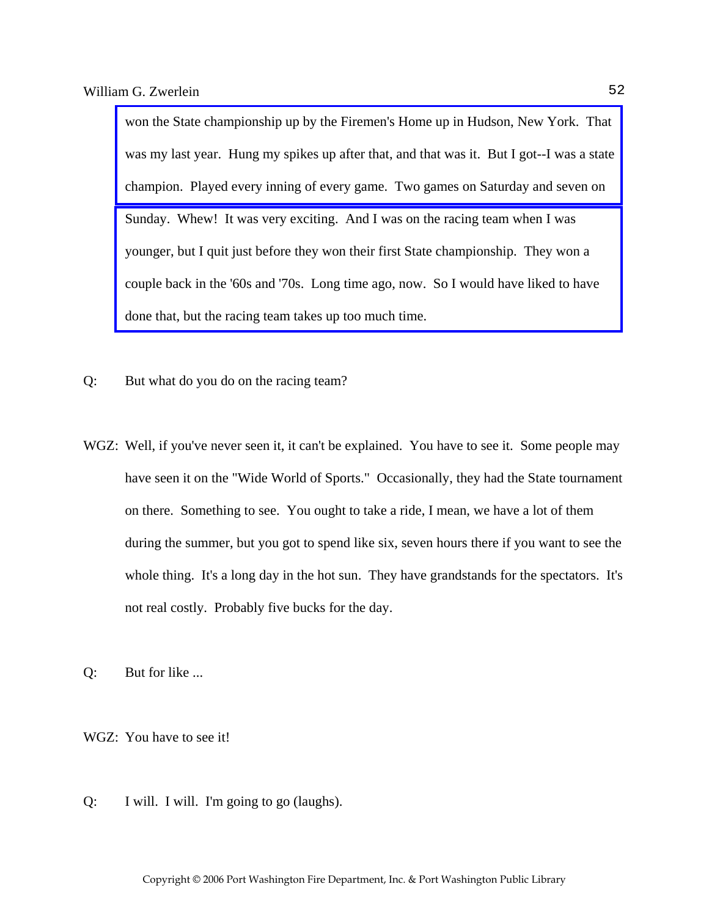won the State championship up by the Firemen's Home up in Hudson, New York. That was my last year. Hung my spikes up after that, and that was it. But I got--I was a state champion. Played every inning of every game. Two games on Saturday and seven on Sunday. Whew! It was very exciting. And I was on the racing team when I was younger, but I quit just before they won their first State championship. They won a couple back in the '60s and '70s. Long time ago, now. So I would have liked to have done that, but the racing team takes up too much time.

Q: But what do you do on the racing team?

WGZ: Well, if you've never seen it, it can't be explained. You have to see it. Some people may have seen it on the "Wide World of Sports." Occasionally, they had the State tournament on there. Something to see. You ought to take a ride, I mean, we have a lot of them during the summer, but you got to spend like six, seven hours there if you want to see the whole thing. It's a long day in the hot sun. They have grandstands for the spectators. It's not real costly. Probably five bucks for the day.

Q: But for like ...

WGZ: You have to see it!

Q: I will. I will. I'm going to go (laughs).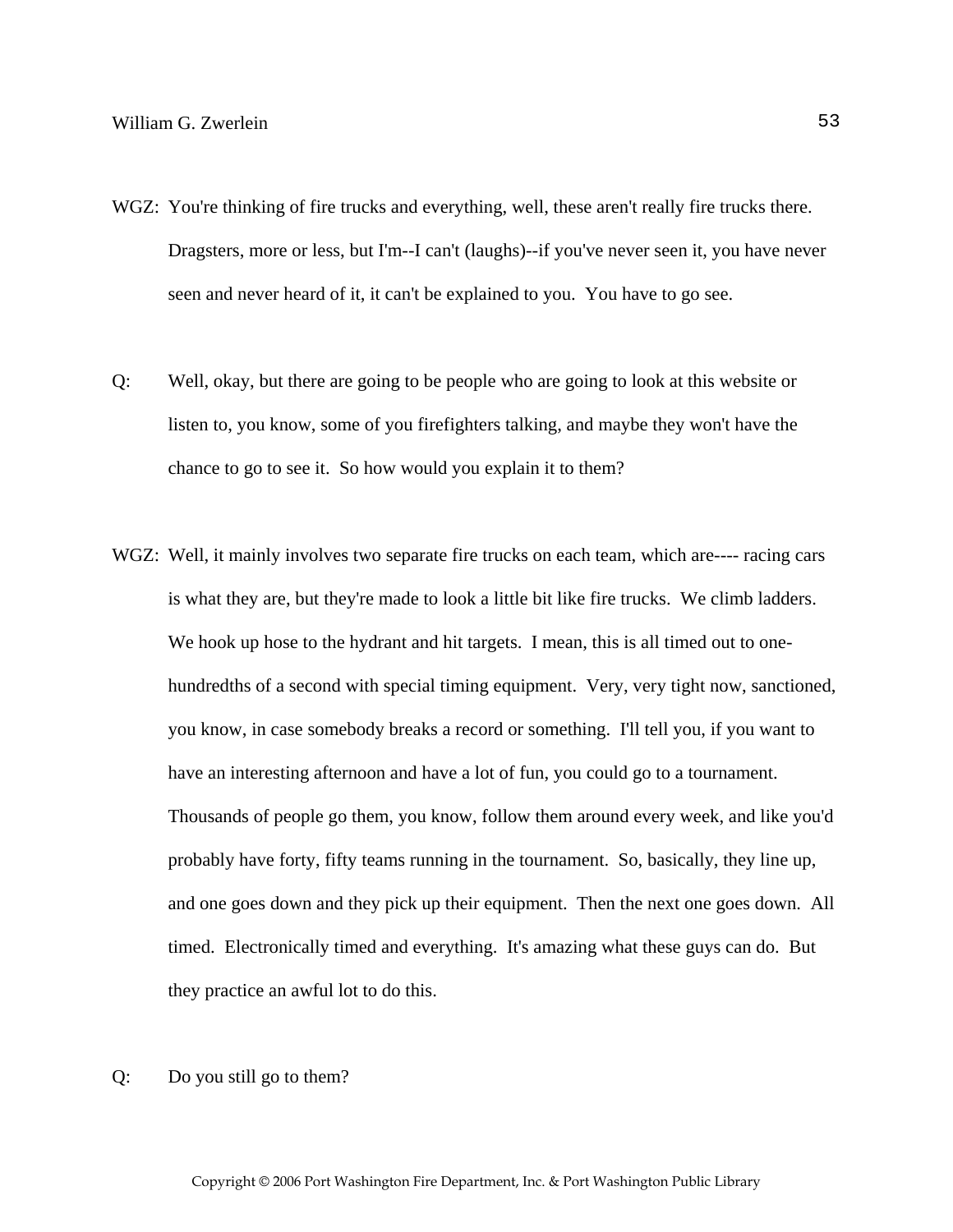WGZ: You're thinking of fire trucks and everything, well, these aren't really fire trucks there. Dragsters, more or less, but I'm--I can't (laughs)--if you've never seen it, you have never seen and never heard of it, it can't be explained to you. You have to go see.

Q: Well, okay, but there are going to be people who are going to look at this website or listen to, you know, some of you firefighters talking, and maybe they won't have the chance to go to see it. So how would you explain it to them?

WGZ: Well, it mainly involves two separate fire trucks on each team, which are---- racing cars is what they are, but they're made to look a little bit like fire trucks. We climb ladders. We hook up hose to the hydrant and hit targets. I mean, this is all timed out to one-hundredths of a second with special timing equipment. Very, very tight now, sanctioned, you know, in case somebody breaks a record or something. I'll tell you, if you want to have an interesting afternoon and have a lot of fun, you could go to a tournament. Thousands of people go them, you know, follow them around every week, and like you'd probably have forty, fifty teams running in the tournament. So, basically, they line up, and one goes down and they pick up their equipment. Then the next one goes down. All timed. Electronically timed and everything. It's amazing what these guys can do. But they practice an awful lot to do this.

Q: Do you still go to them?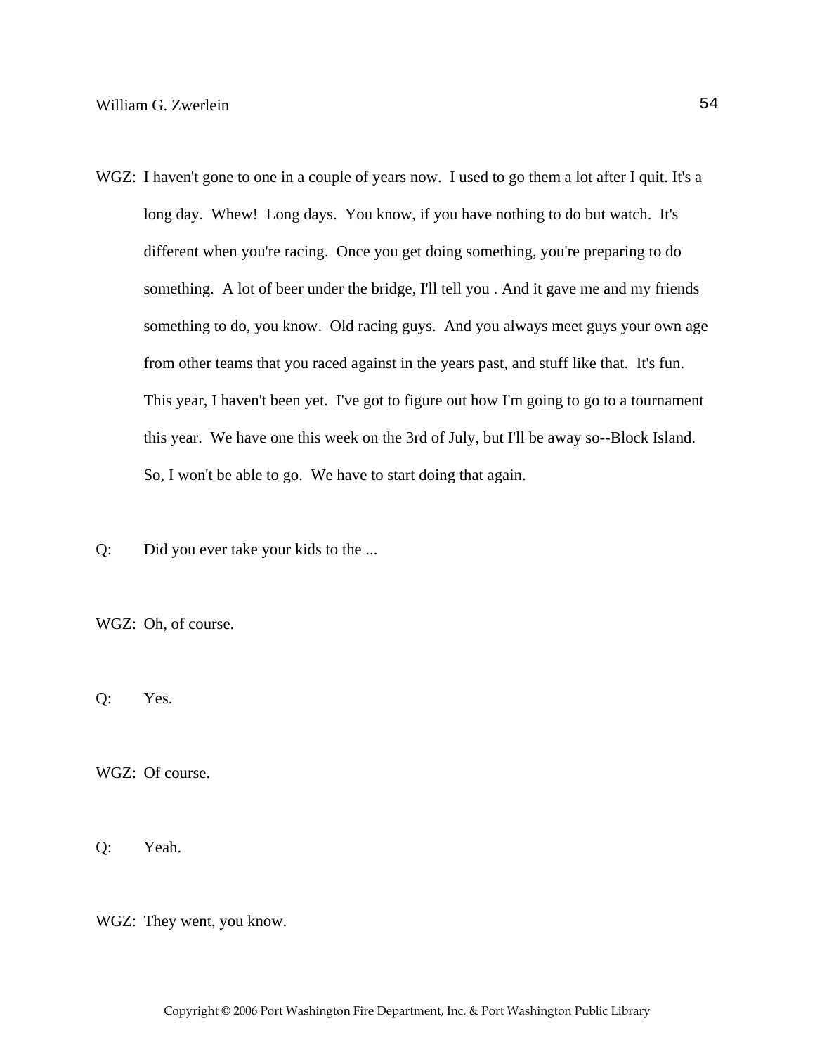WGZ: I haven't gone to one in a couple of years now. I used to go them a lot after I quit. It's a long day. Whew! Long days. You know, if you have nothing to do but watch. It's different when you're racing. Once you get doing something, you're preparing to do something. A lot of beer under the bridge, I'll tell you . And it gave me and my friends something to do, you know. Old racing guys. And you always meet guys your own age from other teams that you raced against in the years past, and stuff like that. It's fun. This year, I haven't been yet. I've got to figure out how I'm going to go to a tournament this year. We have one this week on the 3rd of July, but I'll be away so--Block Island. So, I won't be able to go. We have to start doing that again.

Q: Did you ever take your kids to the ...

WGZ: Oh, of course.

Q: Yes.

WGZ: Of course.

Q: Yeah.

WGZ: They went, you know.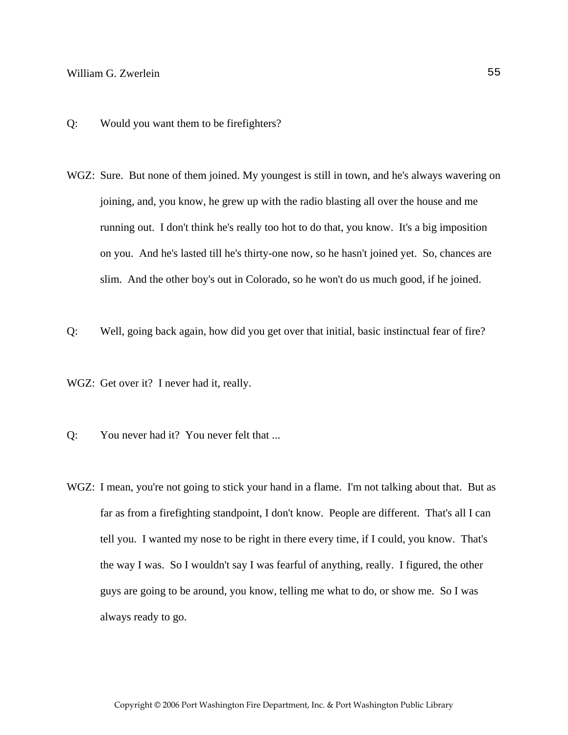Q: Would you want them to be firefighters?

WGZ: Sure. But none of them joined. My youngest is still in town, and he's always wavering on joining, and, you know, he grew up with the radio blasting all over the house and me running out. I don't think he's really too hot to do that, you know. It's a big imposition on you. And he's lasted till he's thirty-one now, so he hasn't joined yet. So, chances are slim. And the other boy's out in Colorado, so he won't do us much good, if he joined.

Q: Well, going back again, how did you get over that initial, basic instinctual fear of fire?

WGZ: Get over it? I never had it, really.

Q: You never had it? You never felt that ...

WGZ: I mean, you're not going to stick your hand in a flame. I'm not talking about that. But as far as from a firefighting standpoint, I don't know. People are different. That's all I can tell you. I wanted my nose to be right in there every time, if I could, you know. That's the way I was. So I wouldn't say I was fearful of anything, really. I figured, the other guys are going to be around, you know, telling me what to do, or show me. So I was always ready to go.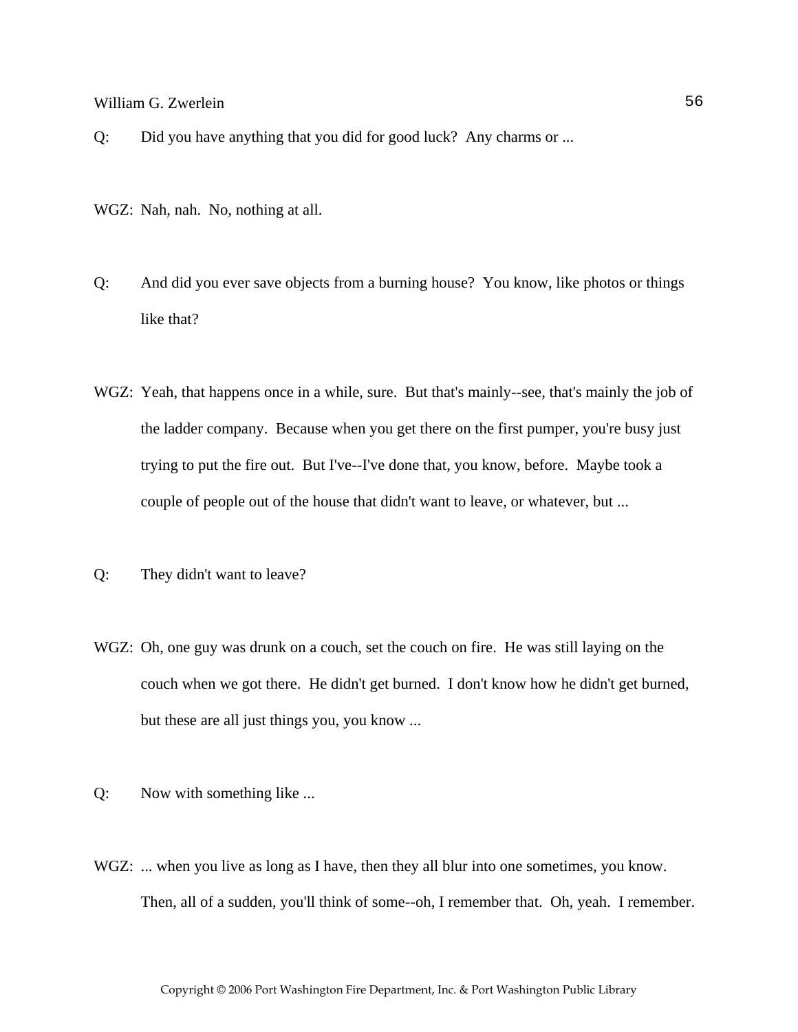Q: Did you have anything that you did for good luck? Any charms or ...

WGZ: Nah, nah. No, nothing at all.

Q: And did you ever save objects from a burning house? You know, like photos or things like that?

WGZ: Yeah, that happens once in a while, sure. But that's mainly--see, that's mainly the job of the ladder company. Because when you get there on the first pumper, you're busy just trying to put the fire out. But I've--I've done that, you know, before. Maybe took a couple of people out of the house that didn't want to leave, or whatever, but ...

Q: They didn't want to leave?

WGZ: Oh, one guy was drunk on a couch, set the couch on fire. He was still laying on the couch when we got there. He didn't get burned. I don't know how he didn't get burned, but these are all just things you, you know ...

Q: Now with something like ...

WGZ: ... when you live as long as I have, then they all blur into one sometimes, you know. Then, all of a sudden, you'll think of some--oh, I remember that. Oh, yeah. I remember.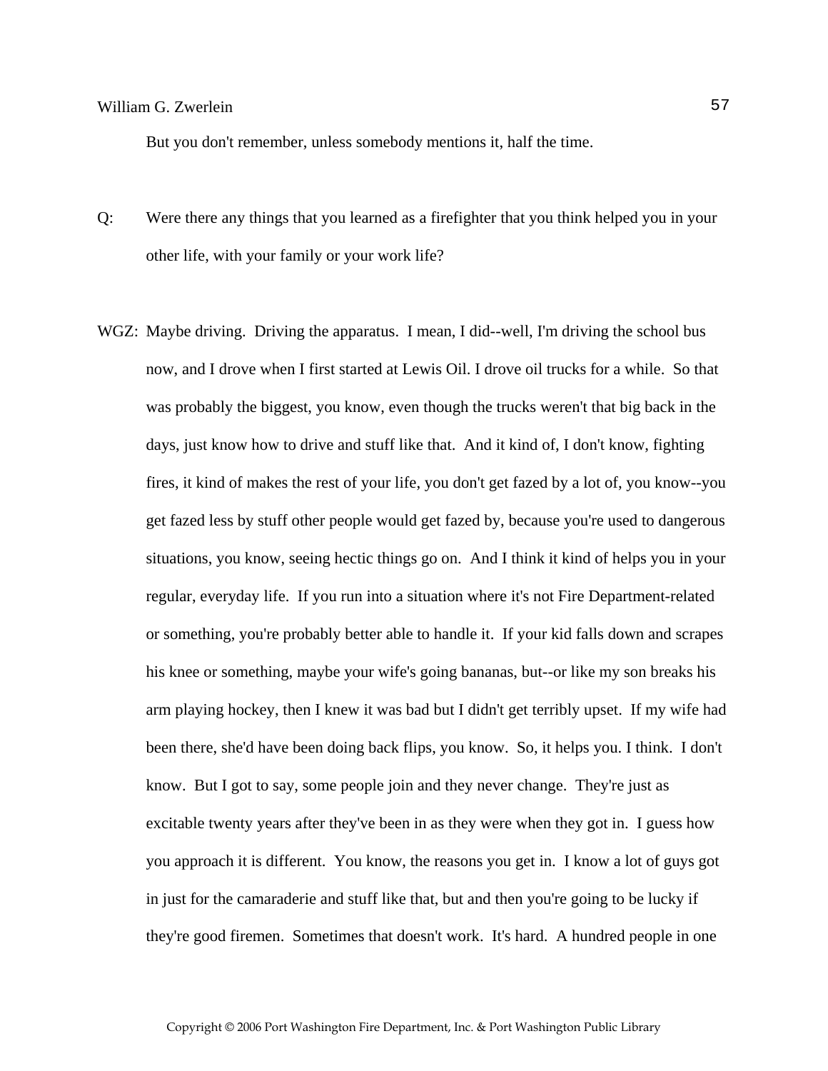But you don't remember, unless somebody mentions it, half the time.

Q: Were there any things that you learned as a firefighter that you think helped you in your other life, with your family or your work life?

WGZ: Maybe driving. Driving the apparatus. I mean, I did--well, I'm driving the school bus now, and I drove when I first started at Lewis Oil. I drove oil trucks for a while. So that was probably the biggest, you know, even though the trucks weren't that big back in the days, just know how to drive and stuff like that. And it kind of, I don't know, fighting fires, it kind of makes the rest of your life, you don't get fazed by a lot of, you know--you get fazed less by stuff other people would get fazed by, because you're used to dangerous situations, you know, seeing hectic things go on. And I think it kind of helps you in your regular, everyday life. If you run into a situation where it's not Fire Department-related or something, you're probably better able to handle it. If your kid falls down and scrapes his knee or something, maybe your wife's going bananas, but--or like my son breaks his arm playing hockey, then I knew it was bad but I didn't get terribly upset. If my wife had been there, she'd have been doing back flips, you know. So, it helps you. I think. I don't know. But I got to say, some people join and they never change. They're just as excitable twenty years after they've been in as they were when they got in. I guess how you approach it is different. You know, the reasons you get in. I know a lot of guys got in just for the camaraderie and stuff like that, but and then you're going to be lucky if they're good firemen. Sometimes that doesn't work. It's hard. A hundred people in one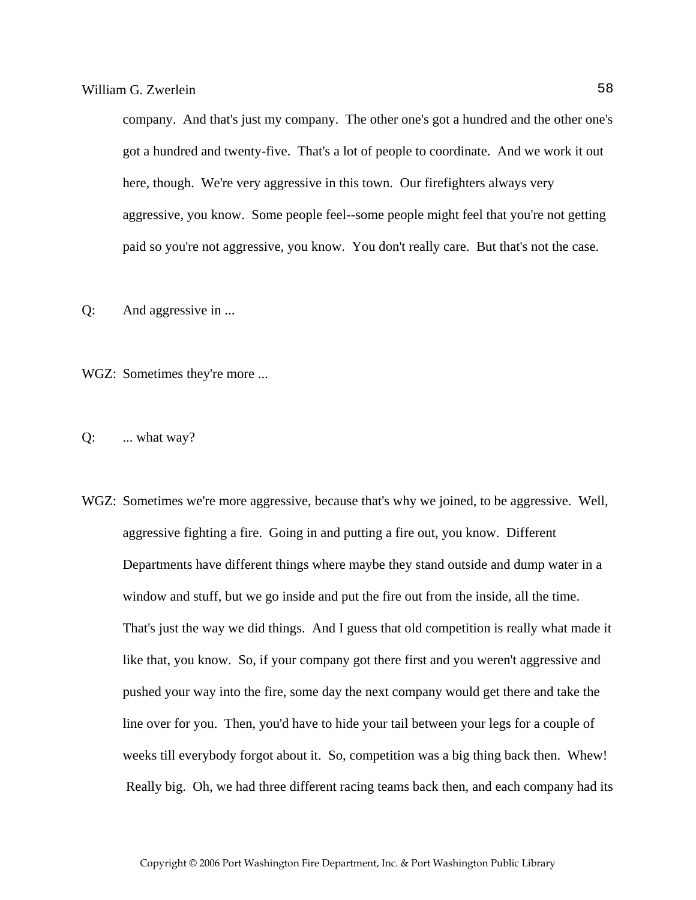company. And that's just my company. The other one's got a hundred and the other one's got a hundred and twenty-five. That's a lot of people to coordinate. And we work it out here, though. We're very aggressive in this town. Our firefighters always very aggressive, you know. Some people feel--some people might feel that you're not getting paid so you're not aggressive, you know. You don't really care. But that's not the case.

Q: And aggressive in ...

WGZ: Sometimes they're more ...

Q: ... what way?

WGZ: Sometimes we're more aggressive, because that's why we joined, to be aggressive. Well, aggressive fighting a fire. Going in and putting a fire out, you know. Different Departments have different things where maybe they stand outside and dump water in a window and stuff, but we go inside and put the fire out from the inside, all the time. That's just the way we did things. And I guess that old competition is really what made it like that, you know. So, if your company got there first and you weren't aggressive and pushed your way into the fire, some day the next company would get there and take the line over for you. Then, you'd have to hide your tail between your legs for a couple of weeks till everybody forgot about it. So, competition was a big thing back then. Whew! Really big. Oh, we had three different racing teams back then, and each company had its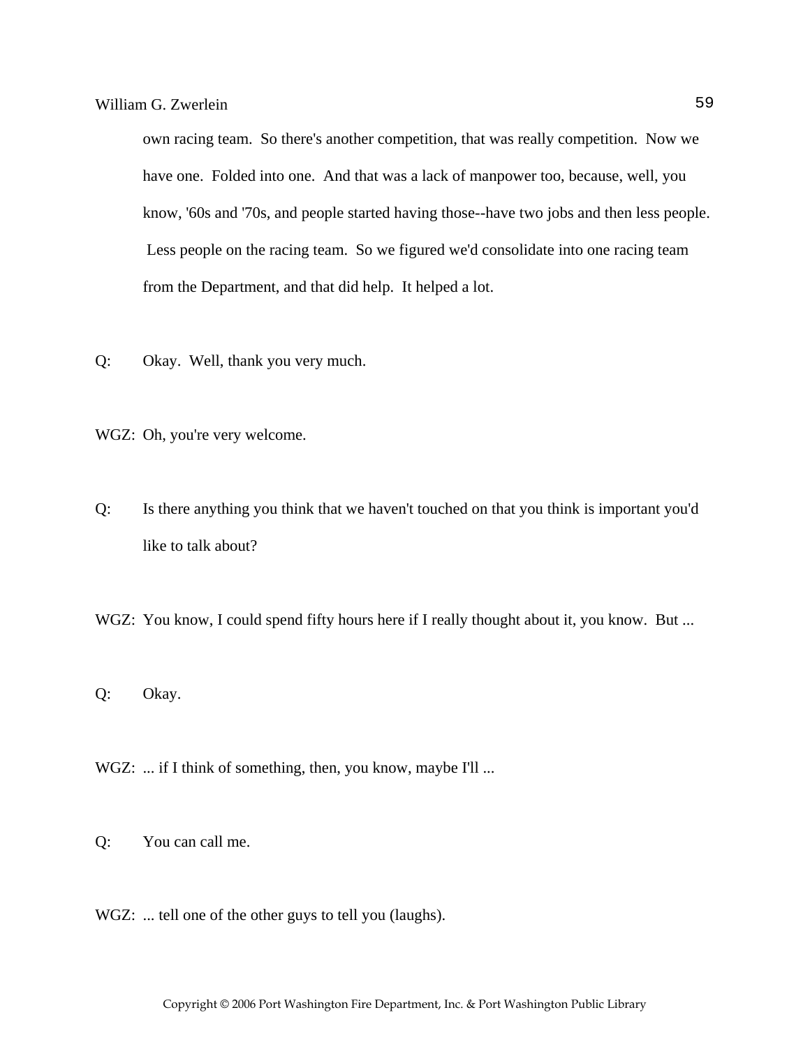own racing team. So there's another competition, that was really competition. Now we have one. Folded into one. And that was a lack of manpower too, because, well, you know, '60s and '70s, and people started having those--have two jobs and then less people. Less people on the racing team. So we figured we'd consolidate into one racing team from the Department, and that did help. It helped a lot.

Q: Okay. Well, thank you very much.

WGZ: Oh, you're very welcome.

Q: Is there anything you think that we haven't touched on that you think is important you'd like to talk about?

WGZ: You know, I could spend fifty hours here if I really thought about it, you know. But ...

Q: Okay.

WGZ: ... if I think of something, then, you know, maybe I'll ...

Q: You can call me.

WGZ: ... tell one of the other guys to tell you (laughs).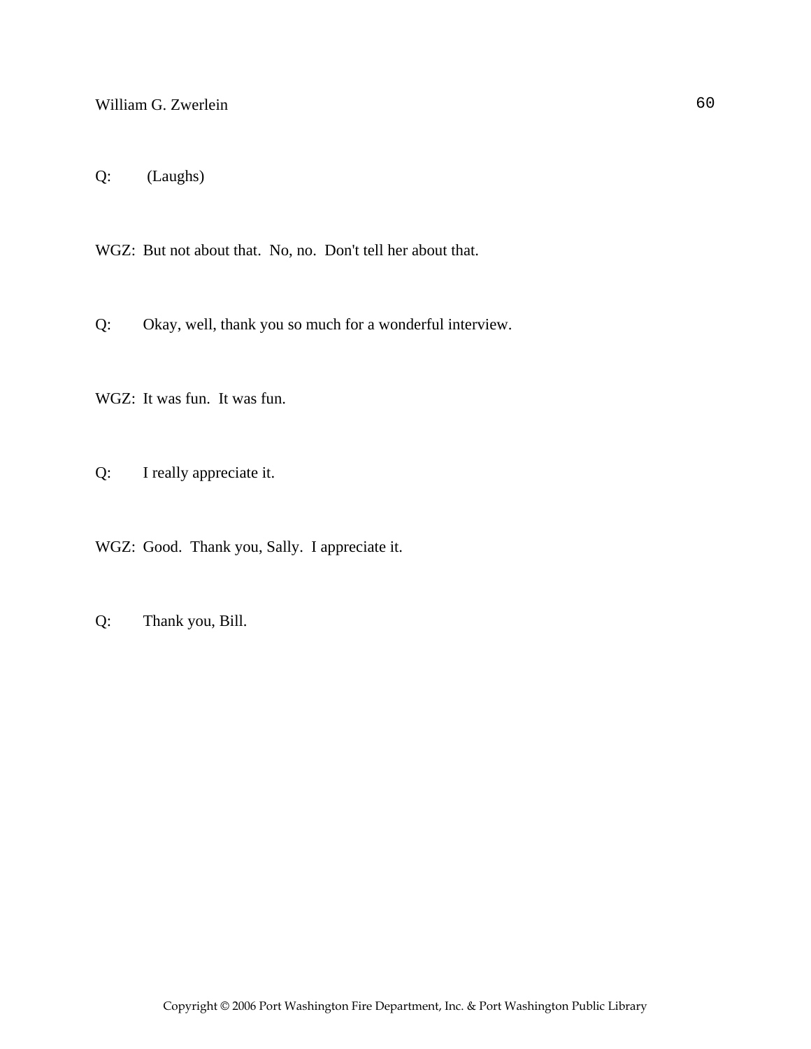Q: (Laughs)

WGZ: But not about that. No, no. Don't tell her about that.

Q: Okay, well, thank you so much for a wonderful interview.

WGZ: It was fun. It was fun.

Q: I really appreciate it.

WGZ: Good. Thank you, Sally. I appreciate it.

Q: Thank you, Bill.